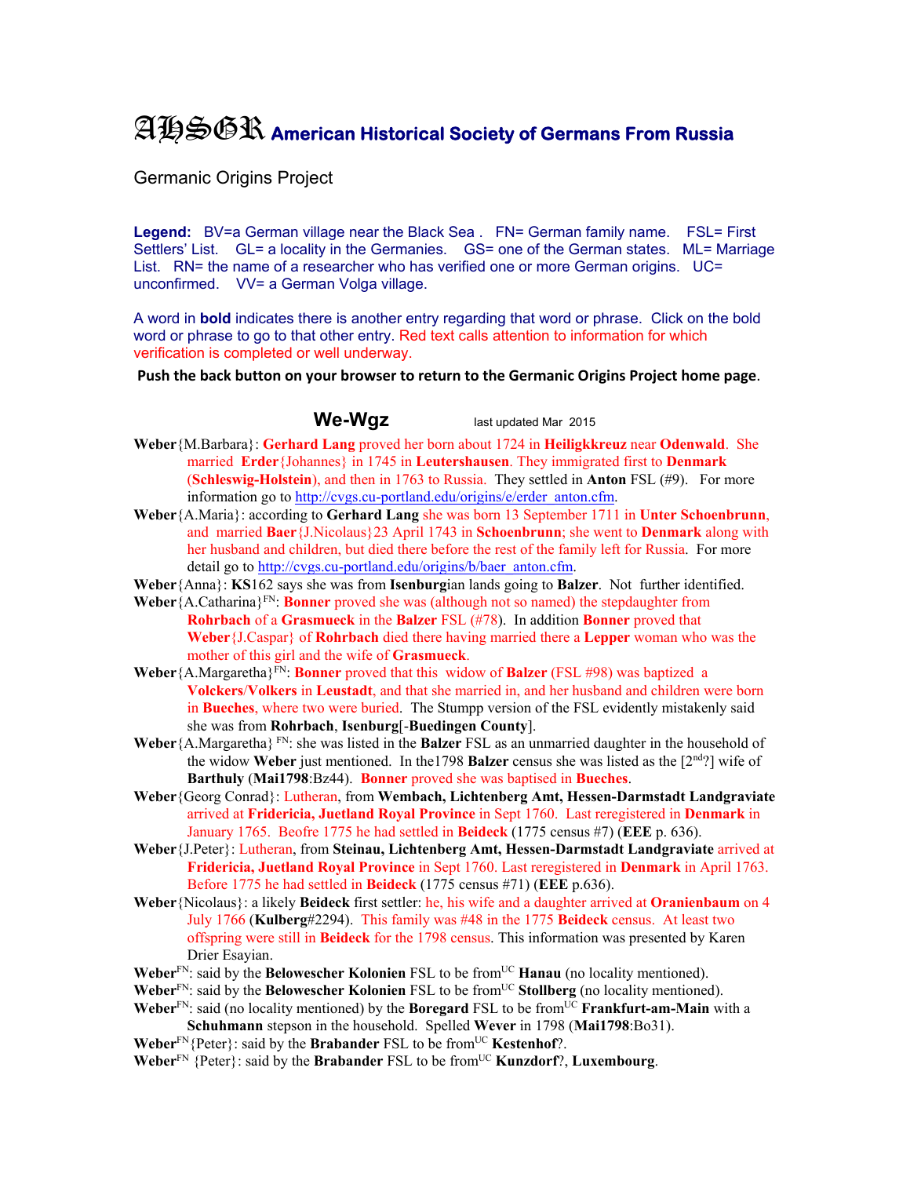# AHSGR American Historical Society of Germans From Russia

Germanic Origins Project

**Legend:** BV=a German village near the Black Sea . FN= German family name. FSL= First Settlers' List. GL= a locality in the Germanies. GS= one of the German states. ML= Marriage List. RN= the name of a researcher who has verified one or more German origins. UC= unconfirmed. VV= a German Volga village.

A word in **bold** indicates there is another entry regarding that word or phrase. Click on the bold word or phrase to go to that other entry. Red text calls attention to information for which verification is completed or well underway.

**Push the back button on your browser to return to the Germanic Origins Project home page.**

## We-Wgz

last updated Mar 2015

**Weber**{M.Barbara}: **Gerhard Lang** proved her born about 1724 in **Heiligkkreuz** near **Odenwald**. She married **Erder**{Johannes} in 1745 in **Leutershausen**. They immigrated first to **Denmark** (**Schleswig-Holstein**), and then in 1763 to Russia. They settled in **Anton** FSL (#9). For more information go to http://cvgs.cu-portland.edu/origins/e/erder_anton.cfm.

**Weber**{A.Maria}: according to **Gerhard Lang** she was born 13 September 1711 in **Unter Schoenbrunn**, and married **Baer**{J.Nicolaus}23 April 1743 in **Schoenbrunn**; she went to **Denmark** along with her husband and children, but died there before the rest of the family left for Russia. For more detail go to http://cvgs.cu-portland.edu/origins/b/baer_anton.cfm.

**Weber**{Anna}: **KS**162 says she was from **Isenburg**ian lands going to **Balzer**. Not further identified.

**Weber**{A.Catharina}[FN]: **Bonner** proved she was (although not so named) the stepdaughter from **Rohrbach** of a **Grasmueck** in the **Balzer** FSL (#78). In addition **Bonner** proved that **Weber**{J.Caspar} of **Rohrbach** died there having married there a **Lepper** woman who was the mother of this girl and the wife of **Grasmueck**.

**Weber**{A.Margaretha}[FN]: **Bonner** proved that this widow of **Balzer** (FSL #98) was baptized a **Volckers**/**Volkers** in **Leustadt**, and that she married in, and her husband and children were born in **Bueches**, where two were buried. The Stumpp version of the FSL evidently mistakenly said she was from **Rohrbach**, **Isenburg**[-**Buedingen County**].

**Weber**{A.Margaretha}[FN]: she was listed in the **Balzer** FSL as an unmarried daughter in the household of the widow **Weber** just mentioned. In the1798 **Balzer** census she was listed as the [2nd?] wife of **Barthuly** (**Mai1798**:Bz44). **Bonner** proved she was baptised in **Bueches**.

**Weber**{Georg Conrad}: Lutheran, from **Wembach, Lichtenberg Amt, Hessen-Darmstadt Landgraviate** arrived at **Fridericia, Juetland Royal Province** in Sept 1760. Last reregistered in **Denmark** in January 1765. Beofre 1775 he had settled in **Beideck** (1775 census #7) (**EEE** p. 636).

**Weber**{J.Peter}: Lutheran, from **Steinau, Lichtenberg Amt, Hessen-Darmstadt Landgraviate** arrived at **Fridericia, Juetland Royal Province** in Sept 1760. Last reregistered in **Denmark** in April 1763. Before 1775 he had settled in **Beideck** (1775 census #71) (**EEE** p.636).

**Weber**{Nicolaus}: a likely **Beideck** first settler: he, his wife and a daughter arrived at **Oranienbaum** on 4 July 1766 (**Kulberg**#2294). This family was #48 in the 1775 **Beideck** census. At least two offspring were still in **Beideck** for the 1798 census. This information was presented by Karen Drier Esayian.

**Weber**[FN]: said by the **Belowescher Kolonien** FSL to be from[UC] **Hanau** (no locality mentioned).

**Weber**[FN]: said by the **Belowescher Kolonien** FSL to be from[UC] **Stollberg** (no locality mentioned).

**Weber**[FN]: said (no locality mentioned) by the **Boregard** FSL to be from[UC] **Frankfurt-am-Main** with a **Schuhmann** stepson in the household. Spelled **Wever** in 1798 (**Mai1798**:Bo31).

**Weber**[FN]{Peter}: said by the **Brabander** FSL to be from[UC] **Kestenhof**?.

**Weber**[FN] {Peter}: said by the **Brabander** FSL to be from[UC] **Kunzdorf**?, **Luxembourg**.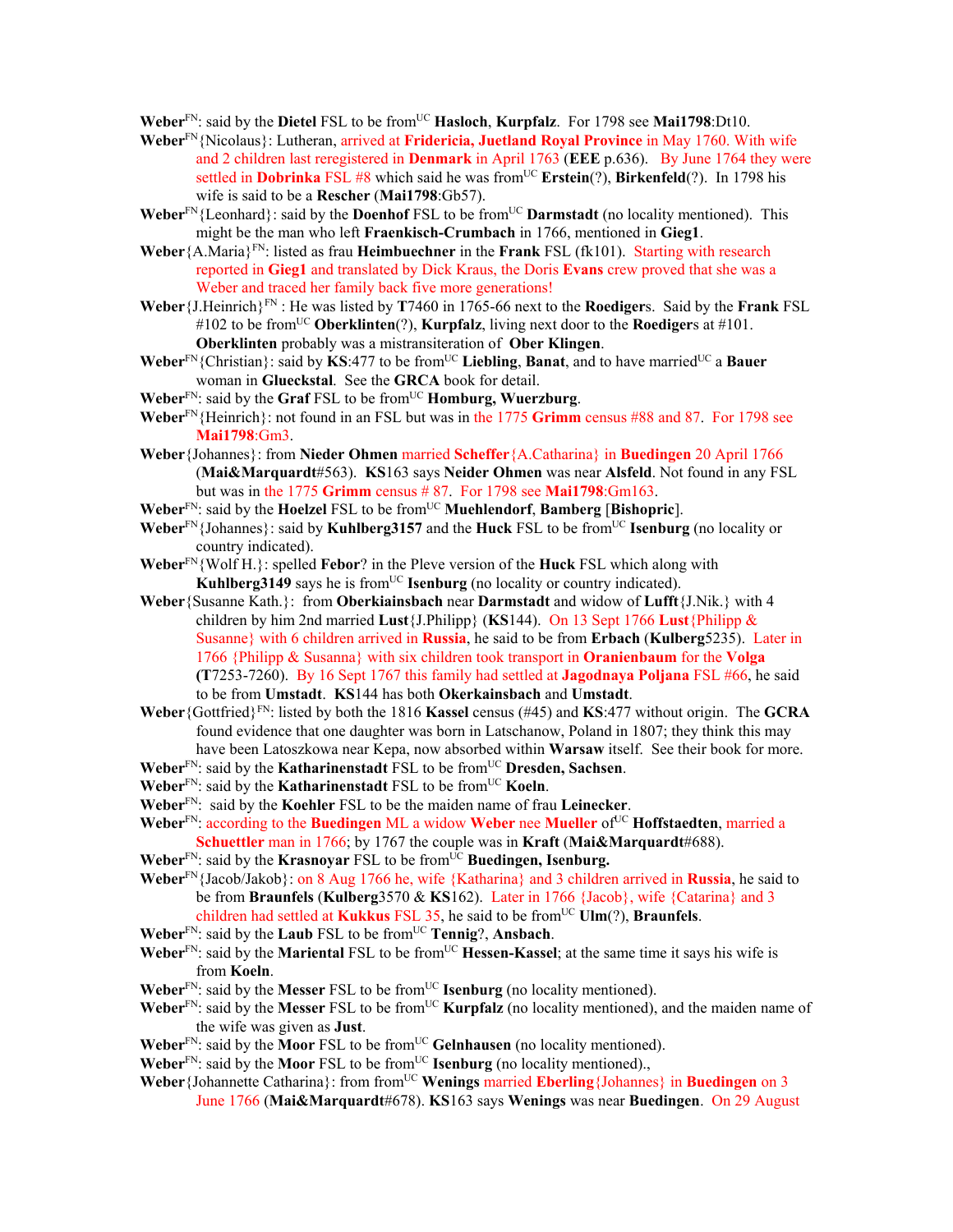**Weber**[FN]: said by the **Dietel** FSL to be from[UC] **Hasloch**, **Kurpfalz**. For 1798 see **Mai1798**:Dt10.

**Weber**[FN]{Nicolaus}: Lutheran, arrived at **Fridericia, Juetland Royal Province** in May 1760. With wife and 2 children last reregistered in **Denmark** in April 1763 (**EEE** p.636). By June 1764 they were settled in **Dobrinka** FSL #8 which said he was from[UC] **Erstein**(?), **Birkenfeld**(?). In 1798 his wife is said to be a **Rescher** (**Mai1798**:Gb57).

**Weber**[FN]{Leonhard}: said by the **Doenhof** FSL to be from[UC] **Darmstadt** (no locality mentioned). This might be the man who left **Fraenkisch-Crumbach** in 1766, mentioned in **Gieg1**.

**Weber**{A.Maria}[FN]: listed as frau **Heimbuechner** in the **Frank** FSL (fk101). Starting with research reported in **Gieg1** and translated by Dick Kraus, the Doris **Evans** crew proved that she was a Weber and traced her family back five more generations!

**Weber**{J.Heinrich}[FN] : He was listed by **T**7460 in 1765-66 next to the **Roediger**s. Said by the **Frank** FSL #102 to be from[UC] **Oberklinten**(?), **Kurpfalz**, living next door to the **Roediger**s at #101. **Oberklinten** probably was a mistransiteration of **Ober Klingen**.

**Weber**[FN]{Christian}: said by **KS**:477 to be from[UC] **Liebling**, **Banat**, and to have married[UC] a **Bauer** woman in **Glueckstal**. See the **GRCA** book for detail.

**Weber**[FN]: said by the **Graf** FSL to be from[UC] **Homburg, Wuerzburg**.

**Weber**[FN]{Heinrich}: not found in an FSL but was in the 1775 **Grimm** census #88 and 87. For 1798 see **Mai1798**:Gm3.

**Weber**{Johannes}: from **Nieder Ohmen** married **Scheffer**{A.Catharina} in **Buedingen** 20 April 1766 (**Mai&Marquardt**#563). **KS**163 says **Neider Ohmen** was near **Alsfeld**. Not found in any FSL but was in the 1775 **Grimm** census # 87. For 1798 see **Mai1798**:Gm163.

**Weber**[FN]: said by the **Hoelzel** FSL to be from[UC] **Muehlendorf**, **Bamberg** [**Bishopric**].

**Weber**[FN]{Johannes}: said by **Kuhlberg3157** and the **Huck** FSL to be from[UC] **Isenburg** (no locality or country indicated).

**Weber**[FN]{Wolf H.}: spelled **Febor**? in the Pleve version of the **Huck** FSL which along with **Kuhlberg3149** says he is from[UC] **Isenburg** (no locality or country indicated).

**Weber**{Susanne Kath.}: from **Oberkiainsbach** near **Darmstadt** and widow of **Lufft**{J.Nik.} with 4 children by him 2nd married **Lust**{J.Philipp} (**KS**144). On 13 Sept 1766 **Lust**{Philipp & Susanne} with 6 children arrived in **Russia**, he said to be from **Erbach** (**Kulberg**5235). Later in 1766 {Philipp & Susanna} with six children took transport in **Oranienbaum** for the **Volga** (**T**7253-7260). By 16 Sept 1767 this family had settled at **Jagodnaya Poljana** FSL #66, he said to be from **Umstadt**. **KS**144 has both **Okerkainsbach** and **Umstadt**.

**Weber**{Gottfried}[FN]: listed by both the 1816 **Kassel** census (#45) and **KS**:477 without origin. The **GCRA** found evidence that one daughter was born in Latschanow, Poland in 1807; they think this may have been Latoszkowa near Kepa, now absorbed within **Warsaw** itself. See their book for more.

**Weber**[FN]: said by the **Katharinenstadt** FSL to be from[UC] **Dresden, Sachsen**.

**Weber**[FN]: said by the **Katharinenstadt** FSL to be from[UC] **Koeln**.

**Weber**[FN]: said by the **Koehler** FSL to be the maiden name of frau **Leinecker**.

**Weber**[FN]: according to the **Buedingen** ML a widow **Weber** nee **Mueller** of[UC] **Hoffstaedten**, married a **Schuettler** man in 1766; by 1767 the couple was in **Kraft** (**Mai&Marquardt**#688).

**Weber**[FN]: said by the **Krasnoyar** FSL to be from[UC] **Buedingen, Isenburg.**

**Weber**[FN]{Jacob/Jakob}: on 8 Aug 1766 he, wife {Katharina} and 3 children arrived in **Russia**, he said to be from **Braunfels** (**Kulberg**3570 & **KS**162). Later in 1766 {Jacob}, wife {Catarina} and 3 children had settled at **Kukkus** FSL 35, he said to be from[UC] **Ulm**(?), **Braunfels**.

**Weber**[FN]: said by the **Laub** FSL to be from[UC] **Tennig**?, **Ansbach**.

**Weber**[FN]: said by the **Mariental** FSL to be from[UC] **Hessen-Kassel**; at the same time it says his wife is from **Koeln**.

**Weber**[FN]: said by the **Messer** FSL to be from[UC] **Isenburg** (no locality mentioned).

**Weber**[FN]: said by the **Messer** FSL to be from[UC] **Kurpfalz** (no locality mentioned), and the maiden name of the wife was given as **Just**.

**Weber**[FN]: said by the **Moor** FSL to be from[UC] **Gelnhausen** (no locality mentioned).

**Weber**[FN]: said by the **Moor** FSL to be from[UC] **Isenburg** (no locality mentioned).,

**Weber**{Johannette Catharina}: from from[UC] **Wenings** married **Eberling**{Johannes} in **Buedingen** on 3 June 1766 (**Mai&Marquardt**#678). **KS**163 says **Wenings** was near **Buedingen**. On 29 August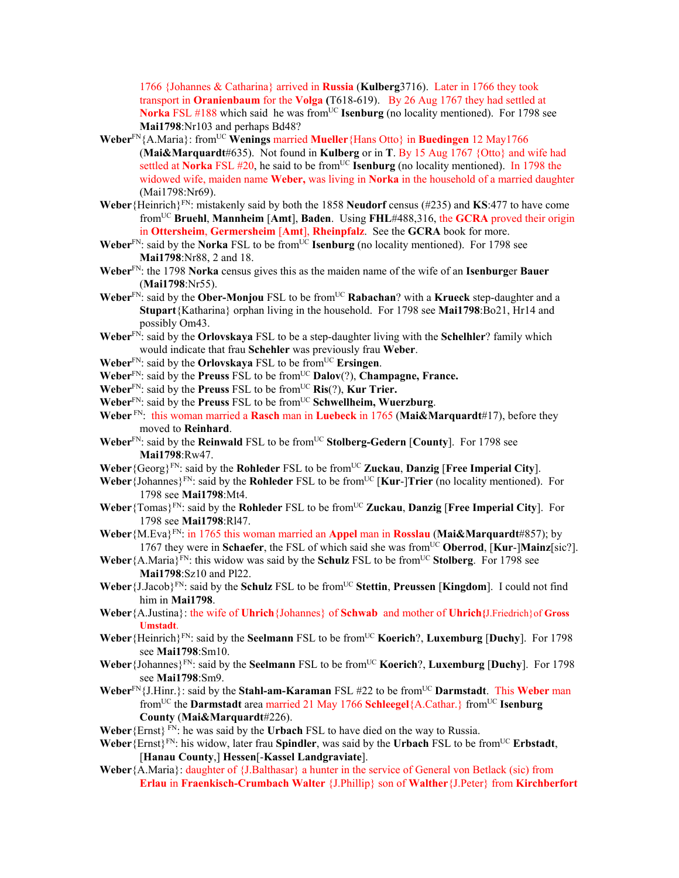1766 {Johannes & Catharina} arrived in **Russia** (**Kulberg**3716). Later in 1766 they took transport in **Oranienbaum** for the **Volga** (T618-619). By 26 Aug 1767 they had settled at **Norka** FSL #188 which said he was from[UC] **Isenburg** (no locality mentioned). For 1798 see **Mai1798**:Nr103 and perhaps Bd48?

**Weber**[FN]{A.Maria}: from[UC] **Wenings** married **Mueller**{Hans Otto} in **Buedingen** 12 May1766 (**Mai&Marquardt**#635). Not found in **Kulberg** or in **T**. By 15 Aug 1767 {Otto} and wife had settled at **Norka** FSL #20, he said to be from[UC] **Isenburg** (no locality mentioned). In 1798 the widowed wife, maiden name **Weber,** was living in **Norka** in the household of a married daughter (Mai1798:Nr69).

**Weber**{Heinrich}[FN]: mistakenly said by both the 1858 **Neudorf** census (#235) and **KS**:477 to have come from[UC] **Bruehl**, **Mannheim** [**Amt**], **Baden**. Using **FHL**#488,316, the **GCRA** proved their origin in **Ottersheim**, **Germersheim** [**Amt**], **Rheinpfalz**. See the **GCRA** book for more.

**Weber**[FN]: said by the **Norka** FSL to be from[UC] **Isenburg** (no locality mentioned). For 1798 see **Mai1798**:Nr88, 2 and 18.

**Weber**[FN]: the 1798 **Norka** census gives this as the maiden name of the wife of an **Isenburg**er **Bauer** (**Mai1798**:Nr55).

**Weber**[FN]: said by the **Ober-Monjou** FSL to be from[UC] **Rabachan**? with a **Krueck** step-daughter and a **Stupart**{Katharina} orphan living in the household. For 1798 see **Mai1798**:Bo21, Hr14 and possibly Om43.

**Weber**[FN]: said by the **Orlovskaya** FSL to be a step-daughter living with the **Schelhler**? family which would indicate that frau **Schehler** was previously frau **Weber**.

**Weber**[FN]: said by the **Orlovskaya** FSL to be from[UC] **Ersingen**.

**Weber**[FN]: said by the **Preuss** FSL to be from[UC] **Dalov**(?), **Champagne, France.**

**Weber**[FN]: said by the **Preuss** FSL to be from[UC] **Ris**(?), **Kur Trier.**

**Weber**[FN]: said by the **Preuss** FSL to be from[UC] **Schwellheim, Wuerzburg**.

**Weber**[FN]: this woman married a **Rasch** man in **Luebeck** in 1765 (**Mai&Marquardt**#17), before they moved to **Reinhard**.

**Weber**[FN]: said by the **Reinwald** FSL to be from[UC] **Stolberg-Gedern** [**County**]. For 1798 see **Mai1798**:Rw47.

**Weber**{Georg}[FN]: said by the **Rohleder** FSL to be from[UC] **Zuckau**, **Danzig** [**Free Imperial City**].

**Weber**{Johannes}[FN]: said by the **Rohleder** FSL to be from[UC] [**Kur**-]**Trier** (no locality mentioned). For 1798 see **Mai1798**:Mt4.

**Weber**{Tomas}[FN]: said by the **Rohleder** FSL to be from[UC] **Zuckau**, **Danzig** [**Free Imperial City**]. For 1798 see **Mai1798**:Rl47.

**Weber**{M.Eva}[FN]: in 1765 this woman married an **Appel** man in **Rosslau** (**Mai&Marquardt**#857); by 1767 they were in **Schaefer**, the FSL of which said she was from[UC] **Oberrod**, [**Kur**-]**Mainz**[sic?].

**Weber**{A.Maria}[FN]: this widow was said by the **Schulz** FSL to be from[UC] **Stolberg**. For 1798 see **Mai1798**:Sz10 and Pl22.

**Weber**{J.Jacob}[FN]: said by the **Schulz** FSL to be from[UC] **Stettin**, **Preussen** [**Kingdom**]. I could not find him in **Mai1798**.

**Weber**{A.Justina}: the wife of **Uhrich**{Johannes} of **Schwab** and mother of **Uhrich**{J.Friedrich} of **Gross Umstadt**.

**Weber**{Heinrich}[FN]: said by the **Seelmann** FSL to be from[UC] **Koerich**?, **Luxemburg** [**Duchy**]. For 1798 see **Mai1798**:Sm10.

**Weber**{Johannes}[FN]: said by the **Seelmann** FSL to be from[UC] **Koerich**?, **Luxemburg** [**Duchy**]. For 1798 see **Mai1798**:Sm9.

**Weber**[FN]{J.Hinr.}: said by the **Stahl-am-Karaman** FSL #22 to be from[UC] **Darmstadt**. This **Weber** man from[UC] the **Darmstadt** area married 21 May 1766 **Schleegel**{A.Cathar.} from[UC] **Isenburg County** (**Mai&Marquardt**#226).

**Weber**{Ernst} [FN]: he was said by the **Urbach** FSL to have died on the way to Russia.

**Weber**{Ernst}[FN]: his widow, later frau **Spindler**, was said by the **Urbach** FSL to be from[UC] **Erbstadt**, [**Hanau County**,] **Hessen**[-**Kassel Landgraviate**].

**Weber**{A.Maria}: daughter of {J.Balthasar} a hunter in the service of General von Betlack (sic) from **Erlau** in **Fraenkisch-Crumbach** **Walter** {J.Phillip} son of **Walther**{J.Peter} from **Kirchberfort**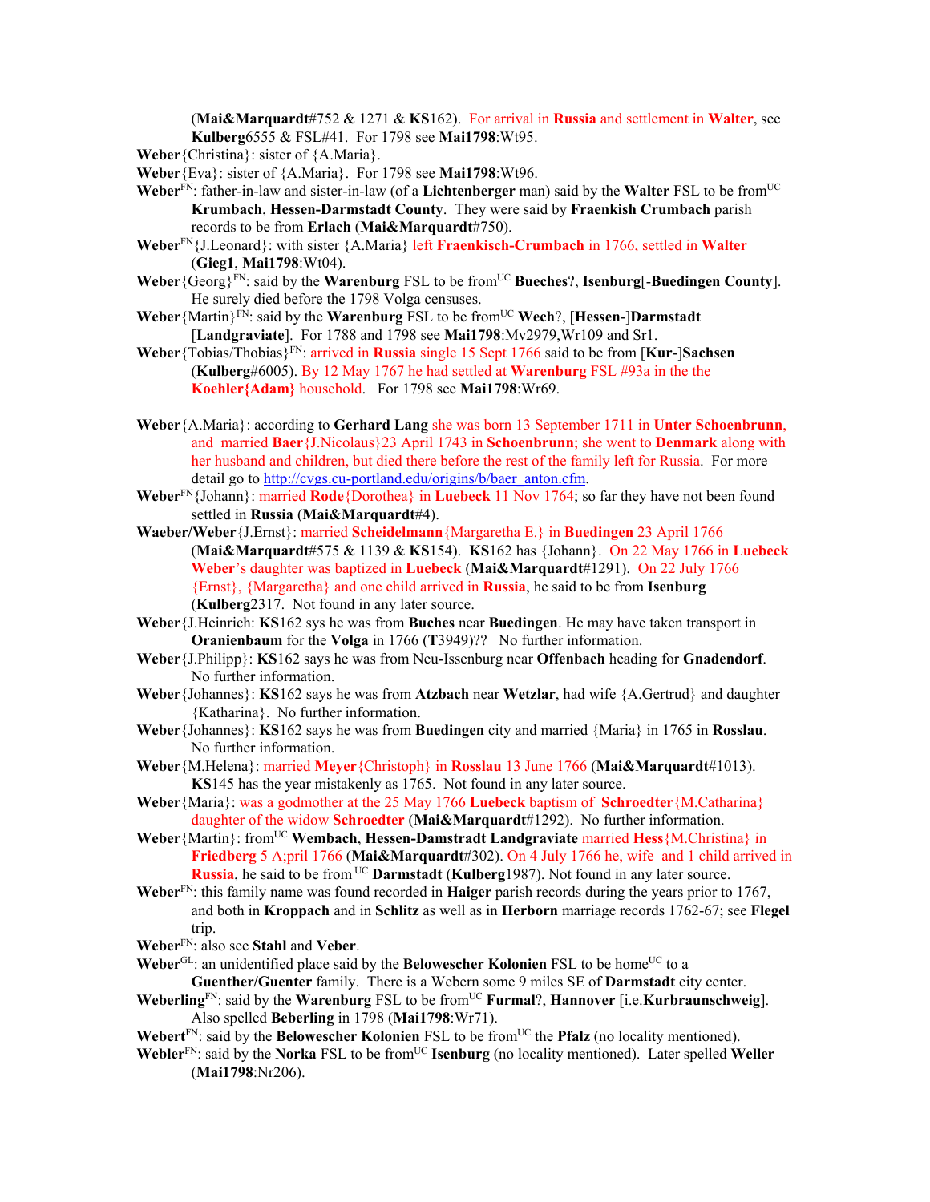(**Mai&Marquardt**#752 & 1271 & **KS**162). For arrival in **Russia** and settlement in **Walter**, see **Kulberg**6555 & FSL#41. For 1798 see **Mai1798**:Wt95.

**Weber**{Christina}: sister of {A.Maria}.

**Weber**{Eva}: sister of {A.Maria}. For 1798 see **Mai1798**:Wt96.

**Weber**[FN]: father-in-law and sister-in-law (of a **Lichtenberger** man) said by the **Walter** FSL to be from[UC] **Krumbach**, **Hessen-Darmstadt County**. They were said by **Fraenkish Crumbach** parish records to be from **Erlach** (**Mai&Marquardt**#750).

**Weber**[FN]{J.Leonard}: with sister {A.Maria} left **Fraenkisch-Crumbach** in 1766, settled in **Walter** (**Gieg1**, **Mai1798**:Wt04).

**Weber**{Georg}[FN]: said by the **Warenburg** FSL to be from[UC] **Bueches**?, **Isenburg**[-**Buedingen County**]. He surely died before the 1798 Volga censuses.

**Weber**{Martin}[FN]: said by the **Warenburg** FSL to be from[UC] **Wech**?, [**Hessen**-]**Darmstadt** [**Landgraviate**]. For 1788 and 1798 see **Mai1798**:Mv2979,Wr109 and Sr1.

**Weber**{Tobias/Thobias}[FN]: arrived in **Russia** single 15 Sept 1766 said to be from [**Kur**-]**Sachsen** (**Kulberg**#6005). By 12 May 1767 he had settled at **Warenburg** FSL #93a in the the **Koehler{Adam}** household. For 1798 see **Mai1798**:Wr69.

**Weber**{A.Maria}: according to **Gerhard Lang** she was born 13 September 1711 in **Unter Schoenbrunn**, and married **Baer**{J.Nicolaus}23 April 1743 in **Schoenbrunn**; she went to **Denmark** along with her husband and children, but died there before the rest of the family left for Russia. For more detail go to http://cvgs.cu-portland.edu/origins/b/baer_anton.cfm.

**Weber**[FN]{Johann}: married **Rode**{Dorothea} in **Luebeck** 11 Nov 1764; so far they have not been found settled in **Russia** (**Mai&Marquardt**#4).

**Waeber/Weber**{J.Ernst}: married **Scheidelmann**{Margaretha E.} in **Buedingen** 23 April 1766 (**Mai&Marquardt**#575 & 1139 & **KS**154). **KS**162 has {Johann}. On 22 May 1766 in **Luebeck** **Weber**'s daughter was baptized in **Luebeck** (**Mai&Marquardt**#1291). On 22 July 1766 {Ernst}, {Margaretha} and one child arrived in **Russia**, he said to be from **Isenburg** (**Kulberg**2317. Not found in any later source.

**Weber**{J.Heinrich: **KS**162 sys he was from **Buches** near **Buedingen**. He may have taken transport in **Oranienbaum** for the **Volga** in 1766 (**T**3949)?? No further information.

**Weber**{J.Philipp}: **KS**162 says he was from Neu-Issenburg near **Offenbach** heading for **Gnadendorf**. No further information.

**Weber**{Johannes}: **KS**162 says he was from **Atzbach** near **Wetzlar**, had wife {A.Gertrud} and daughter {Katharina}. No further information.

**Weber**{Johannes}: **KS**162 says he was from **Buedingen** city and married {Maria} in 1765 in **Rosslau**. No further information.

**Weber**{M.Helena}: married **Meyer**{Christoph} in **Rosslau** 13 June 1766 (**Mai&Marquardt**#1013). **KS**145 has the year mistakenly as 1765. Not found in any later source.

**Weber**{Maria}: was a godmother at the 25 May 1766 **Luebeck** baptism of **Schroedter**{M.Catharina} daughter of the widow **Schroedter** (**Mai&Marquardt**#1292). No further information.

**Weber**{Martin}: from[UC] **Wembach**, **Hessen-Damstradt Landgraviate** married **Hess**{M.Christina} in **Friedberg** 5 A;pril 1766 (**Mai&Marquardt**#302). On 4 July 1766 he, wife and 1 child arrived in **Russia**, he said to be from [UC] **Darmstadt** (**Kulberg**1987). Not found in any later source.

**Weber**[FN]: this family name was found recorded in **Haiger** parish records during the years prior to 1767, and both in **Kroppach** and in **Schlitz** as well as in **Herborn** marriage records 1762-67; see **Flegel** trip.

**Weber**[FN]: also see **Stahl** and **Veber**.

**Weber**[GL]: an unidentified place said by the **Belowescher Kolonien** FSL to be home[UC] to a **Guenther/Guenter** family. There is a Webern some 9 miles SE of **Darmstadt** city center.

**Weberling**[FN]: said by the **Warenburg** FSL to be from[UC] **Furmal**?, **Hannover** [i.e.**Kurbraunschweig**]. Also spelled **Beberling** in 1798 (**Mai1798**:Wr71).

**Webert**[FN]: said by the **Belowescher Kolonien** FSL to be from[UC] the **Pfalz** (no locality mentioned).

**Webler**[FN]: said by the **Norka** FSL to be from[UC] **Isenburg** (no locality mentioned). Later spelled **Weller** (**Mai1798**:Nr206).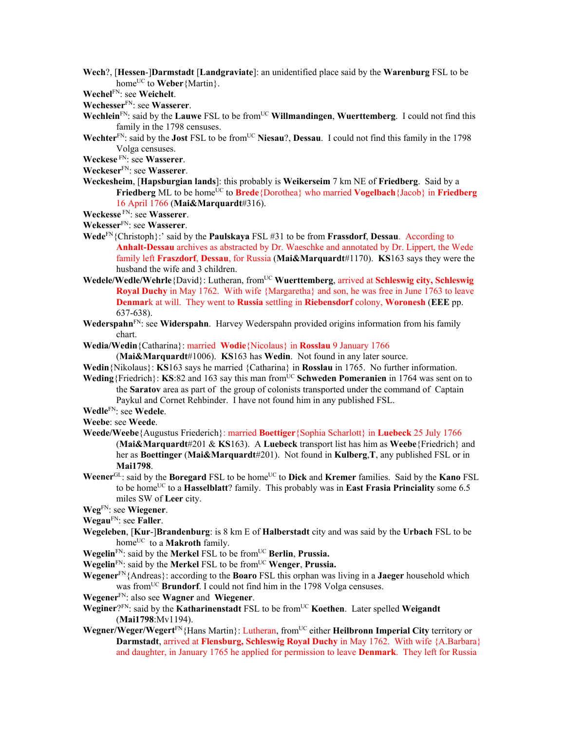**Wech**?, [**Hessen**-]**Darmstadt** [**Landgraviate**]: an unidentified place said by the **Warenburg** FSL to be home[UC] to **Weber**{Martin}.

**Wechel**[FN]: see **Weichelt**.

**Wechesser**[FN]: see **Wasserer**.

**Wechlein**[FN]: said by the **Lauwe** FSL to be from[UC] **Willmandingen**, **Wuerttemberg**. I could not find this family in the 1798 censuses.

**Wechter**[FN]: said by the **Jost** FSL to be from[UC] **Niesau**?, **Dessau**. I could not find this family in the 1798 Volga censuses.

**Weckese** [FN]: see **Wasserer**.

**Weckeser**[FN]: see **Wasserer**.

**Weckesheim**, [**Hapsburgian lands**]: this probably is **Weikerseim** 7 km NE of **Friedberg**. Said by a **Friedberg** ML to be home[UC] to **Brede**{Dorothea} who married **Vogelbach**{Jacob} in **Friedberg** 16 April 1766 (**Mai&Marquardt**#316).

**Weckesse** [FN]: see **Wasserer**.

**Wekesser**[FN]: see **Wasserer**.

**Wede**[FN]{Christoph}:' said by the **Paulskaya** FSL #31 to be from **Frassdorf**, **Dessau**. According to **Anhalt-Dessau** archives as abstracted by Dr. Waeschke and annotated by Dr. Lippert, the Wede family left **Fraszdorf**, **Dessau**, for Russia (**Mai&Marquardt**#1170). **KS**163 says they were the husband the wife and 3 children.

**Wedele/Wedle/Wehrle**{David}: Lutheran, from[UC] **Wuerttemberg**, arrived at **Schleswig city, Schleswig Royal Duchy** in May 1762. With wife {Margaretha} and son, he was free in June 1763 to leave **Denmark** at will. They went to **Russia** settling in **Riebensdorf** colony, **Woronesh** (**EEE** pp. 637-638).

**Wederspahn**[FN]: see **Widerspahn**. Harvey Wederspahn provided origins information from his family chart.

**Wedia/Wedin**{Catharina}: married **Wodie**{Nicolaus} in **Rosslau** 9 January 1766 (**Mai&Marquardt**#1006). **KS**163 has **Wedin**. Not found in any later source.

**Wedin**{Nikolaus}: **KS**163 says he married {Catharina} in **Rosslau** in 1765. No further information.

**Weding**{Friedrich}: **KS**:82 and 163 say this man from[UC] **Schweden Pomeranien** in 1764 was sent on to the **Saratov** area as part of the group of colonists transported under the command of Captain Paykul and Cornet Rehbinder. I have not found him in any published FSL.

**Wedle**[FN]: see **Wedele**.

**Weebe**: see **Weede**.

**Weede/Weebe**{Augustus Friederich}: married **Boettiger**{Sophia Scharlott} in **Luebeck** 25 July 1766 (**Mai&Marquardt**#201 & **KS**163). A **Luebeck** transport list has him as **Weebe**{Friedrich} and her as **Boettinger** (**Mai&Marquardt**#201). Not found in **Kulberg**,**T**, any published FSL or in **Mai1798**.

**Weener**[GL]: said by the **Boregard** FSL to be home[UC] to **Dick** and **Kremer** families. Said by the **Kano** FSL to be home[UC] to a **Hasselblatt**? family. This probably was in **East Frasia Princiality** some 6.5 miles SW of **Leer** city.

**Weg**[FN]: see **Wiegener**.

**Wegau**[FN]: see **Faller**.

**Wegeleben**, [**Kur**-]**Brandenburg**: is 8 km E of **Halberstadt** city and was said by the **Urbach** FSL to be home[UC] to a **Makroth** family.

**Wegelin**[FN]: said by the **Merkel** FSL to be from[UC] **Berlin**, **Prussia.**

**Wegelin**[FN]: said by the **Merkel** FSL to be from[UC] **Wenger**, **Prussia.**

**Wegener**[FN]{Andreas}: according to the **Boaro** FSL this orphan was living in a **Jaeger** household which was from[UC] **Brundorf**. I could not find him in the 1798 Volga censuses.

**Wegener**[FN]: also see **Wagner** and **Wiegener**.

**Weginer**?[FN]: said by the **Katharinenstadt** FSL to be from[UC] **Koethen**. Later spelled **Weigandt** (**Mai1798**:Mv1194).

**Wegner/Weger/Wegert**[FN]{Hans Martin}: Lutheran, from[UC] either **Heilbronn Imperial City** territory or **Darmstadt**, arrived at **Flensburg, Schleswig Royal Duchy** in May 1762. With wife {A.Barbara} and daughter, in January 1765 he applied for permission to leave **Denmark**. They left for Russia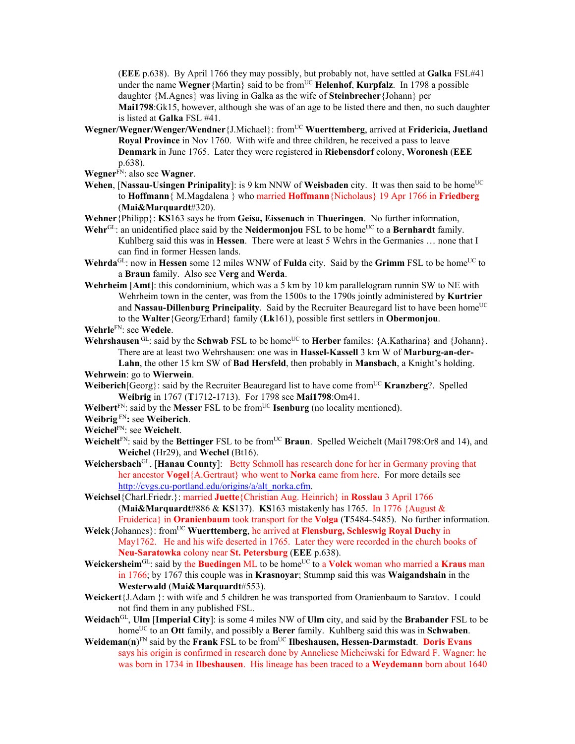(**EEE** p.638). By April 1766 they may possibly, but probably not, have settled at **Galka** FSL#41 under the name **Wegner**{Martin} said to be from[UC] **Helenhof**, **Kurpfalz**. In 1798 a possible daughter {M.Agnes} was living in Galka as the wife of **Steinbrecher**{Johann} per **Mai1798**:Gk15, however, although she was of an age to be listed there and then, no such daughter is listed at **Galka** FSL #41.

**Wegner/Wegner/Wenger/Wendner**{J.Michael}: from[UC] **Wuerttemberg**, arrived at **Fridericia, Juetland Royal Province** in Nov 1760. With wife and three children, he received a pass to leave **Denmark** in June 1765. Later they were registered in **Riebensdorf** colony, **Woronesh** (**EEE** p.638).

**Wegner**[FN]: also see **Wagner**.

**Wehen**, [**Nassau-Usingen Prinipality**]: is 9 km NNW of **Weisbaden** city. It was then said to be home[UC] to **Hoffmann**{ M.Magdalena } who married **Hoffmann**{Nicholaus} 19 Apr 1766 in **Friedberg** (**Mai&Marquardt**#320).

**Wehner**{Philipp}: **KS**163 says he from **Geisa, Eissenach** in **Thueringen**. No further information,

**Wehr**[GL]: an unidentified place said by the **Neidermonjou** FSL to be home[UC] to a **Bernhardt** family. Kuhlberg said this was in **Hessen**. There were at least 5 Wehrs in the Germanies … none that I can find in former Hessen lands.

**Wehrda**[GL]: now in **Hessen** some 12 miles WNW of **Fulda** city. Said by the **Grimm** FSL to be home[UC] to a **Braun** family. Also see **Verg** and **Werda**.

**Wehrheim** [**Amt**]: this condominium, which was a 5 km by 10 km parallelogram runnin SW to NE with Wehrheim town in the center, was from the 1500s to the 1790s jointly administered by **Kurtrier** and **Nassau-Dillenburg Principality**. Said by the Recruiter Beauregard list to have been home[UC] to the **Walter**{Georg/Erhard} family (**Lk**161), possible first settlers in **Obermonjou**.

**Wehrle**[FN]: see **Wedele**.

**Wehrshausen** [GL]: said by the **Schwab** FSL to be home[UC] to **Herber** familes: {A.Katharina} and {Johann}. There are at least two Wehrshausen: one was in **Hassel-Kassell** 3 km W of **Marburg-an-der-Lahn**, the other 15 km SW of **Bad Hersfeld**, then probably in **Mansbach**, a Knight's holding.

**Wehrwein**: go to **Wierwein**.

**Weiberich**[Georg}: said by the Recruiter Beauregard list to have come from[UC] **Kranzberg**?. Spelled **Weibrig** in 1767 (**T**1712-1713). For 1798 see **Mai1798**:Om41.

**Weibert**[FN]: said by the **Messer** FSL to be from[UC] **Isenburg** (no locality mentioned).

**Weibrig** [FN]**:** see **Weiberich**.

**Weichel**[FN]: see **Weichelt**.

**Weichelt**[FN]: said by the **Bettinger** FSL to be from[UC] **Braun**. Spelled Weichelt (Mai1798:Or8 and 14), and **Weichel** (Hr29), and **Wechel** (Bt16).

**Weichersbach**[GL], [**Hanau County**]: Betty Schmoll has research done for her in Germany proving that her ancestor **Vogel**{A.Gertraut} who went to **Norka** came from here. For more details see http://cvgs.cu-portland.edu/origins/a/alt_norka.cfm.

**Weichsel**{Charl.Friedr.}: married **Juette**{Christian Aug. Heinrich} in **Rosslau** 3 April 1766 (**Mai&Marquardt**#886 & **KS**137). **KS**163 mistakenly has 1765. In 1776 {August & Fruiderica} in **Oranienbaum** took transport for the **Volga** (**T**5484-5485). No further information.

**Weick**{Johannes}: from[UC] **Wuerttemberg**, he arrived at **Flensburg, Schleswig Royal Duchy** in May1762. He and his wife deserted in 1765. Later they were recorded in the church books of **Neu-Saratowka** colony near **St. Petersburg** (**EEE** p.638).

**Weickersheim**[GL]: said by the **Buedingen** ML to be home[UC] to a **Volck** woman who married a **Kraus** man in 1766; by 1767 this couple was in **Krasnoyar**; Stummp said this was **Waigandshain** in the **Westerwald** (**Mai&Marquardt**#553).

**Weickert**{J.Adam }: with wife and 5 children he was transported from Oranienbaum to Saratov. I could not find them in any published FSL.

**Weidach**[GL], **Ulm** [**Imperial City**]: is some 4 miles NW of **Ulm** city, and said by the **Brabander** FSL to be home[UC] to an **Ott** family, and possibly a **Berer** family. Kuhlberg said this was in **Schwaben**.

**Weideman**(**n**)[FN] said by the **Frank** FSL to be from[UC] **Ilbeshausen, Hessen-Darmstadt**. **Doris Evans** says his origin is confirmed in research done by Anneliese Micheiwski for Edward F. Wagner: he was born in 1734 in **Ilbeshausen**. His lineage has been traced to a **Weydemann** born about 1640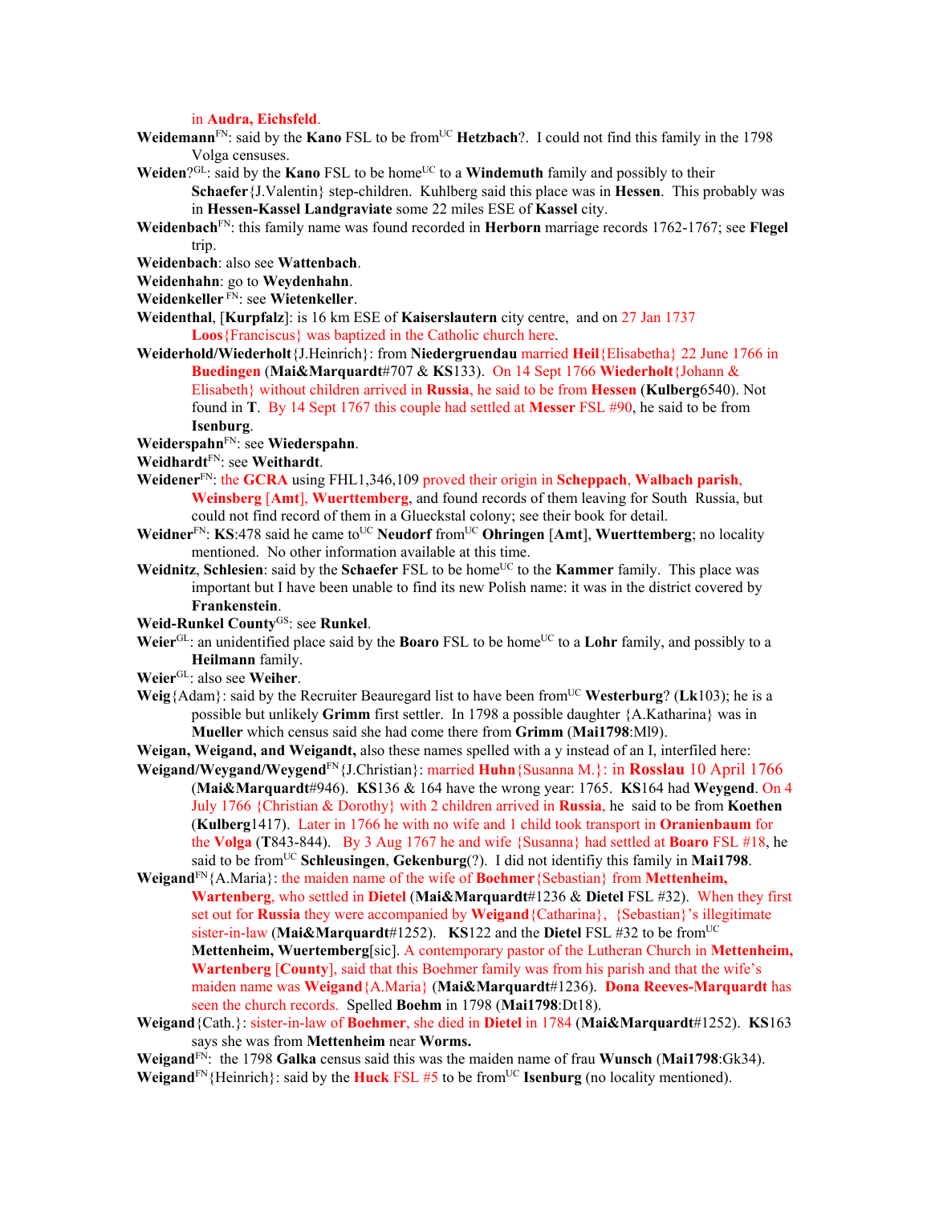in **Audra, Eichsfeld**.

**Weidemann**[FN]: said by the **Kano** FSL to be from[UC] **Hetzbach**?. I could not find this family in the 1798 Volga censuses.

**Weiden**?[GL]: said by the **Kano** FSL to be home[UC] to a **Windemuth** family and possibly to their **Schaefer**{J.Valentin} step-children. Kuhlberg said this place was in **Hessen**. This probably was in **Hessen-Kassel Landgraviate** some 22 miles ESE of **Kassel** city.

**Weidenbach**[FN]: this family name was found recorded in **Herborn** marriage records 1762-1767; see **Flegel** trip.

**Weidenbach**: also see **Wattenbach**.

**Weidenhahn**: go to **Weydenhahn**.

**Weidenkeller** [FN]: see **Wietenkeller**.

**Weidenthal**, [**Kurpfalz**]: is 16 km ESE of **Kaiserslautern** city centre, and on 27 Jan 1737 **Loos**{Franciscus} was baptized in the Catholic church here.

**Weiderhold/Wiederholt**{J.Heinrich}: from **Niedergruendau** married **Heil**{Elisabetha} 22 June 1766 in **Buedingen** (**Mai&Marquardt**#707 & **KS**133). On 14 Sept 1766 **Wiederholt**{Johann & Elisabeth} without children arrived in **Russia**, he said to be from **Hessen** (**Kulberg**6540). Not found in **T**. By 14 Sept 1767 this couple had settled at **Messer** FSL #90, he said to be from **Isenburg**.

**Weiderspahn**[FN]: see **Wiederspahn**.

**Weidhardt**[FN]: see **Weithardt**.

**Weidener**[FN]: the **GCRA** using FHL1,346,109 proved their origin in **Scheppach**, **Walbach parish**, **Weinsberg** [**Amt**], **Wuerttemberg**, and found records of them leaving for South Russia, but could not find record of them in a Glueckstal colony; see their book for detail.

**Weidner**[FN]: **KS**:478 said he came to[UC] **Neudorf** from[UC] **Ohringen** [**Amt**], **Wuerttemberg**; no locality mentioned. No other information available at this time.

**Weidnitz**, **Schlesien**: said by the **Schaefer** FSL to be home[UC] to the **Kammer** family. This place was important but I have been unable to find its new Polish name: it was in the district covered by **Frankenstein**.

**Weid-Runkel County**[GS]: see **Runkel**.

**Weier**[GL]: an unidentified place said by the **Boaro** FSL to be home[UC] to a **Lohr** family, and possibly to a **Heilmann** family.

**Weier**[GL]: also see **Weiher**.

**Weig**{Adam}: said by the Recruiter Beauregard list to have been from[UC] **Westerburg**? (**Lk**103); he is a possible but unlikely **Grimm** first settler. In 1798 a possible daughter {A.Katharina} was in **Mueller** which census said she had come there from **Grimm** (**Mai1798**:Ml9).

**Weigan, Weigand, and Weigandt,** also these names spelled with a y instead of an I, interfiled here:

**Weigand/Weygand/Weygend**[FN]{J.Christian}: married **Huhn**{Susanna M.}: in **Rosslau** 10 April 1766 (**Mai&Marquardt**#946). **KS**136 & 164 have the wrong year: 1765. **KS**164 had **Weygend**. On 4 July 1766 {Christian & Dorothy} with 2 children arrived in **Russia**, he said to be from **Koethen** (**Kulberg**1417). Later in 1766 he with no wife and 1 child took transport in **Oranienbaum** for the **Volga** (**T**843-844). By 3 Aug 1767 he and wife {Susanna} had settled at **Boaro** FSL #18, he said to be from[UC] **Schleusingen**, **Gekenburg**(?). I did not identifiy this family in **Mai1798**.

**Weigand**[FN]{A.Maria}: the maiden name of the wife of **Boehmer**{Sebastian} from **Mettenheim, Wartenberg**, who settled in **Dietel** (**Mai&Marquardt**#1236 & **Dietel** FSL #32). When they first set out for **Russia** they were accompanied by **Weigand**{Catharina}, {Sebastian}'s illegitimate sister-in-law (**Mai&Marquardt**#1252). **KS**122 and the **Dietel** FSL #32 to be from[UC] **Mettenheim, Wuertemberg**[sic]. A contemporary pastor of the Lutheran Church in **Mettenheim, Wartenberg** [**County**], said that this Boehmer family was from his parish and that the wife's maiden name was **Weigand**{A.Maria} (**Mai&Marquardt**#1236). **Dona Reeves-Marquardt** has seen the church records. Spelled **Boehm** in 1798 (**Mai1798**:Dt18).

**Weigand**{Cath.}: sister-in-law of **Boehmer**, she died in **Dietel** in 1784 (**Mai&Marquardt**#1252). **KS**163 says she was from **Mettenheim** near **Worms.**

**Weigand**[FN]: the 1798 **Galka** census said this was the maiden name of frau **Wunsch** (**Mai1798**:Gk34).

**Weigand**[FN]{Heinrich}: said by the **Huck** FSL #5 to be from[UC] **Isenburg** (no locality mentioned).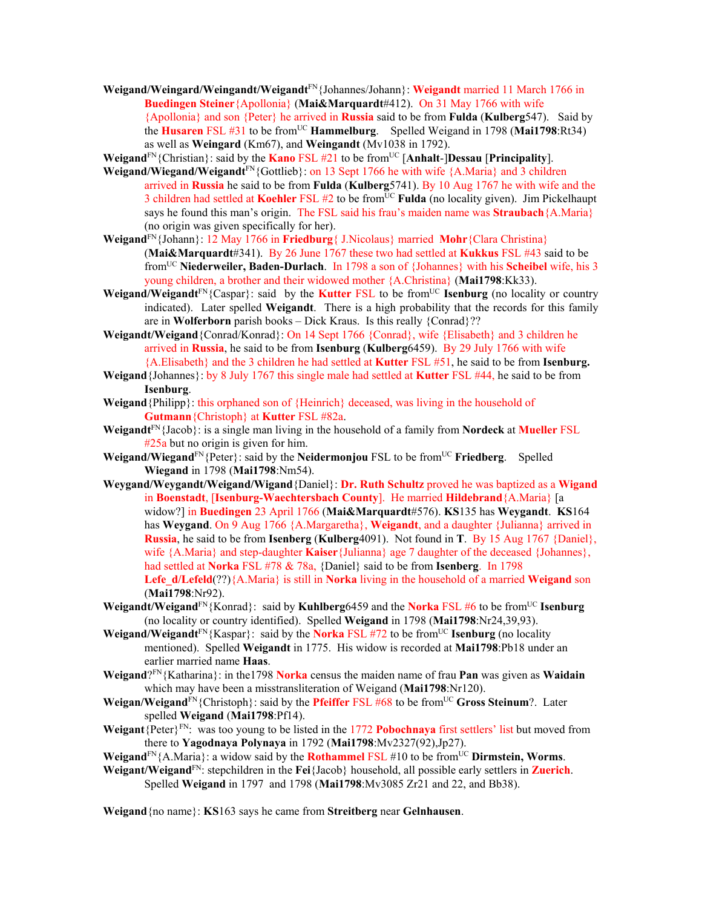**Weigand/Weingard/Weingandt/Weigandt**[FN]{Johannes/Johann}: **Weigandt** married 11 March 1766 in **Buedingen Steiner**{Apollonia} (**Mai&Marquardt**#412). On 31 May 1766 with wife {Apollonia} and son {Peter} he arrived in **Russia** said to be from **Fulda** (**Kulberg**547). Said by the **Husaren** FSL #31 to be from[UC] **Hammelburg**. Spelled Weigand in 1798 (**Mai1798**:Rt34) as well as **Weingard** (Km67), and **Weingandt** (Mv1038 in 1792).

**Weigand**[FN]{Christian}: said by the **Kano** FSL #21 to be from[UC] [**Anhalt**-]**Dessau** [**Principality**].

**Weigand/Wiegand/Weigandt**[FN]{Gottlieb}: on 13 Sept 1766 he with wife {A.Maria} and 3 children arrived in **Russia** he said to be from **Fulda** (**Kulberg**5741). By 10 Aug 1767 he with wife and the 3 children had settled at **Koehler** FSL #2 to be from[UC] **Fulda** (no locality given). Jim Pickelhaupt says he found this man's origin. The FSL said his frau's maiden name was **Straubach**{A.Maria} (no origin was given specifically for her).

**Weigand**[FN]{Johann}: 12 May 1766 in **Friedburg**{ J.Nicolaus} married **Mohr**{Clara Christina} (**Mai&Marquardt**#341). By 26 June 1767 these two had settled at **Kukkus** FSL #43 said to be from[UC] **Niederweiler, Baden-Durlach**. In 1798 a son of {Johannes} with his **Scheibel** wife, his 3 young children, a brother and their widowed mother {A.Christina} (**Mai1798**:Kk33).

**Weigand/Weigandt**[FN]{Caspar}: said by the **Kutter** FSL to be from[UC] **Isenburg** (no locality or country indicated). Later spelled **Weigandt**. There is a high probability that the records for this family are in **Wolferborn** parish books – Dick Kraus. Is this really {Conrad}??

**Weigandt/Weigand**{Conrad/Konrad}: On 14 Sept 1766 {Conrad}, wife {Elisabeth} and 3 children he arrived in **Russia**, he said to be from **Isenburg** (**Kulberg**6459). By 29 July 1766 with wife {A.Elisabeth} and the 3 children he had settled at **Kutter** FSL #51, he said to be from **Isenburg.**

**Weigand**{Johannes}: by 8 July 1767 this single male had settled at **Kutter** FSL #44, he said to be from **Isenburg**.

**Weigand**{Philipp}: this orphaned son of {Heinrich} deceased, was living in the household of **Gutmann**{Christoph} at **Kutter** FSL #82a.

**Weigandt**[FN]{Jacob}: is a single man living in the household of a family from **Nordeck** at **Mueller** FSL #25a but no origin is given for him.

**Weigand/Wiegand**[FN]{Peter}: said by the **Neidermonjou** FSL to be from[UC] **Friedberg**. Spelled **Wiegand** in 1798 (**Mai1798**:Nm54).

**Weygand/Weygandt/Weigand/Wigand**{Daniel}: **Dr. Ruth Schultz** proved he was baptized as a **Wigand** in **Boenstadt**, [**Isenburg-Waechtersbach County**]. He married **Hildebrand**{A.Maria} [a widow?] in **Buedingen** 23 April 1766 (**Mai&Marquardt**#576). **KS**135 has **Weygandt**. **KS**164 has **Weygand**. On 9 Aug 1766 {A.Margaretha}, **Weigandt**, and a daughter {Julianna} arrived in **Russia**, he said to be from **Isenberg** (**Kulberg**4091). Not found in **T**. By 15 Aug 1767 {Daniel}, wife {A.Maria} and step-daughter **Kaiser**{Julianna} age 7 daughter of the deceased {Johannes}, had settled at **Norka** FSL #78 & 78a, {Daniel} said to be from **Isenberg**. In 1798 **Lefe_d/Lefeld**(??){A.Maria} is still in **Norka** living in the household of a married **Weigand** son (**Mai1798**:Nr92).

**Weigandt/Weigand**[FN]{Konrad}: said by **Kuhlberg**6459 and the **Norka** FSL #6 to be from[UC] **Isenburg** (no locality or country identified). Spelled **Weigand** in 1798 (**Mai1798**:Nr24,39,93).

**Weigand/Weigandt**[FN]{Kaspar}: said by the **Norka** FSL #72 to be from[UC] **Isenburg** (no locality mentioned). Spelled **Weigandt** in 1775. His widow is recorded at **Mai1798**:Pb18 under an earlier married name **Haas**.

**Weigand**?[FN]{Katharina}: in the1798 **Norka** census the maiden name of frau **Pan** was given as **Waidain** which may have been a misstransliteration of Weigand (**Mai1798**:Nr120).

**Weigan/Weigand**[FN]{Christoph}: said by the **Pfeiffer** FSL #68 to be from[UC] **Gross Steinum**?. Later spelled **Weigand** (**Mai1798**:Pf14).

**Weigant**{Peter}[FN]: was too young to be listed in the 1772 **Pobochnaya** first settlers' list but moved from there to **Yagodnaya Polynaya** in 1792 (**Mai1798**:Mv2327(92),Jp27).

**Weigand**[FN]{A.Maria}: a widow said by the **Rothammel** FSL #10 to be from[UC] **Dirmstein, Worms**.

**Weigant/Weigand**[FN]: stepchildren in the **Fei**{Jacob} household, all possible early settlers in **Zuerich**. Spelled **Weigand** in 1797 and 1798 (**Mai1798**:Mv3085 Zr21 and 22, and Bb38).

**Weigand**{no name}: **KS**163 says he came from **Streitberg** near **Gelnhausen**.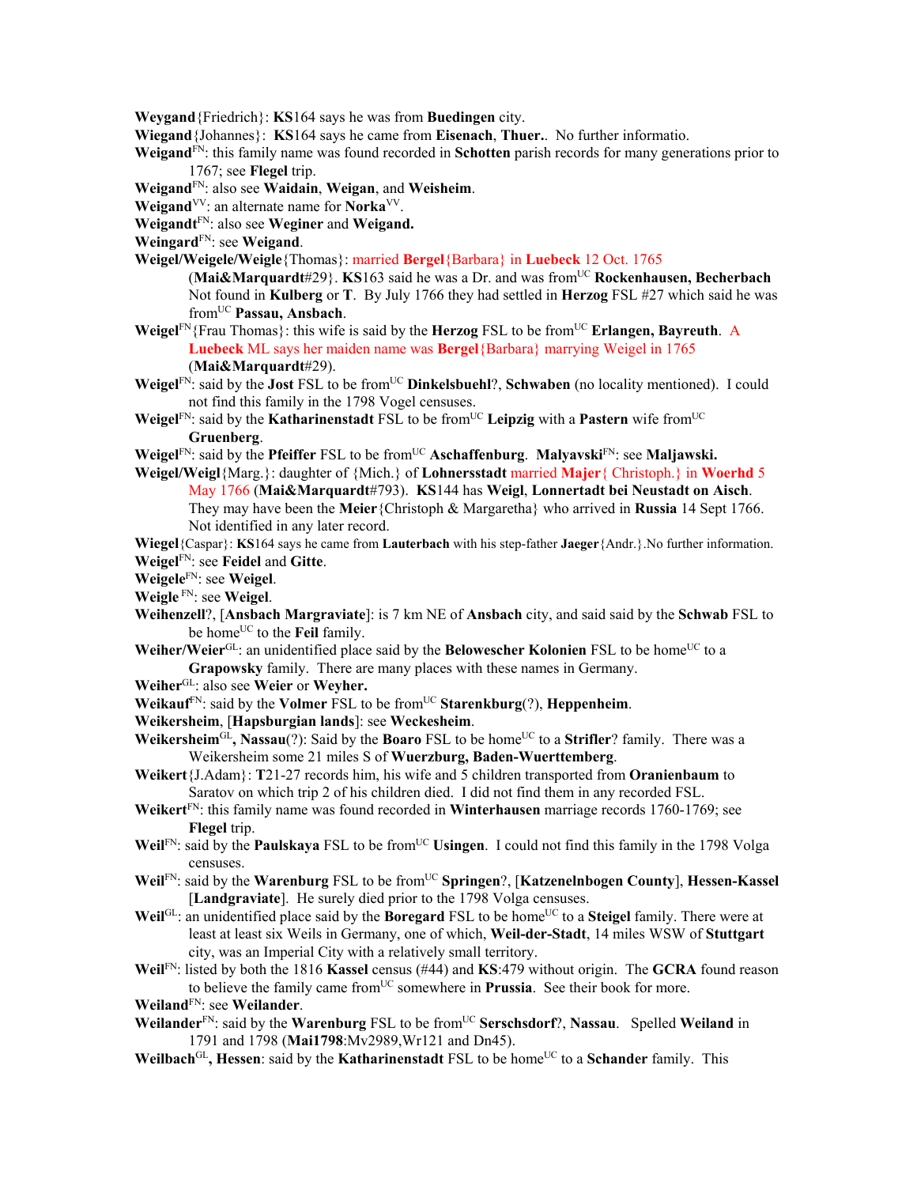**Weygand**{Friedrich}: **KS**164 says he was from **Buedingen** city.

**Wiegand**{Johannes}: **KS**164 says he came from **Eisenach**, **Thuer.**. No further informatio.

**Weigand**[FN]: this family name was found recorded in **Schotten** parish records for many generations prior to 1767; see **Flegel** trip.

**Weigand**[FN]: also see **Waidain**, **Weigan**, and **Weisheim**.

**Weigand**[VV]: an alternate name for **Norka**[VV].

**Weigandt**[FN]: also see **Weginer** and **Weigand.**

**Weingard**[FN]: see **Weigand**.

**Weigel/Weigele/Weigle**{Thomas}: married **Bergel**{Barbara} in **Luebeck** 12 Oct. 1765 (**Mai&Marquardt**#29}. **KS**163 said he was a Dr. and was from[UC] **Rockenhausen, Becherbach** Not found in **Kulberg** or **T**. By July 1766 they had settled in **Herzog** FSL #27 which said he was from[UC] **Passau, Ansbach**.

**Weigel**[FN]{Frau Thomas}: this wife is said by the **Herzog** FSL to be from[UC] **Erlangen, Bayreuth**. A **Luebeck** ML says her maiden name was **Bergel**{Barbara} marrying Weigel in 1765 (**Mai&Marquardt**#29).

**Weigel**[FN]: said by the **Jost** FSL to be from[UC] **Dinkelsbuehl**?, **Schwaben** (no locality mentioned). I could not find this family in the 1798 Vogel censuses.

**Weigel**[FN]: said by the **Katharinenstadt** FSL to be from[UC] **Leipzig** with a **Pastern** wife from[UC] **Gruenberg**.

**Weigel**[FN]: said by the **Pfeiffer** FSL to be from[UC] **Aschaffenburg**. **Malyavski**[FN]: see **Maljawski.**

**Weigel/Weigl**{Marg.}: daughter of {Mich.} of **Lohnersstadt** married **Majer**{ Christoph.} in **Woerhd** 5 May 1766 (**Mai&Marquardt**#793). **KS**144 has **Weigl**, **Lonnertadt bei Neustadt on Aisch**. They may have been the **Meier**{Christoph & Margaretha} who arrived in **Russia** 14 Sept 1766. Not identified in any later record.

**Wiegel**{Caspar}: **KS**164 says he came from **Lauterbach** with his step-father **Jaeger**{Andr.}.No further information.

**Weigel**[FN]: see **Feidel** and **Gitte**.

**Weigele**[FN]: see **Weigel**.

**Weigle** [FN]: see **Weigel**.

**Weihenzell**?, [**Ansbach Margraviate**]: is 7 km NE of **Ansbach** city, and said said by the **Schwab** FSL to be home[UC] to the **Feil** family.

**Weiher/Weier**[GL]: an unidentified place said by the **Belowescher Kolonien** FSL to be home[UC] to a **Grapowsky** family. There are many places with these names in Germany.

**Weiher**[GL]: also see **Weier** or **Weyher.**

**Weikauf**[FN]: said by the **Volmer** FSL to be from[UC] **Starenkburg**(?), **Heppenheim**.

**Weikersheim**, [**Hapsburgian lands**]: see **Weckesheim**.

**Weikersheim**[GL]**, Nassau**(?): Said by the **Boaro** FSL to be home[UC] to a **Strifler**? family. There was a Weikersheim some 21 miles S of **Wuerzburg, Baden-Wuerttemberg**.

**Weikert**{J.Adam}: **T**21-27 records him, his wife and 5 children transported from **Oranienbaum** to Saratov on which trip 2 of his children died. I did not find them in any recorded FSL.

**Weikert**[FN]: this family name was found recorded in **Winterhausen** marriage records 1760-1769; see **Flegel** trip.

**Weil**[FN]: said by the **Paulskaya** FSL to be from[UC] **Usingen**. I could not find this family in the 1798 Volga censuses.

**Weil**[FN]: said by the **Warenburg** FSL to be from[UC] **Springen**?, [**Katzenelnbogen County**], **Hessen-Kassel** [**Landgraviate**]. He surely died prior to the 1798 Volga censuses.

**Weil**[GL]: an unidentified place said by the **Boregard** FSL to be home[UC] to a **Steigel** family. There were at least at least six Weils in Germany, one of which, **Weil-der-Stadt**, 14 miles WSW of **Stuttgart** city, was an Imperial City with a relatively small territory.

**Weil**[FN]: listed by both the 1816 **Kassel** census (#44) and **KS**:479 without origin. The **GCRA** found reason to believe the family came from[UC] somewhere in **Prussia**. See their book for more.

**Weiland**[FN]: see **Weilander**.

**Weilander**[FN]: said by the **Warenburg** FSL to be from[UC] **Serschsdorf**?, **Nassau**. Spelled **Weiland** in 1791 and 1798 (**Mai1798**:Mv2989,Wr121 and Dn45).

**Weilbach**[GL]**, Hessen**: said by the **Katharinenstadt** FSL to be home[UC] to a **Schander** family. This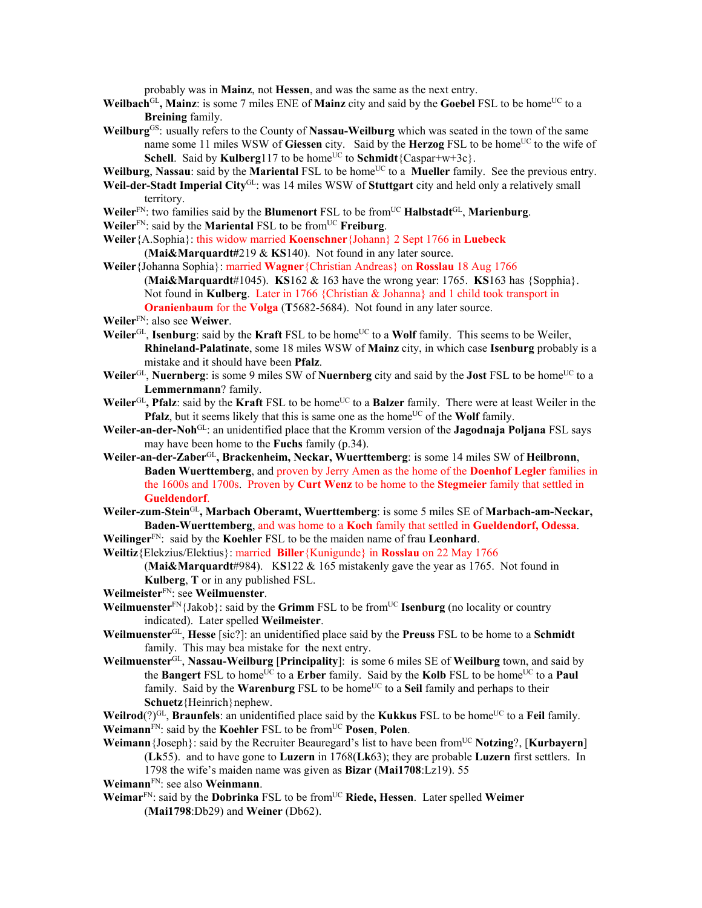probably was in **Mainz**, not **Hessen**, and was the same as the next entry.

**Weilbach**[GL]**, Mainz**: is some 7 miles ENE of **Mainz** city and said by the **Goebel** FSL to be home[UC] to a **Breining** family.

**Weilburg**[GS]: usually refers to the County of **Nassau-Weilburg** which was seated in the town of the same name some 11 miles WSW of **Giessen** city. Said by the **Herzog** FSL to be home[UC] to the wife of **Schell**. Said by **Kulberg**117 to be home[UC] to **Schmidt**{Caspar+w+3c}.

**Weilburg**, **Nassau**: said by the **Mariental** FSL to be home[UC] to a **Mueller** family. See the previous entry.

**Weil-der-Stadt Imperial City**[GL]: was 14 miles WSW of **Stuttgart** city and held only a relatively small territory.

**Weiler**[FN]: two families said by the **Blumenort** FSL to be from[UC] **Halbstadt**[GL], **Marienburg**.

**Weiler**[FN]: said by the **Mariental** FSL to be from[UC] **Freiburg**.

**Weiler**{A.Sophia}: this widow married **Koenschner**{Johann} 2 Sept 1766 in **Luebeck** (**Mai&Marquardt#**219 & **KS**140). Not found in any later source.

**Weiler**{Johanna Sophia}: married **Wagner**{Christian Andreas} on **Rosslau** 18 Aug 1766 (**Mai&Marquardt**#1045). **KS**162 & 163 have the wrong year: 1765. **KS**163 has {Sopphia}. Not found in **Kulberg**. Later in 1766 {Christian & Johanna} and 1 child took transport in **Oranienbaum** for the **Volga** (**T**5682-5684). Not found in any later source.

**Weiler**[FN]: also see **Weiwer**.

**Weiler**[GL], **Isenburg**: said by the **Kraft** FSL to be home[UC] to a **Wolf** family. This seems to be Weiler, **Rhineland-Palatinate**, some 18 miles WSW of **Mainz** city, in which case **Isenburg** probably is a mistake and it should have been **Pfalz**.

**Weiler**[GL], **Nuernberg**: is some 9 miles SW of **Nuernberg** city and said by the **Jost** FSL to be home[UC] to a **Lemmernmann**? family.

**Weiler**[GL]**, Pfalz**: said by the **Kraft** FSL to be home[UC] to a **Balzer** family. There were at least Weiler in the **Pfalz**, but it seems likely that this is same one as the home[UC] of the **Wolf** family.

**Weiler-an-der-Noh**[GL]: an unidentified place that the Kromm version of the **Jagodnaja Poljana** FSL says may have been home to the **Fuchs** family (p.34).

**Weiler-an-der-Zaber**[GL]**, Brackenheim, Neckar, Wuerttemberg**: is some 14 miles SW of **Heilbronn**, **Baden Wuerttemberg**, and proven by Jerry Amen as the home of the **Doenhof Legler** families in the 1600s and 1700s. Proven by **Curt Wenz** to be home to the **Stegmeier** family that settled in **Gueldendorf**.

**Weiler-zum-Stein**[GL]**, Marbach Oberamt, Wuerttemberg**: is some 5 miles SE of **Marbach-am-Neckar, Baden-Wuerttemberg**, and was home to a **Koch** family that settled in **Gueldendorf, Odessa**.

**Weilinger**[FN]: said by the **Koehler** FSL to be the maiden name of frau **Leonhard**.

**Weiltiz**{Elekzius/Elektius}: married **Biller**{Kunigunde} in **Rosslau** on 22 May 1766 (**Mai&Marquardt#**984). **KS**122 & 165 mistakenly gave the year as 1765. Not found in **Kulberg**, **T** or in any published FSL.

**Weilmeister**[FN]: see **Weilmuenster**.

**Weilmuenster**[FN]{Jakob}: said by the **Grimm** FSL to be from[UC] **Isenburg** (no locality or country indicated). Later spelled **Weilmeister**.

**Weilmuenster**[GL], **Hesse** [sic?]: an unidentified place said by the **Preuss** FSL to be home to a **Schmidt** family. This may bea mistake for the next entry.

**Weilmuenster**[GL], **Nassau-Weilburg** [**Principality**]: is some 6 miles SE of **Weilburg** town, and said by the **Bangert** FSL to home[UC] to a **Erber** family. Said by the **Kolb** FSL to be home[UC] to a **Paul** family. Said by the **Warenburg** FSL to be home[UC] to a **Seil** family and perhaps to their **Schuetz**{Heinrich}nephew.

**Weilrod**(?)[GL], **Braunfels**: an unidentified place said by the **Kukkus** FSL to be home[UC] to a **Feil** family.

**Weimann**[FN]: said by the **Koehler** FSL to be from[UC] **Posen**, **Polen**.

**Weimann**{Joseph}: said by the Recruiter Beauregard's list to have been from[UC] **Notzing**?, [**Kurbayern**] (**Lk**55). and to have gone to **Luzern** in 1768(**Lk**63); they are probable **Luzern** first settlers. In 1798 the wife's maiden name was given as **Bizar** (**Mai1708**:Lz19). 55

**Weimann**[FN]: see also **Weinmann**.

**Weimar**[FN]: said by the **Dobrinka** FSL to be from[UC] **Riede, Hessen**. Later spelled **Weimer** (**Mai1798**:Db29) and **Weiner** (Db62).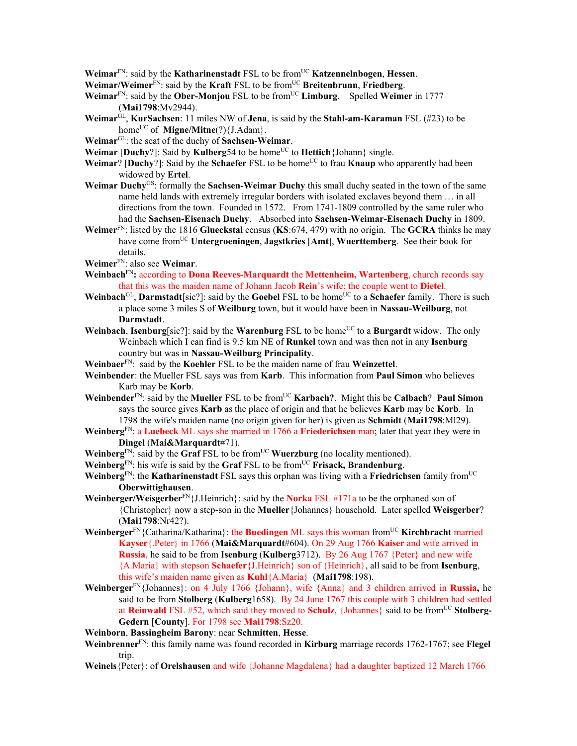**Weimar**[FN]: said by the **Katharinenstadt** FSL to be from[UC] **Katzennelnbogen**, **Hessen**.

**Weimar/Weimer**[FN]: said by the **Kraft** FSL to be from[UC] **Breitenbrunn**, **Friedberg**.

**Weimar**[FN]: said by the **Ober-Monjou** FSL to be from[UC] **Limburg**. Spelled **Weimer** in 1777 (**Mai1798**:Mv2944).

**Weimar**[GL], **KurSachsen**: 11 miles NW of **Jena**, is said by the **Stahl-am-Karaman** FSL (#23) to be home[UC] of **Migne/Mitne**(?){J.Adam}.

**Weimar**[GL]: the seat of the duchy of **Sachsen-Weimar**.

**Weimar** [**Duchy**?]: Said by **Kulberg**54 to be home[UC] to **Hettich**{Johann} single.

**Weimar**? [**Duchy**?]: Said by the **Schaefer** FSL to be home[UC] to frau **Knaup** who apparently had been widowed by **Ertel**.

**Weimar Duchy**[GS]: formally the **Sachsen-Weimar Duchy** this small duchy seated in the town of the same name held lands with extremely irregular borders with isolated exclaves beyond them … in all directions from the town. Founded in 1572. From 1741-1809 controlled by the same ruler who had the **Sachsen-Eisenach Duchy**. Absorbed into **Sachsen-Weimar-Eisenach Duchy** in 1809.

**Weimer**[FN]: listed by the 1816 **Glueckstal** census (**KS**:674, 479) with no origin. The **GCRA** thinks he may have come from[UC] **Untergroeningen**, **Jagstkries** [**Amt**], **Wuerttemberg**. See their book for details.

**Weimer**[FN]: also see **Weimar**.

**Weinbach**[FN]**:** according to **Dona Reeves-Marquardt** the **Mettenheim, Wartenberg**, church records say that this was the maiden name of Johann Jacob **Rein**'s wife; the couple went to **Dietel**.

**Weinbach**[GL], **Darmstadt**[sic?]: said by the **Goebel** FSL to be home[UC] to a **Schaefer** family. There is such a place some 3 miles S of **Weilburg** town, but it would have been in **Nassau-Weilburg**, not **Darmstadt**.

**Weinbach**, **Isenburg**[sic?]: said by the **Warenburg** FSL to be home[UC] to a **Burgardt** widow. The only Weinbach which I can find is 9.5 km NE of **Runkel** town and was then not in any **Isenburg** country but was in **Nassau-Weilburg Principality**.

**Weinbaer**[FN]: said by the **Koehler** FSL to be the maiden name of frau **Weinzettel**.

**Weinbender**: the Mueller FSL says was from **Karb**. This information from **Paul Simon** who believes Karb may be **Korb**.

**Weinbender**[FN]: said by the **Mueller** FSL to be from[UC] **Karbach?**. Might this be **Calbach**? **Paul Simon** says the source gives **Karb** as the place of origin and that he believes **Karb** may be **Korb**. In 1798 the wife's maiden name (no origin given for her) is given as **Schmidt** (**Mai1798**:Ml29).

**Weinberg**[FN]: a **Luebeck** ML says she married in 1766 a **Friederichsen** man; later that year they were in **Dingel** (**Mai&Marquardt**#71).

**Weinberg**[FN]: said by the **Graf** FSL to be from[UC] **Wuerzburg** (no locality mentioned).

**Weinberg**[FN]: his wife is said by the **Graf** FSL to be from[UC] **Frisack, Brandenburg**.

**Weinberg**[FN]: the **Katharinenstadt** FSL says this orphan was living with a **Friedrichsen** family from[UC] **Oberwittighausen**.

**Weinberger/Weisgerber**[FN]{J.Heinrich}: said by the **Norka** FSL #171a to be the orphaned son of {Christopher} now a step-son in the **Mueller**{Johannes} household. Later spelled **Weisgerber**? (**Mai1798**:Nr42?).

**Weinberger**[FN]{Catharina/Katharina}: the **Buedingen** ML says this woman from[UC] **Kirchbracht** married **Kayser**{.Peter} in 1766 (**Mai&Marquardt**#604). On 29 Aug 1766 **Kaiser** and wife arrived in **Russia**, he said to be from **Isenburg** (**Kulberg**3712). By 26 Aug 1767 {Peter} and new wife {A.Maria} with stepson **Schaefer**{J.Heinrich} son of {Heinrich}, all said to be from **Isenburg**, this wife's maiden name given as **Kuhl**{A.Maria} (**Mai1798**:198).

**Weinberger**[FN]{Johannes}: on 4 July 1766 {Johann}, wife {Anna} and 3 children arrived in **Russia,** he said to be from **Stolberg** (**Kulberg**1658). By 24 June 1767 this couple with 3 children had settled at **Reinwald** FSL #52, which said they moved to **Schulz**, {Johannes} said to be from[UC] **Stolberg-Gedern** [**County**]. For 1798 see **Mai1798**:Sz20.

**Weinborn**, **Bassingheim Barony**: near **Schmitten**, **Hesse**.

**Weinbrenner**[FN]: this family name was found recorded in **Kirburg** marriage records 1762-1767; see **Flegel** trip.

**Weinels**{Peter}: of **Orelshausen** and wife {Johanne Magdalena} had a daughter baptized 12 March 1766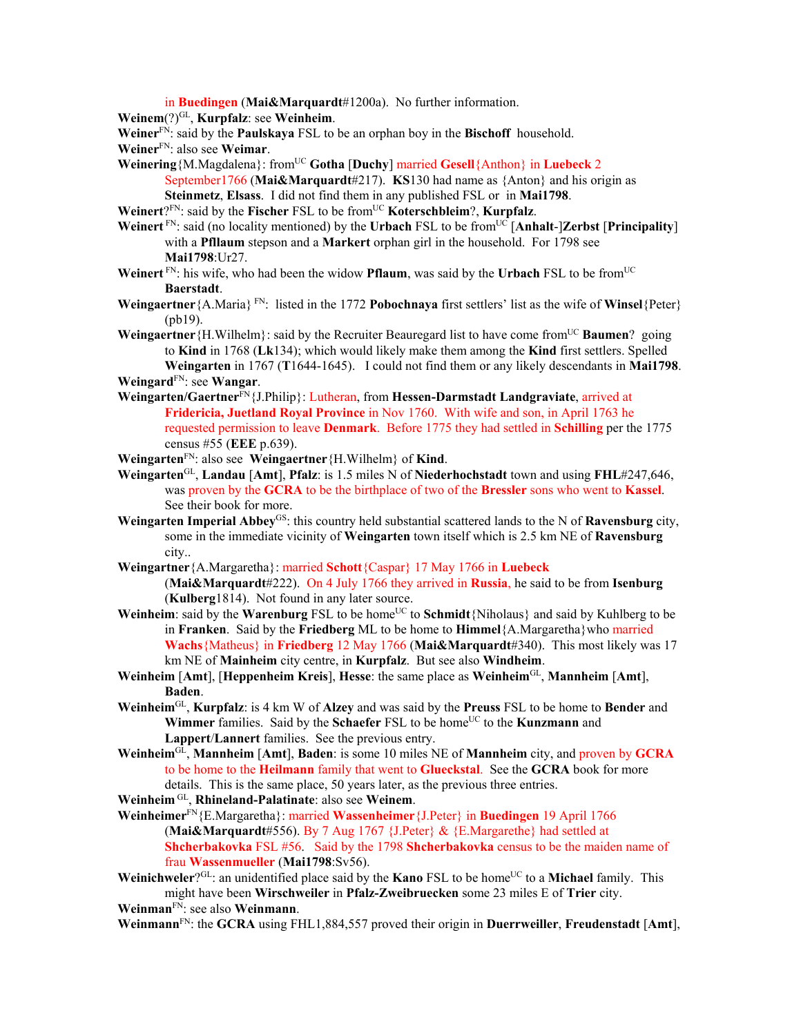in **Buedingen** (**Mai&Marquardt**#1200a). No further information.

**Weinem**(?)[GL], **Kurpfalz**: see **Weinheim**.

**Weiner**[FN]: said by the **Paulskaya** FSL to be an orphan boy in the **Bischoff** household.

**Weiner**[FN]: also see **Weimar**.

**Weinering**{M.Magdalena}: from[UC] **Gotha** [**Duchy**] married **Gesell**{Anthon} in **Luebeck** 2 September1766 (**Mai&Marquardt**#217). **KS**130 had name as {Anton} and his origin as **Steinmetz**, **Elsass**. I did not find them in any published FSL or in **Mai1798**.

**Weinert**?[FN]: said by the **Fischer** FSL to be from[UC] **Koterschbleim**?, **Kurpfalz**.

**Weinert** [FN]: said (no locality mentioned) by the **Urbach** FSL to be from[UC] [**Anhalt**-]**Zerbst** [**Principality**] with a **Pfllaum** stepson and a **Markert** orphan girl in the household. For 1798 see **Mai1798**:Ur27.

**Weinert** [FN]: his wife, who had been the widow **Pflaum**, was said by the **Urbach** FSL to be from[UC] **Baerstadt**.

**Weingaertner**{A.Maria} [FN]: listed in the 1772 **Pobochnaya** first settlers' list as the wife of **Winsel**{Peter} (pb19).

**Weingaertner**{H.Wilhelm}: said by the Recruiter Beauregard list to have come from[UC] **Baumen**? going to **Kind** in 1768 (**Lk**134); which would likely make them among the **Kind** first settlers. Spelled **Weingarten** in 1767 (**T**1644-1645). I could not find them or any likely descendants in **Mai1798**.

**Weingard**[FN]: see **Wangar**.

**Weingarten/Gaertner**[FN]{J.Philip}: Lutheran, from **Hessen-Darmstadt Landgraviate**, arrived at **Fridericia, Juetland Royal Province** in Nov 1760. With wife and son, in April 1763 he requested permission to leave **Denmark**. Before 1775 they had settled in **Schilling** per the 1775 census #55 (**EEE** p.639).

**Weingarten**[FN]: also see **Weingaertner**{H.Wilhelm} of **Kind**.

**Weingarten**[GL], **Landau** [**Amt**], **Pfalz**: is 1.5 miles N of **Niederhochstadt** town and using **FHL**#247,646, was proven by the **GCRA** to be the birthplace of two of the **Bressler** sons who went to **Kassel**. See their book for more.

**Weingarten Imperial Abbey**[GS]: this country held substantial scattered lands to the N of **Ravensburg** city, some in the immediate vicinity of **Weingarten** town itself which is 2.5 km NE of **Ravensburg** city..

**Weingartner**{A.Margaretha}: married **Schott**{Caspar} 17 May 1766 in **Luebeck** (**Mai&Marquardt**#222). On 4 July 1766 they arrived in **Russia**, he said to be from **Isenburg** (**Kulberg**1814). Not found in any later source.

**Weinheim**: said by the **Warenburg** FSL to be home[UC] to **Schmidt**{Niholaus} and said by Kuhlberg to be in **Franken**. Said by the **Friedberg** ML to be home to **Himmel**{A.Margaretha}who married **Wachs**{Matheus} in **Friedberg** 12 May 1766 (**Mai&Marquardt**#340). This most likely was 17 km NE of **Mainheim** city centre, in **Kurpfalz**. But see also **Windheim**.

**Weinheim** [**Amt**], [**Heppenheim Kreis**], **Hesse**: the same place as **Weinheim**[GL], **Mannheim** [**Amt**], **Baden**.

**Weinheim**[GL], **Kurpfalz**: is 4 km W of **Alzey** and was said by the **Preuss** FSL to be home to **Bender** and **Wimmer** families. Said by the **Schaefer** FSL to be home[UC] to the **Kunzmann** and **Lappert**/**Lannert** families. See the previous entry.

**Weinheim**[GL], **Mannheim** [**Amt**], **Baden**: is some 10 miles NE of **Mannheim** city, and proven by **GCRA** to be home to the **Heilmann** family that went to **Glueckstal**. See the **GCRA** book for more details. This is the same place, 50 years later, as the previous three entries.

**Weinheim** [GL], **Rhineland-Palatinate**: also see **Weinem**.

**Weinheimer**[FN]{E.Margaretha}: married **Wassenheimer**{J.Peter} in **Buedingen** 19 April 1766 (**Mai&Marquardt**#556). By 7 Aug 1767 {J.Peter} & {E.Margarethe} had settled at **Shcherbakovka** FSL #56. Said by the 1798 **Shcherbakovka** census to be the maiden name of frau **Wassenmueller** (**Mai1798**:Sv56).

**Weinichweler**?[GL]: an unidentified place said by the **Kano** FSL to be home[UC] to a **Michael** family. This might have been **Wirschweiler** in **Pfalz-Zweibruecken** some 23 miles E of **Trier** city.

**Weinman**[FN]: see also **Weinmann**.

**Weinmann**[FN]: the **GCRA** using FHL1,884,557 proved their origin in **Duerrweiller**, **Freudenstadt** [**Amt**],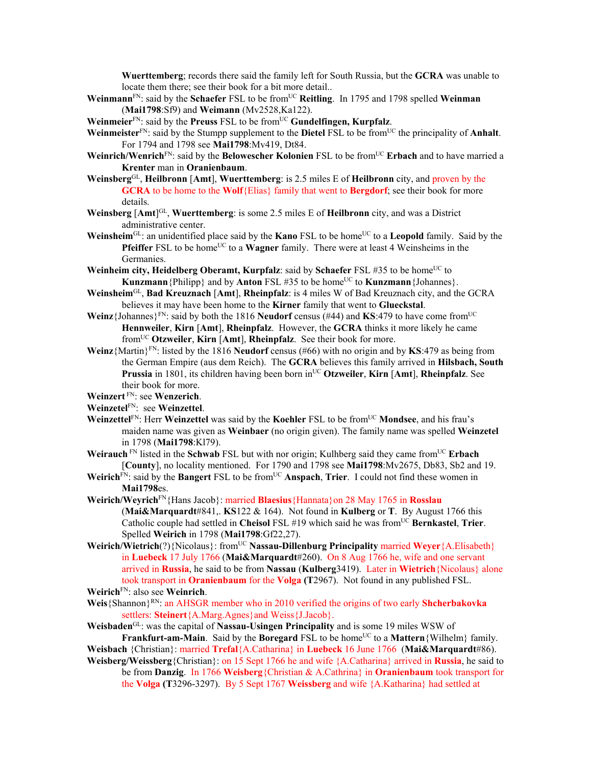**Wuerttemberg**; records there said the family left for South Russia, but the **GCRA** was unable to locate them there; see their book for a bit more detail..

**Weinmann**[FN]: said by the **Schaefer** FSL to be from[UC] **Reitling**. In 1795 and 1798 spelled **Weinman** (**Mai1798**:Sf9) and **Weimann** (Mv2528,Ka122).

**Weinmeier**[FN]: said by the **Preuss** FSL to be from[UC] **Gundelfingen, Kurpfalz**.

**Weinmeister**[FN]: said by the Stumpp supplement to the **Dietel** FSL to be from[UC] the principality of **Anhalt**. For 1794 and 1798 see **Mai1798**:Mv419, Dt84.

**Weinrich/Wenrich**[FN]: said by the **Belowescher Kolonien** FSL to be from[UC] **Erbach** and to have married a **Krenter** man in **Oranienbaum**.

**Weinsberg**[GL], **Heilbronn** [**Amt**], **Wuerttemberg**: is 2.5 miles E of **Heilbronn** city, and proven by the **GCRA** to be home to the **Wolf**{Elias} family that went to **Bergdorf**; see their book for more details.

**Weinsberg** [**Amt**][GL], **Wuerttemberg**: is some 2.5 miles E of **Heilbronn** city, and was a District administrative center.

**Weinsheim**[GL]: an unidentified place said by the **Kano** FSL to be home[UC] to a **Leopold** family. Said by the **Pfeiffer** FSL to be home[UC] to a **Wagner** family. There were at least 4 Weinsheims in the Germanies.

**Weinheim city, Heidelberg Oberamt, Kurpfalz**: said by **Schaefer** FSL #35 to be home[UC] to **Kunzmann**{Philipp} and by **Anton** FSL #35 to be home[UC] to **Kunzmann**{Johannes}.

**Weinsheim**[GL], **Bad Kreuznach** [**Amt**], **Rheinpfalz**: is 4 miles W of Bad Kreuznach city, and the GCRA believes it may have been home to the **Kirner** family that went to **Glueckstal**.

**Weinz**{Johannes}[FN]: said by both the 1816 **Neudorf** census (#44) and **KS**:479 to have come from[UC] **Hennweiler**, **Kirn** [**Amt**], **Rheinpfalz**. However, the **GCRA** thinks it more likely he came from[UC] **Otzweiler**, **Kirn** [**Amt**], **Rheinpfalz**. See their book for more.

**Weinz**{Martin}[FN]: listed by the 1816 **Neudorf** census (#66) with no origin and by **KS**:479 as being from the German Empire (aus dem Reich). The **GCRA** believes this family arrived in **Hilsbach, South Prussia** in 1801, its children having been born in[UC] **Otzweiler**, **Kirn** [**Amt**], **Rheinpfalz**. See their book for more.

**Weinzert** [FN]: see **Wenzerich**.

**Weinzetel**[FN]: see **Weinzettel**.

**Weinzettel**[FN]: Herr **Weinzettel** was said by the **Koehler** FSL to be from[UC] **Mondsee**, and his frau's maiden name was given as **Weinbaer** (no origin given). The family name was spelled **Weinzetel** in 1798 (**Mai1798**:Kl79).

**Weirauch** [FN] listed in the **Schwab** FSL but with nor origin; Kulhberg said they came from[UC] **Erbach** [**County**], no locality mentioned. For 1790 and 1798 see **Mai1798**:Mv2675, Db83, Sb2 and 19.

**Weirich**[FN]: said by the **Bangert** FSL to be from[UC] **Anspach**, **Trier**. I could not find these women in **Mai1798**es.

**Weirich/Weyrich**[FN]{Hans Jacob}: married **Blaesius**{Hannata}on 28 May 1765 in **Rosslau** (**Mai&Marquardt**#841,. **KS**122 & 164). Not found in **Kulberg** or **T**. By August 1766 this Catholic couple had settled in **Cheisol** FSL #19 which said he was from[UC] **Bernkastel**, **Trier**. Spelled **Weirich** in 1798 (**Mai1798**:Gf22,27).

**Weirich/Wietrich**(?){Nicolaus}: from[UC] **Nassau-Dillenburg Principality** married **Weyer**{A.Elisabeth} in **Luebeck** 17 July 1766 (**Mai&Marquardt**#260). On 8 Aug 1766 he, wife and one servant arrived in **Russia**, he said to be from **Nassau** (**Kulberg**3419). Later in **Wietrich**{Nicolaus} alone took transport in **Oranienbaum** for the **Volga** (**T**2967). Not found in any published FSL.

**Weirich**[FN]: also see **Weinrich**.

**Weis**{Shannon}[RN]: an AHSGR member who in 2010 verified the origins of two early **Shcherbakovka** settlers: **Steinert**{A.Marg.Agnes}and **Weiss**{J.Jacob}.

**Weisbaden**[GL]: was the capital of **Nassau-Usingen Principality** and is some 19 miles WSW of **Frankfurt-am-Main**. Said by the **Boregard** FSL to be home[UC] to a **Mattern**{Wilhelm} family.

**Weisbach** {Christian}: married **Trefal**{A.Catharina} in **Luebeck** 16 June 1766 (**Mai&Marquardt**#86).

**Weisberg/Weissberg**{Christian}: on 15 Sept 1766 he and wife {A.Catharina} arrived in **Russia**, he said to be from **Danzig**. In 1766 **Weisberg**{Christian & A.Cathrina} in **Oranienbaum** took transport for the **Volga** (**T**3296-3297). By 5 Sept 1767 **Weissberg** and wife {A.Katharina} had settled at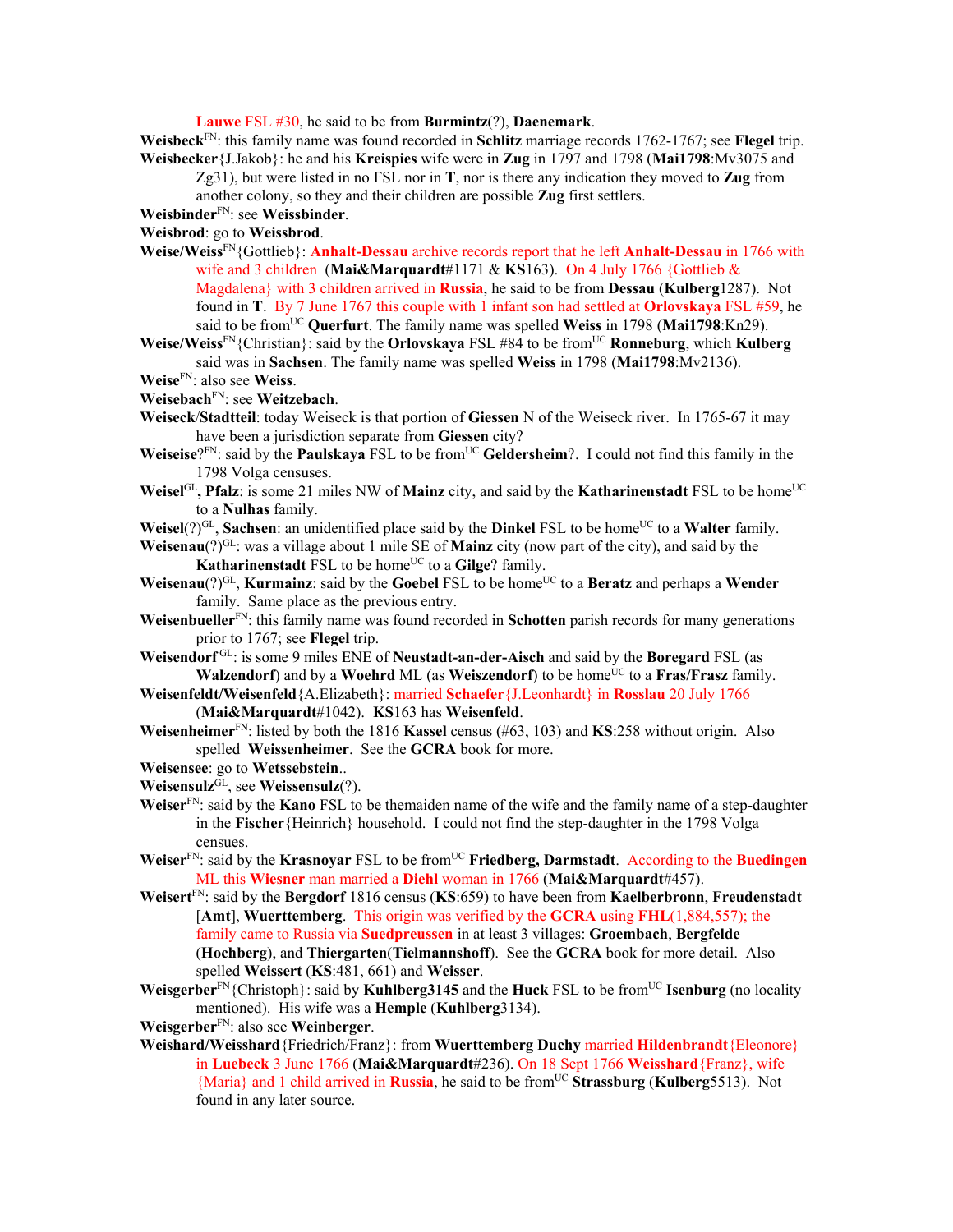**Lauwe** FSL #30, he said to be from **Burmintz**(?), **Daenemark**.

**Weisbeck**FN: this family name was found recorded in **Schlitz** marriage records 1762-1767; see **Flegel** trip.

**Weisbecker**{J.Jakob}: he and his **Kreispies** wife were in **Zug** in 1797 and 1798 (**Mai1798**:Mv3075 and Zg31), but were listed in no FSL nor in **T**, nor is there any indication they moved to **Zug** from another colony, so they and their children are possible **Zug** first settlers.

**Weisbinder**FN: see **Weissbinder**.

**Weisbrod**: go to **Weissbrod**.

**Weise/Weiss**FN{Gottlieb}: **Anhalt-Dessau** archive records report that he left **Anhalt-Dessau** in 1766 with wife and 3 children (**Mai&Marquardt**#1171 & **KS**163). On 4 July 1766 {Gottlieb & Magdalena} with 3 children arrived in **Russia**, he said to be from **Dessau** (**Kulberg**1287). Not found in **T**. By 7 June 1767 this couple with 1 infant son had settled at **Orlovskaya** FSL #59, he said to be fromUC **Querfurt**. The family name was spelled **Weiss** in 1798 (**Mai1798**:Kn29).

**Weise/Weiss**FN{Christian}: said by the **Orlovskaya** FSL #84 to be fromUC **Ronneburg**, which **Kulberg** said was in **Sachsen**. The family name was spelled **Weiss** in 1798 (**Mai1798**:Mv2136).

**Weise**FN: also see **Weiss**.

**Weisebach**FN: see **Weitzebach**.

**Weiseck**/**Stadtteil**: today Weiseck is that portion of **Giessen** N of the Weiseck river. In 1765-67 it may have been a jurisdiction separate from **Giessen** city?

**Weiseise**?FN: said by the **Paulskaya** FSL to be fromUC **Geldersheim**?. I could not find this family in the 1798 Volga censuses.

**Weisel**GL**, Pfalz**: is some 21 miles NW of **Mainz** city, and said by the **Katharinenstadt** FSL to be homeUC to a **Nulhas** family.

**Weisel**(?)GL, **Sachsen**: an unidentified place said by the **Dinkel** FSL to be homeUC to a **Walter** family.

**Weisenau**(?)GL: was a village about 1 mile SE of **Mainz** city (now part of the city), and said by the **Katharinenstadt** FSL to be homeUC to a **Gilge**? family.

**Weisenau**(?)GL, **Kurmainz**: said by the **Goebel** FSL to be homeUC to a **Beratz** and perhaps a **Wender** family. Same place as the previous entry.

**Weisenbueller**FN: this family name was found recorded in **Schotten** parish records for many generations prior to 1767; see **Flegel** trip.

**Weisendorf** GL: is some 9 miles ENE of **Neustadt-an-der-Aisch** and said by the **Boregard** FSL (as **Walzendorf**) and by a **Woehrd** ML (as **Weiszendorf**) to be homeUC to a **Fras/Frasz** family.

**Weisenfeldt/Weisenfeld**{A.Elizabeth}: married **Schaefer**{J.Leonhardt} in **Rosslau** 20 July 1766 (**Mai&Marquardt**#1042). **KS**163 has **Weisenfeld**.

**Weisenheimer**FN: listed by both the 1816 **Kassel** census (#63, 103) and **KS**:258 without origin. Also spelled **Weissenheimer**. See the **GCRA** book for more.

**Weisensee**: go to **Wetssebstein**..

**Weisensulz**GL, see **Weissensulz**(?).

**Weiser**FN: said by the **Kano** FSL to be themaiden name of the wife and the family name of a step-daughter in the **Fischer**{Heinrich} household. I could not find the step-daughter in the 1798 Volga censuses.

**Weiser**FN: said by the **Krasnoyar** FSL to be fromUC **Friedberg, Darmstadt**. According to the **Buedingen** ML this **Wiesner** man married a **Diehl** woman in 1766 (**Mai&Marquardt**#457).

**Weisert**FN: said by the **Bergdorf** 1816 census (**KS**:659) to have been from **Kaelberbronn**, **Freudenstadt** [**Amt**], **Wuerttemberg**. This origin was verified by the **GCRA** using **FHL**(1,884,557); the family came to Russia via **Suedpreussen** in at least 3 villages: **Groembach**, **Bergfelde** (**Hochberg**), and **Thiergarten**(**Tielmannshoff**). See the **GCRA** book for more detail. Also spelled **Weissert** (**KS**:481, 661) and **Weisser**.

**Weisgerber**FN{Christoph}: said by **Kuhlberg3145** and the **Huck** FSL to be fromUC **Isenburg** (no locality mentioned). His wife was a **Hemple** (**Kuhlberg**3134).

**Weisgerber**FN: also see **Weinberger**.

**Weishard/Weisshard**{Friedrich/Franz}: from **Wuerttemberg Duchy** married **Hildenbrandt**{Eleonore} in **Luebeck** 3 June 1766 (**Mai&Marquardt**#236). On 18 Sept 1766 **Weisshard**{Franz}, wife {Maria} and 1 child arrived in **Russia**, he said to be fromUC **Strassburg** (**Kulberg**5513). Not found in any later source.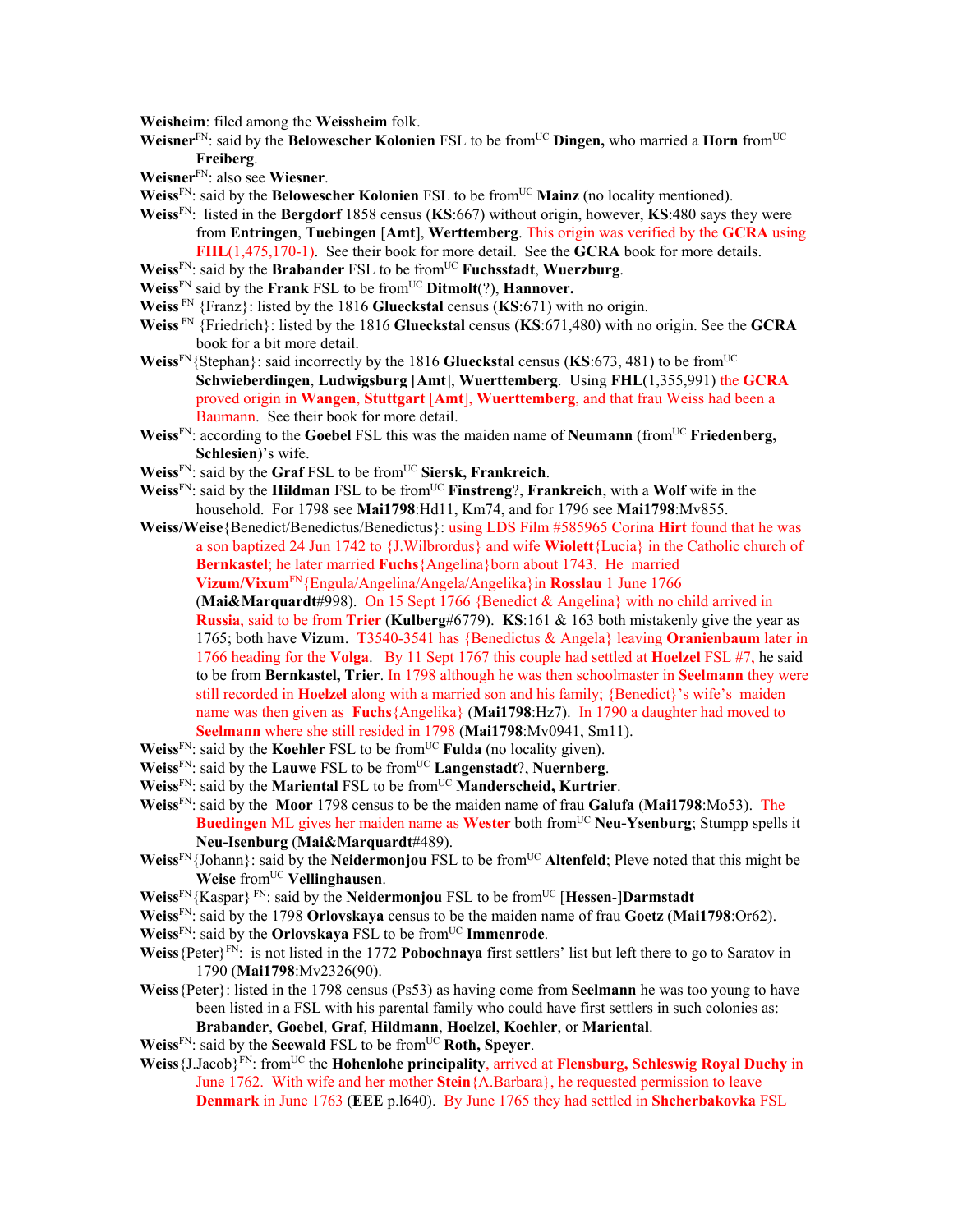**Weisheim**: filed among the **Weissheim** folk.

**Weisner**[FN]: said by the **Belowescher Kolonien** FSL to be from[UC] **Dingen,** who married a **Horn** from[UC] **Freiberg**.

**Weisner**[FN]: also see **Wiesner**.

**Weiss**[FN]: said by the **Belowescher Kolonien** FSL to be from[UC] **Mainz** (no locality mentioned).

**Weiss**[FN]: listed in the **Bergdorf** 1858 census (**KS**:667) without origin, however, **KS**:480 says they were from **Entringen**, **Tuebingen** [**Amt**], **Werttemberg**. This origin was verified by the **GCRA** using **FHL**(1,475,170-1). See their book for more detail. See the **GCRA** book for more details.

**Weiss**[FN]: said by the **Brabander** FSL to be from[UC] **Fuchsstadt**, **Wuerzburg**.

**Weiss**[FN] said by the **Frank** FSL to be from[UC] **Ditmolt**(?), **Hannover.**

**Weiss** [FN] {Franz}: listed by the 1816 **Glueckstal** census (**KS**:671) with no origin.

**Weiss** [FN] {Friedrich}: listed by the 1816 **Glueckstal** census (**KS**:671,480) with no origin. See the **GCRA** book for a bit more detail.

**Weiss**[FN]{Stephan}: said incorrectly by the 1816 **Glueckstal** census (**KS**:673, 481) to be from[UC] **Schwieberdingen**, **Ludwigsburg** [**Amt**], **Wuerttemberg**. Using **FHL**(1,355,991) the **GCRA** proved origin in **Wangen**, **Stuttgart** [**Amt**], **Wuerttemberg**, and that frau Weiss had been a Baumann. See their book for more detail.

**Weiss**[FN]: according to the **Goebel** FSL this was the maiden name of **Neumann** (from[UC] **Friedenberg, Schlesien**)'s wife.

**Weiss**[FN]: said by the **Graf** FSL to be from[UC] **Siersk, Frankreich**.

**Weiss**[FN]: said by the **Hildman** FSL to be from[UC] **Finstreng**?, **Frankreich**, with a **Wolf** wife in the household. For 1798 see **Mai1798**:Hd11, Km74, and for 1796 see **Mai1798**:Mv855.

**Weiss/Weise**{Benedict/Benedictus/Benedictus}: using LDS Film #585965 Corina **Hirt** found that he was a son baptized 24 Jun 1742 to {J.Wilbrordus} and wife **Wiolett**{Lucia} in the Catholic church of **Bernkastel**; he later married **Fuchs**{Angelina}born about 1743. He married **Vizum/Vixum**[FN]{Engula/Angelina/Angela/Angelika}in **Rosslau** 1 June 1766 (**Mai&Marquardt**#998). On 15 Sept 1766 {Benedict & Angelina} with no child arrived in **Russia**, said to be from **Trier** (**Kulberg**#6779). **KS**:161 & 163 both mistakenly give the year as 1765; both have **Vizum**. **T**3540-3541 has {Benedictus & Angela} leaving **Oranienbaum** later in 1766 heading for the **Volga**. By 11 Sept 1767 this couple had settled at **Hoelzel** FSL #7, he said to be from **Bernkastel, Trier**. In 1798 although he was then schoolmaster in **Seelmann** they were still recorded in **Hoelzel** along with a married son and his family; {Benedict}'s wife's maiden name was then given as **Fuchs**{Angelika} (**Mai1798**:Hz7). In 1790 a daughter had moved to **Seelmann** where she still resided in 1798 (**Mai1798**:Mv0941, Sm11).

**Weiss**[FN]: said by the **Koehler** FSL to be from[UC] **Fulda** (no locality given).

**Weiss**[FN]: said by the **Lauwe** FSL to be from[UC] **Langenstadt**?, **Nuernberg**.

**Weiss**[FN]: said by the **Mariental** FSL to be from[UC] **Manderscheid, Kurtrier**.

**Weiss**[FN]: said by the **Moor** 1798 census to be the maiden name of frau **Galufa** (**Mai1798**:Mo53). The **Buedingen** ML gives her maiden name as **Wester** both from[UC] **Neu-Ysenburg**; Stumpp spells it **Neu-Isenburg** (**Mai&Marquardt**#489).

**Weiss**[FN]{Johann}: said by the **Neidermonjou** FSL to be from[UC] **Altenfeld**; Pleve noted that this might be **Weise** from[UC] **Vellinghausen**.

**Weiss**[FN]{Kaspar} [FN]: said by the **Neidermonjou** FSL to be from[UC] [**Hessen**-]**Darmstadt**

**Weiss**[FN]: said by the 1798 **Orlovskaya** census to be the maiden name of frau **Goetz** (**Mai1798**:Or62).

**Weiss**[FN]: said by the **Orlovskaya** FSL to be from[UC] **Immenrode**.

**Weiss**{Peter}[FN]: is not listed in the 1772 **Pobochnaya** first settlers' list but left there to go to Saratov in 1790 (**Mai1798**:Mv2326(90).

**Weiss**{Peter}: listed in the 1798 census (Ps53) as having come from **Seelmann** he was too young to have been listed in a FSL with his parental family who could have first settlers in such colonies as: **Brabander**, **Goebel**, **Graf**, **Hildmann**, **Hoelzel**, **Koehler**, or **Mariental**.

**Weiss**[FN]: said by the **Seewald** FSL to be from[UC] **Roth, Speyer**.

**Weiss**{J.Jacob}[FN]: from[UC] the **Hohenlohe principality**, arrived at **Flensburg, Schleswig Royal Duchy** in June 1762. With wife and her mother **Stein**{A.Barbara}, he requested permission to leave **Denmark** in June 1763 (**EEE** p.l640). By June 1765 they had settled in **Shcherbakovka** FSL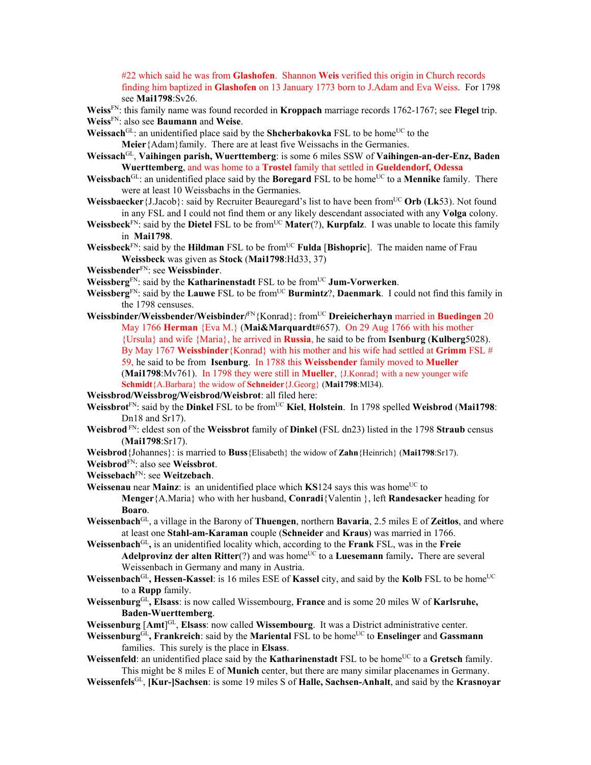#22 which said he was from **Glashofen**. Shannon **Weis** verified this origin in Church records finding him baptized in **Glashofen** on 13 January 1773 born to J.Adam and Eva Weiss. For 1798 see **Mai1798**:Sv26.

**Weiss**FN: this family name was found recorded in **Kroppach** marriage records 1762-1767; see **Flegel** trip.

**Weiss**FN: also see **Baumann** and **Weise**.

**Weissach**GL: an unidentified place said by the **Shcherbakovka** FSL to be homeUC to the **Meier**{Adam}family. There are at least five Weissachs in the Germanies.

**Weissach**GL, **Vaihingen parish, Wuerttemberg**: is some 6 miles SSW of **Vaihingen-an-der-Enz, Baden Wuerttemberg**, and was home to a **Trostel** family that settled in **Gueldendorf, Odessa**

**Weissbach**GL: an unidentified place said by the **Boregard** FSL to be homeUC to a **Mennike** family. There were at least 10 Weissbachs in the Germanies.

**Weissbaecker**{J.Jacob}: said by Recruiter Beauregard's list to have been fromUC **Orb** (**Lk**53). Not found in any FSL and I could not find them or any likely descendant associated with any **Volga** colony.

**Weissbeck**FN: said by the **Dietel** FSL to be fromUC **Mater**(?), **Kurpfalz**. I was unable to locate this family in **Mai1798**.

**Weissbeck**FN: said by the **Hildman** FSL to be fromUC **Fulda** [**Bishopric**]. The maiden name of Frau **Weissbeck** was given as **Stock** (**Mai1798**:Hd33, 37)

**Weissbender**FN: see **Weissbinder**.

**Weissberg**FN: said by the **Katharinenstadt** FSL to be fromUC **Jum-Vorwerken**.

**Weissberg**FN: said by the **Lauwe** FSL to be fromUC **Burmintz**?, **Daenmark**. I could not find this family in the 1798 censuses.

**Weissbinder/Weissbender/Weisbinder/**FN{Konrad}: fromUC **Dreieicherhayn** married in **Buedingen** 20 May 1766 **Herman** {Eva M.} (**Mai&Marquardt**#657). On 29 Aug 1766 with his mother {Ursula} and wife {Maria}, he arrived in **Russia**, he said to be from **Isenburg** (**Kulberg**5028). By May 1767 **Weissbinder**{Konrad} with his mother and his wife had settled at **Grimm** FSL # 59, he said to be from **Isenburg**. In 1788 this **Weissbender** family moved to **Mueller** (**Mai1798**:Mv761). In 1798 they were still in **Mueller**, {J.Konrad} with a new younger wife **Schmidt**{A.Barbara} the widow of **Schneider**{J.Georg} (**Mai1798**:Ml34).

**Weissbrod/Weissbrog/Weisbrod/Weisbrot**: all filed here:

**Weissbrot**FN: said by the **Dinkel** FSL to be fromUC **Kiel**, **Holstein**. In 1798 spelled **Weisbrod** (**Mai1798**: Dn18 and Sr17).

**Weisbrod** FN: eldest son of the **Weissbrot** family of **Dinkel** (FSL dn23) listed in the 1798 **Straub** census (**Mai1798**:Sr17).

**Weisbrod**{Johannes}: is married to **Buss**{Elisabeth} the widow of **Zahn**{Heinrich} (**Mai1798**:Sr17).

**Weisbrod**FN: also see **Weissbrot**.

**Weissebach**FN: see **Weitzebach**.

**Weissenau** near **Mainz**: is an unidentified place which **KS**124 says this was homeUC to **Menger**{A.Maria} who with her husband, **Conradi**{Valentin }, left **Randesacker** heading for **Boaro**.

**Weissenbach**GL, a village in the Barony of **Thuengen**, northern **Bavaria**, 2.5 miles E of **Zeitlos**, and where at least one **Stahl-am-Karaman** couple (**Schneider** and **Kraus**) was married in 1766.

**Weissenbach**GL**,** is an unidentified locality which, according to the **Frank** FSL, was in the **Freie Adelprovinz der alten Ritter**(?) and was homeUC to a **Luesemann** family**.** There are several Weissenbach in Germany and many in Austria.

**Weissenbach**GL**, Hessen-Kassel**: is 16 miles ESE of **Kassel** city, and said by the **Kolb** FSL to be homeUC to a **Rupp** family.

**Weissenburg**GL**, Elsass**: is now called Wissembourg, **France** and is some 20 miles W of **Karlsruhe, Baden-Wuerttemberg**.

**Weissenburg** [**Amt**]GL, **Elsass**: now called **Wissembourg**. It was a District administrative center.

**Weissenburg**GL**, Frankreich**: said by the **Mariental** FSL to be homeUC to **Enselinger** and **Gassmann** families. This surely is the place in **Elsass**.

**Weissenfeld**: an unidentified place said by the **Katharinenstadt** FSL to be homeUC to a **Gretsch** family. This might be 8 miles E of **Munich** center, but there are many similar placenames in Germany.

**Weissenfels**GL, **[Kur-]Sachsen**: is some 19 miles S of **Halle, Sachsen-Anhalt**, and said by the **Krasnoyar**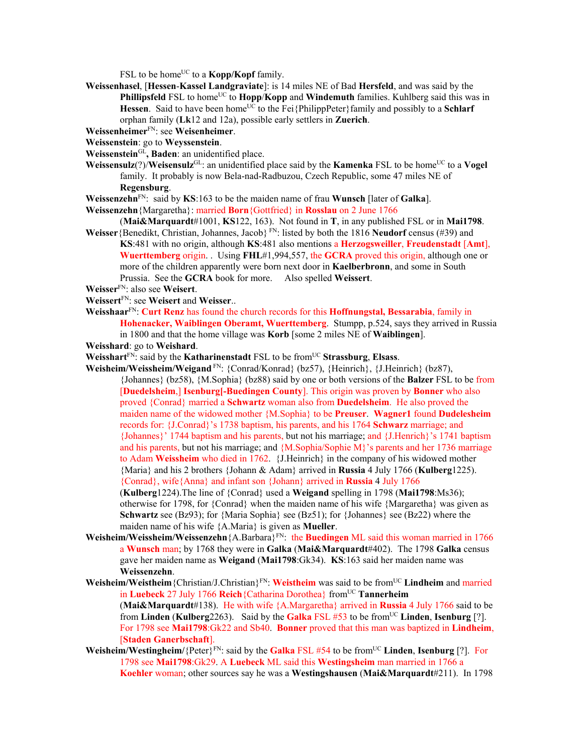FSL to be home[UC] to a **Kopp/Kopf** family.

**Weissenhasel**, [**Hessen-Kassel Landgraviate**]: is 14 miles NE of Bad **Hersfeld**, and was said by the **Phillipsfeld** FSL to home[UC] to **Hopp**/**Kopp** and **Windemuth** families. Kuhlberg said this was in **Hessen**. Said to have been home[UC] to the Fei{PhilippPeter}family and possibly to a **Schlarf** orphan family (**Lk**12 and 12a), possible early settlers in **Zuerich**.

**Weissenheimer**[FN]: see **Weisenheimer**.

**Weissenstein**: go to **Weyssenstein**.

**Weissenstein**[GL]**, Baden**: an unidentified place.

**Weissensulz**(?)/**Weisensulz**[GL]: an unidentified place said by the **Kamenka** FSL to be home[UC] to a **Vogel** family. It probably is now Bela-nad-Radbuzou, Czech Republic, some 47 miles NE of **Regensburg**.

**Weissenzehn**[FN]: said by **KS**:163 to be the maiden name of frau **Wunsch** [later of **Galka**].

**Weissenzehn**{Margaretha}: married **Born**{Gottfried} in **Rosslau** on 2 June 1766 (**Mai&Marquardt**#1001, **KS**122, 163). Not found in **T**, in any published FSL or in **Mai1798**.

**Weisser**{Benedikt, Christian, Johannes, Jacob} [FN]: listed by both the 1816 **Neudorf** census (#39) and **KS**:481 with no origin, although **KS**:481 also mentions a **Herzogsweiller**, **Freudenstadt** [**Amt**], **Wuerttemberg** origin. . Using **FHL**#1,994,557, the **GCRA** proved this origin, although one or more of the children apparently were born next door in **Kaelberbronn**, and some in South Prussia. See the **GCRA** book for more. Also spelled **Weissert**.

**Weisser**[FN]: also see **Weisert**.

**Weissert**[FN]: see **Weisert** and **Weisser**..

**Weisshaar**[FN]: **Curt Renz** has found the church records for this **Hoffnungstal, Bessarabia**, family in **Hohenacker, Waiblingen Oberamt, Wuerttemberg**. Stumpp, p.524, says they arrived in Russia in 1800 and that the home village was **Korb** [some 2 miles NE of **Waiblingen**].

**Weisshard**: go to **Weishard**.

**Weisshart**[FN]: said by the **Katharinenstadt** FSL to be from[UC] **Strassburg**, **Elsass**.

**Weisheim/Weissheim/Weigand** [FN]: {Conrad/Konrad} (bz57), {Heinrich}, {J.Heinrich} (bz87), {Johannes} (bz58), {M.Sophia} (bz88) said by one or both versions of the **Balzer** FSL to be from [**Duedelsheim**,] **Isenburg[-Buedingen County**]. This origin was proven by **Bonner** who also proved {Conrad} married a **Schwartz** woman also from **Duedelsheim**. He also proved the maiden name of the widowed mother {M.Sophia} to be **Preuser**. **Wagner1** found **Dudelesheim** records for: {J.Conrad}'s 1738 baptism, his parents, and his 1764 **Schwarz** marriage; and {Johannes}' 1744 baptism and his parents, but not his marriage; and {J.Henrich}'s 1741 baptism and his parents, but not his marriage; and {M.Sophia/Sophie M}'s parents and her 1736 marriage to Adam **Weissheim** who died in 1762. {J.Heinrich} in the company of his widowed mother {Maria} and his 2 brothers {Johann & Adam} arrived in **Russia** 4 July 1766 (**Kulberg**1225). {Conrad}, wife{Anna} and infant son {Johann} arrived in **Russia** 4 July 1766 (**Kulberg**1224).The line of {Conrad} used a **Weigand** spelling in 1798 (**Mai1798**:Ms36); otherwise for 1798, for {Conrad} when the maiden name of his wife {Margaretha} was given as **Schwartz** see (Bz93); for {Maria Sophia} see (Bz51); for {Johannes} see (Bz22) where the maiden name of his wife {A.Maria} is given as **Mueller**.

**Weisheim/Weissheim/Weissenzehn**{A.Barbara}[FN]: the **Buedingen** ML said this woman married in 1766 a **Wunsch** man; by 1768 they were in **Galka** (**Mai&Marquardt**#402). The 1798 **Galka** census gave her maiden name as **Weigand** (**Mai1798**:Gk34). **KS**:163 said her maiden name was **Weissenzehn**.

**Weisheim/Weistheim**{Christian/J.Christian}[FN]: **Weistheim** was said to be from[UC] **Lindheim** and married in **Luebeck** 27 July 1766 **Reich**{Catharina Dorothea} from[UC] **Tannerheim** (**Mai&Marquardt**#138). He with wife {A.Margaretha} arrived in **Russia** 4 July 1766 said to be from **Linden** (**Kulberg**2263). Said by the **Galka** FSL #53 to be from[UC] **Linden**, **Isenburg** [?]. For 1798 see **Mai1798**:Gk22 and Sb40. **Bonner** proved that this man was baptized in **Lindheim**, [**Staden Ganerbschaft**].

**Weisheim/Westingheim/**{Peter}[FN]: said by the **Galka** FSL #54 to be from[UC] **Linden**, **Isenburg** [?]. For 1798 see **Mai1798**:Gk29. A **Luebeck** ML said this **Westingsheim** man married in 1766 a **Koehler** woman; other sources say he was a **Westingshausen** (**Mai&Marquardt**#211). In 1798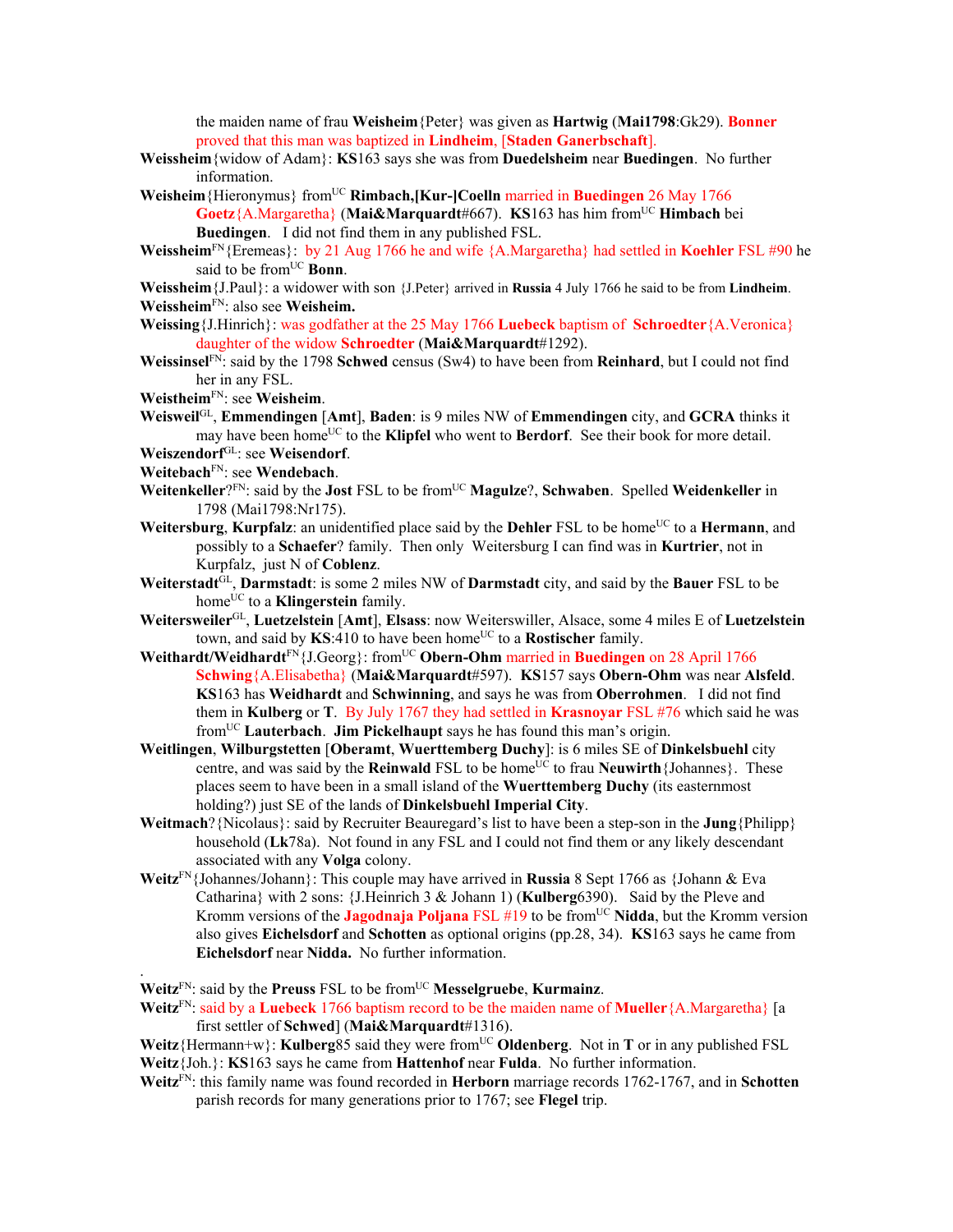the maiden name of frau **Weisheim**{Peter} was given as **Hartwig** (**Mai1798**:Gk29). **Bonner** proved that this man was baptized in **Lindheim**, [**Staden Ganerbschaft**].

**Weissheim**{widow of Adam}: **KS**163 says she was from **Duedelsheim** near **Buedingen**. No further information.

**Weisheim**{Hieronymus} from[UC] **Rimbach,[Kur-]Coelln** married in **Buedingen** 26 May 1766 **Goetz**{A.Margaretha} (**Mai&Marquardt**#667). **KS**163 has him from[UC] **Himbach** bei **Buedingen**. I did not find them in any published FSL.

**Weissheim**[FN]{Eremeas}: by 21 Aug 1766 he and wife {A.Margaretha} had settled in **Koehler** FSL #90 he said to be from[UC] **Bonn**.

**Weissheim**{J.Paul}: a widower with son {J.Peter} arrived in **Russia** 4 July 1766 he said to be from **Lindheim**.

**Weissheim**[FN]: also see **Weisheim.**

**Weissing**{J.Hinrich}: was godfather at the 25 May 1766 **Luebeck** baptism of **Schroedter**{A.Veronica} daughter of the widow **Schroedter** (**Mai&Marquardt**#1292).

**Weissinsel**[FN]: said by the 1798 **Schwed** census (Sw4) to have been from **Reinhard**, but I could not find her in any FSL.

**Weistheim**[FN]: see **Weisheim**.

**Weisweil**[GL], **Emmendingen** [**Amt**], **Baden**: is 9 miles NW of **Emmendingen** city, and **GCRA** thinks it may have been home[UC] to the **Klipfel** who went to **Berdorf**. See their book for more detail.

**Weiszendorf**[GL]: see **Weisendorf**.

**Weitebach**[FN]: see **Wendebach**.

**Weitenkeller**?[FN]: said by the **Jost** FSL to be from[UC] **Magulze**?, **Schwaben**. Spelled **Weidenkeller** in 1798 (Mai1798:Nr175).

**Weitersburg**, **Kurpfalz**: an unidentified place said by the **Dehler** FSL to be home[UC] to a **Hermann**, and possibly to a **Schaefer**? family. Then only Weitersburg I can find was in **Kurtrier**, not in Kurpfalz, just N of **Coblenz**.

**Weiterstadt**[GL], **Darmstadt**: is some 2 miles NW of **Darmstadt** city, and said by the **Bauer** FSL to be home[UC] to a **Klingerstein** family.

**Weitersweiler**[GL], **Luetzelstein** [**Amt**], **Elsass**: now Weiterswiller, Alsace, some 4 miles E of **Luetzelstein** town, and said by **KS**:410 to have been home[UC] to a **Rostischer** family.

**Weithardt/Weidhardt**[FN]{J.Georg}: from[UC] **Obern-Ohm** married in **Buedingen** on 28 April 1766 **Schwing**{A.Elisabetha} (**Mai&Marquardt**#597). **KS**157 says **Obern-Ohm** was near **Alsfeld**. **KS**163 has **Weidhardt** and **Schwinning**, and says he was from **Oberrohmen**. I did not find them in **Kulberg** or **T**. By July 1767 they had settled in **Krasnoyar** FSL #76 which said he was from[UC] **Lauterbach**. **Jim Pickelhaupt** says he has found this man's origin.

**Weitlingen**, **Wilburgstetten** [**Oberamt**, **Wuerttemberg Duchy**]: is 6 miles SE of **Dinkelsbuehl** city centre, and was said by the **Reinwald** FSL to be home[UC] to frau **Neuwirth**{Johannes}. These places seem to have been in a small island of the **Wuerttemberg Duchy** (its easternmost holding?) just SE of the lands of **Dinkelsbuehl Imperial City**.

**Weitmach**?{Nicolaus}: said by Recruiter Beauregard's list to have been a step-son in the **Jung**{Philipp} household (**Lk**78a). Not found in any FSL and I could not find them or any likely descendant associated with any **Volga** colony.

**Weitz**[FN]{Johannes/Johann}: This couple may have arrived in **Russia** 8 Sept 1766 as {Johann & Eva Catharina} with 2 sons: {J.Heinrich 3 & Johann 1) (**Kulberg**6390). Said by the Pleve and Kromm versions of the **Jagodnaja Poljana** FSL #19 to be from[UC] **Nidda**, but the Kromm version also gives **Eichelsdorf** and **Schotten** as optional origins (pp.28, 34). **KS**163 says he came from **Eichelsdorf** near **Nidda.** No further information.

.

**Weitz**[FN]: said by the **Preuss** FSL to be from[UC] **Messelgruebe**, **Kurmainz**.

**Weitz**[FN]: said by a **Luebeck** 1766 baptism record to be the maiden name of **Mueller**{A.Margaretha} [a first settler of **Schwed**] (**Mai&Marquardt**#1316).

**Weitz**{Hermann+w}: **Kulberg**85 said they were from[UC] **Oldenberg**. Not in **T** or in any published FSL

**Weitz**{Joh.}: **KS**163 says he came from **Hattenhof** near **Fulda**. No further information.

**Weitz**[FN]: this family name was found recorded in **Herborn** marriage records 1762-1767, and in **Schotten** parish records for many generations prior to 1767; see **Flegel** trip.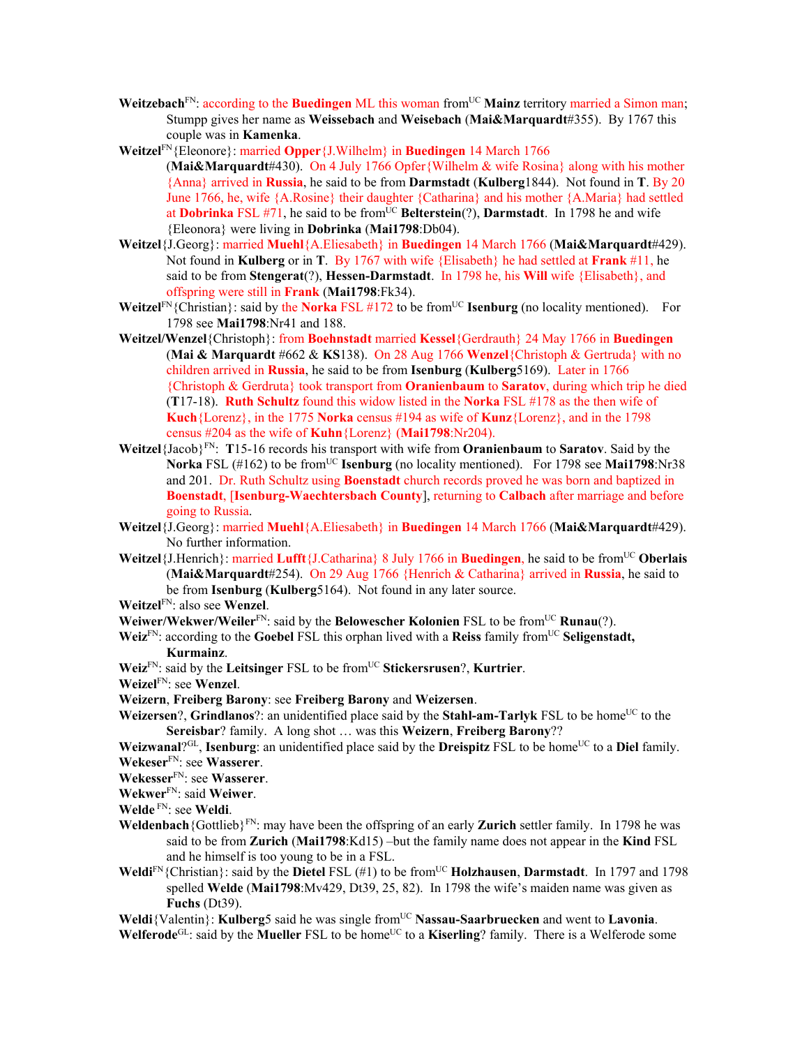**Weitzebach**[FN]: according to the **Buedingen** ML this woman from[UC] **Mainz** territory married a Simon man; Stumpp gives her name as **Weissebach** and **Weisebach** (**Mai&Marquardt**#355). By 1767 this couple was in **Kamenka**.

**Weitzel**[FN]{Eleonore}: married **Opper**{J.Wilhelm} in **Buedingen** 14 March 1766 (**Mai&Marquardt**#430). On 4 July 1766 Opfer{Wilhelm & wife Rosina} along with his mother {Anna} arrived in **Russia**, he said to be from **Darmstadt** (**Kulberg**1844). Not found in **T**. By 20 June 1766, he, wife {A.Rosine} their daughter {Catharina} and his mother {A.Maria} had settled at **Dobrinka** FSL #71, he said to be from[UC] **Belterstein**(?), **Darmstadt**. In 1798 he and wife {Eleonora} were living in **Dobrinka** (**Mai1798**:Db04).

**Weitzel**{J.Georg}: married **Muehl**{A.Eliesabeth} in **Buedingen** 14 March 1766 (**Mai&Marquardt**#429). Not found in **Kulberg** or in **T**. By 1767 with wife {Elisabeth} he had settled at **Frank** #11, he said to be from **Stengerat**(?), **Hessen-Darmstadt**. In 1798 he, his **Will** wife {Elisabeth}, and offspring were still in **Frank** (**Mai1798**:Fk34).

**Weitzel**[FN]{Christian}: said by the **Norka** FSL #172 to be from[UC] **Isenburg** (no locality mentioned). For 1798 see **Mai1798**:Nr41 and 188.

**Weitzel/Wenzel**{Christoph}: from **Boehnstadt** married **Kessel**{Gerdrauth} 24 May 1766 in **Buedingen** (**Mai & Marquardt** #662 & **KS**138). On 28 Aug 1766 **Wenzel**{Christoph & Gertruda} with no children arrived in **Russia**, he said to be from **Isenburg** (**Kulberg**5169). Later in 1766 {Christoph & Gerdruta} took transport from **Oranienbaum** to **Saratov**, during which trip he died (**T**17-18). **Ruth Schultz** found this widow listed in the **Norka** FSL #178 as the then wife of **Kuch**{Lorenz}, in the 1775 **Norka** census #194 as wife of **Kunz**{Lorenz}, and in the 1798 census #204 as the wife of **Kuhn**{Lorenz} (**Mai1798**:Nr204).

**Weitzel**{Jacob}[FN]: **T**15-16 records his transport with wife from **Oranienbaum** to **Saratov**. Said by the **Norka** FSL (#162) to be from[UC] **Isenburg** (no locality mentioned). For 1798 see **Mai1798**:Nr38 and 201. Dr. Ruth Schultz using **Boenstadt** church records proved he was born and baptized in **Boenstadt**, [**Isenburg-Waechtersbach County**], returning to **Calbach** after marriage and before going to Russia.

**Weitzel**{J.Georg}: married **Muehl**{A.Eliesabeth} in **Buedingen** 14 March 1766 (**Mai&Marquardt**#429). No further information.

**Weitzel**{J.Henrich}: married **Lufft**{J.Catharina} 8 July 1766 in **Buedingen**, he said to be from[UC] **Oberlais** (**Mai&Marquardt**#254). On 29 Aug 1766 {Henrich & Catharina} arrived in **Russia**, he said to be from **Isenburg** (**Kulberg**5164). Not found in any later source.

**Weitzel**[FN]: also see **Wenzel**.

**Weiwer/Wekwer/Weiler**[FN]: said by the **Belowescher Kolonien** FSL to be from[UC] **Runau**(?).

**Weiz**[FN]: according to the **Goebel** FSL this orphan lived with a **Reiss** family from[UC] **Seligenstadt, Kurmainz**.

**Weiz**[FN]: said by the **Leitsinger** FSL to be from[UC] **Stickersrusen**?, **Kurtrier**.

**Weizel**[FN]: see **Wenzel**.

**Weizern**, **Freiberg Barony**: see **Freiberg Barony** and **Weizersen**.

**Weizersen**?, **Grindlanos**?: an unidentified place said by the **Stahl-am-Tarlyk** FSL to be home[UC] to the **Sereisbar**? family. A long shot … was this **Weizern**, **Freiberg Barony**??

**Weizwanal**?[GL], **Isenburg**: an unidentified place said by the **Dreispitz** FSL to be home[UC] to a **Diel** family.

**Wekeser**[FN]: see **Wasserer**.

**Wekesser**[FN]: see **Wasserer**.

**Wekwer**[FN]: said **Weiwer**.

**Welde** [FN]: see **Weldi**.

**Weldenbach**{Gottlieb}[FN]: may have been the offspring of an early **Zurich** settler family. In 1798 he was said to be from **Zurich** (**Mai1798**:Kd15) –but the family name does not appear in the **Kind** FSL and he himself is too young to be in a FSL.

**Weldi**[FN]{Christian}: said by the **Dietel** FSL (#1) to be from[UC] **Holzhausen**, **Darmstadt**. In 1797 and 1798 spelled **Welde** (**Mai1798**:Mv429, Dt39, 25, 82). In 1798 the wife's maiden name was given as **Fuchs** (Dt39).

**Weldi**{Valentin}: **Kulberg**5 said he was single from[UC] **Nassau-Saarbruecken** and went to **Lavonia**.

**Welferode**[GL]: said by the **Mueller** FSL to be home[UC] to a **Kiserling**? family. There is a Welferode some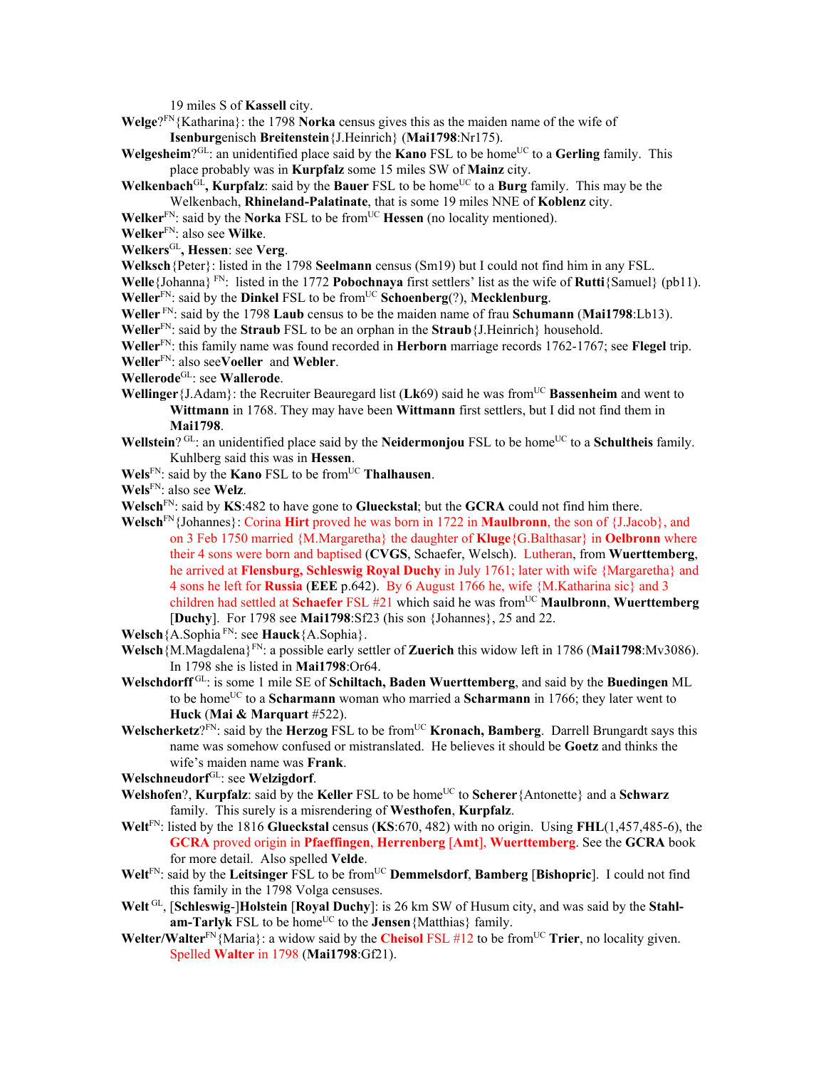19 miles S of **Kassell** city.

**Welge**?[FN]{Katharina}: the 1798 **Norka** census gives this as the maiden name of the wife of **Isenburg**enisch **Breitenstein**{J.Heinrich} (**Mai1798**:Nr175).

**Welgesheim**?[GL]: an unidentified place said by the **Kano** FSL to be home[UC] to a **Gerling** family. This place probably was in **Kurpfalz** some 15 miles SW of **Mainz** city.

**Welkenbach**[GL]**, Kurpfalz**: said by the **Bauer** FSL to be home[UC] to a **Burg** family. This may be the Welkenbach, **Rhineland-Palatinate**, that is some 19 miles NNE of **Koblenz** city.

**Welker**[FN]: said by the **Norka** FSL to be from[UC] **Hessen** (no locality mentioned).

**Welker**[FN]: also see **Wilke**.

**Welkers**[GL]**, Hessen**: see **Verg**.

**Welksch**{Peter}: listed in the 1798 **Seelmann** census (Sm19) but I could not find him in any FSL.

**Welle**{Johanna} [FN]: listed in the 1772 **Pobochnaya** first settlers' list as the wife of **Rutti**{Samuel} (pb11).

**Weller**[FN]: said by the **Dinkel** FSL to be from[UC] **Schoenberg**(?), **Mecklenburg**.

**Weller** [FN]: said by the 1798 **Laub** census to be the maiden name of frau **Schumann** (**Mai1798**:Lb13).

**Weller**[FN]: said by the **Straub** FSL to be an orphan in the **Straub**{J.Heinrich} household.

**Weller**[FN]: this family name was found recorded in **Herborn** marriage records 1762-1767; see **Flegel** trip.

**Weller**[FN]: also see**Voeller** and **Webler**.

**Wellerode**[GL]: see **Wallerode**.

**Wellinger**{J.Adam}: the Recruiter Beauregard list (**Lk**69) said he was from[UC] **Bassenheim** and went to **Wittmann** in 1768. They may have been **Wittmann** first settlers, but I did not find them in **Mai1798**.

**Wellstein**? [GL]: an unidentified place said by the **Neidermonjou** FSL to be home[UC] to a **Schultheis** family. Kuhlberg said this was in **Hessen**.

**Wels**[FN]: said by the **Kano** FSL to be from[UC] **Thalhausen**.

**Wels**[FN]: also see **Welz**.

**Welsch**[FN]: said by **KS**:482 to have gone to **Glueckstal**; but the **GCRA** could not find him there.

**Welsch**[FN]{Johannes}: Corina **Hirt** proved he was born in 1722 in **Maulbronn**, the son of {J.Jacob}, and on 3 Feb 1750 married {M.Margaretha} the daughter of **Kluge**{G.Balthasar} in **Oelbronn** where their 4 sons were born and baptised (**CVGS**, Schaefer, Welsch). Lutheran, from **Wuerttemberg**, he arrived at **Flensburg, Schleswig Royal Duchy** in July 1761; later with wife {Margaretha} and 4 sons he left for **Russia** (**EEE** p.642). By 6 August 1766 he, wife {M.Katharina sic} and 3 children had settled at **Schaefer** FSL #21 which said he was from[UC] **Maulbronn**, **Wuerttemberg** [**Duchy**]. For 1798 see **Mai1798**:Sf23 (his son {Johannes}, 25 and 22.

**Welsch**{A.Sophia [FN]: see **Hauck**{A.Sophia}.

**Welsch**{M.Magdalena}[FN]: a possible early settler of **Zuerich** this widow left in 1786 (**Mai1798**:Mv3086). In 1798 she is listed in **Mai1798**:Or64.

**Welschdorff** [GL]: is some 1 mile SE of **Schiltach, Baden Wuerttemberg**, and said by the **Buedingen** ML to be home[UC] to a **Scharmann** woman who married a **Scharmann** in 1766; they later went to **Huck** (**Mai & Marquart** #522).

**Welscherketz**?[FN]: said by the **Herzog** FSL to be from[UC] **Kronach, Bamberg**. Darrell Brungardt says this name was somehow confused or mistranslated. He believes it should be **Goetz** and thinks the wife's maiden name was **Frank**.

**Welschneudorf**[GL]: see **Welzigdorf**.

**Welshofen**?, **Kurpfalz**: said by the **Keller** FSL to be home[UC] to **Scherer**{Antonette} and a **Schwarz** family. This surely is a misrendering of **Westhofen, Kurpfalz**.

**Welt**[FN]: listed by the 1816 **Glueckstal** census (**KS**:670, 482) with no origin. Using **FHL**(1,457,485-6), the **GCRA** proved origin in **Pfaeffingen**, **Herrenberg** [**Amt**], **Wuerttemberg**. See the **GCRA** book for more detail. Also spelled **Velde**.

**Welt**[FN]: said by the **Leitsinger** FSL to be from[UC] **Demmelsdorf**, **Bamberg** [**Bishopric**]. I could not find this family in the 1798 Volga censuses.

**Welt** [GL], [**Schleswig**-]**Holstein** [**Royal Duchy**]: is 26 km SW of Husum city, and was said by the **Stahl-am-Tarlyk** FSL to be home[UC] to the **Jensen**{Matthias} family.

**Welter/Walter**[FN]{Maria}: a widow said by the **Cheisol** FSL #12 to be from[UC] **Trier**, no locality given. Spelled **Walter** in 1798 (**Mai1798**:Gf21).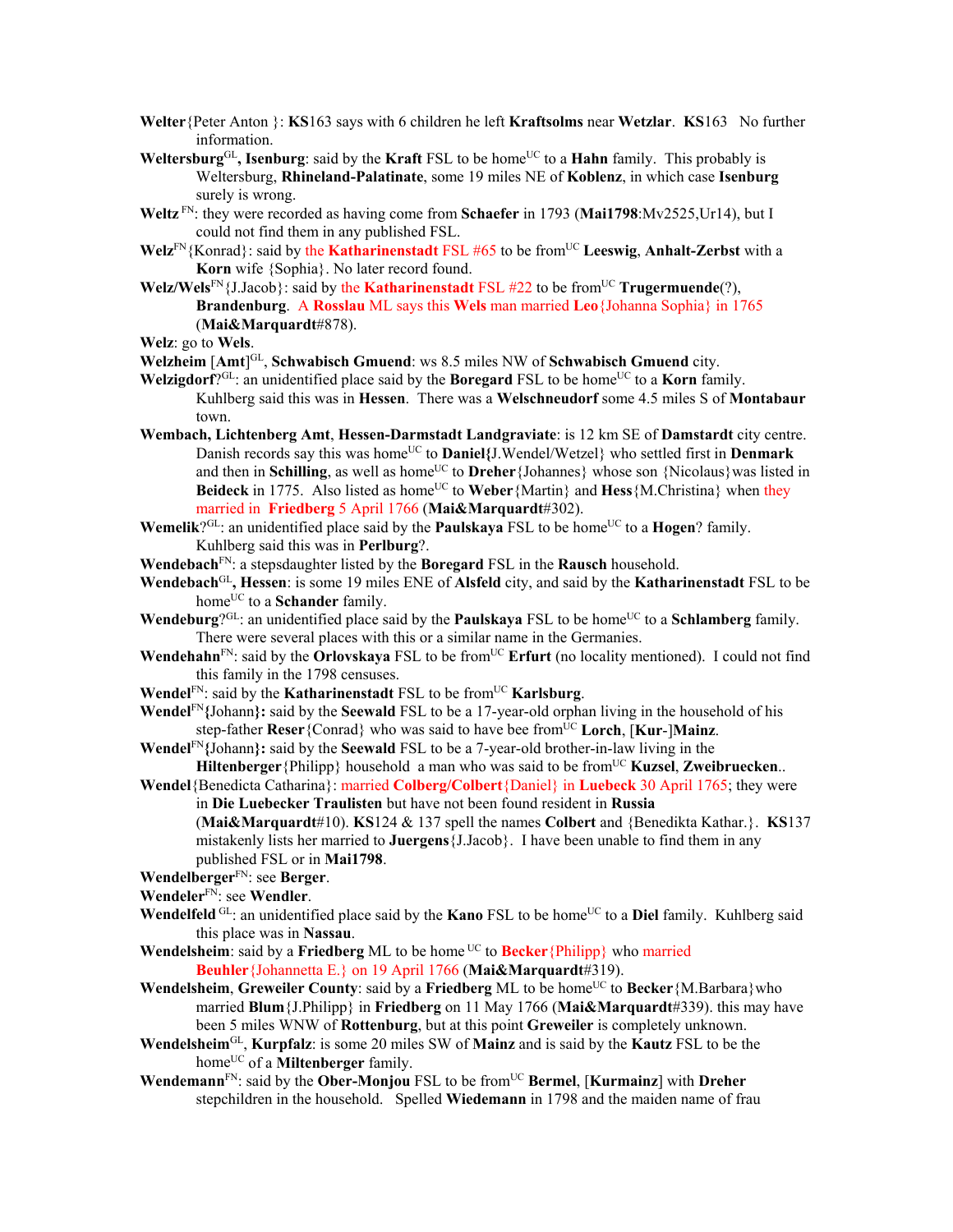**Welter**{Peter Anton }: **KS**163 says with 6 children he left **Kraftsolms** near **Wetzlar**. **KS**163 No further information.

**Weltersburg**[GL]**, Isenburg**: said by the **Kraft** FSL to be home[UC] to a **Hahn** family. This probably is Weltersburg, **Rhineland-Palatinate**, some 19 miles NE of **Koblenz**, in which case **Isenburg** surely is wrong.

**Weltz** [FN]: they were recorded as having come from **Schaefer** in 1793 (**Mai1798**:Mv2525,Ur14), but I could not find them in any published FSL.

**Welz**[FN]{Konrad}: said by the **Katharinenstadt** FSL #65 to be from[UC] **Leeswig**, **Anhalt-Zerbst** with a **Korn** wife {Sophia}. No later record found.

**Welz/Wels**[FN]{J.Jacob}: said by the **Katharinenstadt** FSL #22 to be from[UC] **Trugermuende**(?), **Brandenburg**. A **Rosslau** ML says this **Wels** man married **Leo**{Johanna Sophia} in 1765 (**Mai&Marquardt**#878).

**Welz**: go to **Wels**.

**Welzheim** [**Amt**][GL], **Schwabisch Gmuend**: ws 8.5 miles NW of **Schwabisch Gmuend** city.

**Welzigdorf**?[GL]: an unidentified place said by the **Boregard** FSL to be home[UC] to a **Korn** family. Kuhlberg said this was in **Hessen**. There was a **Welschneudorf** some 4.5 miles S of **Montabaur** town.

**Wembach, Lichtenberg Amt**, **Hessen-Darmstadt Landgraviate**: is 12 km SE of **Damstardt** city centre. Danish records say this was home[UC] to **Daniel{**J.Wendel/Wetzel} who settled first in **Denmark** and then in **Schilling**, as well as home[UC] to **Dreher**{Johannes} whose son {Nicolaus}was listed in **Beideck** in 1775. Also listed as home[UC] to **Weber**{Martin} and **Hess**{M.Christina} when they married in **Friedberg** 5 April 1766 (**Mai&Marquardt**#302).

**Wemelik**?[GL]: an unidentified place said by the **Paulskaya** FSL to be home[UC] to a **Hogen**? family. Kuhlberg said this was in **Perlburg**?.

**Wendebach**[FN]: a stepsdaughter listed by the **Boregard** FSL in the **Rausch** household.

**Wendebach**[GL]**, Hessen**: is some 19 miles ENE of **Alsfeld** city, and said by the **Katharinenstadt** FSL to be home[UC] to a **Schander** family.

**Wendeburg**?[GL]: an unidentified place said by the **Paulskaya** FSL to be home[UC] to a **Schlamberg** family. There were several places with this or a similar name in the Germanies.

**Wendehahn**[FN]: said by the **Orlovskaya** FSL to be from[UC] **Erfurt** (no locality mentioned). I could not find this family in the 1798 censuses.

**Wendel**[FN]: said by the **Katharinenstadt** FSL to be from[UC] **Karlsburg**.

**Wendel**[FN]**{**Johann**}:** said by the **Seewald** FSL to be a 17-year-old orphan living in the household of his step-father **Reser**{Conrad} who was said to have bee from[UC] **Lorch**, [**Kur**-]**Mainz**.

**Wendel**[FN]**{**Johann**}:** said by the **Seewald** FSL to be a 7-year-old brother-in-law living in the **Hiltenberger**{Philipp} household a man who was said to be from[UC] **Kuzsel**, **Zweibruecken**..

**Wendel**{Benedicta Catharina}: married **Colberg/Colbert**{Daniel} in **Luebeck** 30 April 1765; they were in **Die Luebecker Traulisten** but have not been found resident in **Russia** (**Mai&Marquardt**#10). **KS**124 & 137 spell the names **Colbert** and {Benedikta Kathar.}. **KS**137 mistakenly lists her married to **Juergens**{J.Jacob}. I have been unable to find them in any published FSL or in **Mai1798**.

**Wendelberger**[FN]: see **Berger**.

**Wendeler**[FN]: see **Wendler**.

**Wendelfeld** [GL]: an unidentified place said by the **Kano** FSL to be home[UC] to a **Diel** family. Kuhlberg said this place was in **Nassau**.

**Wendelsheim**: said by a **Friedberg** ML to be home [UC] to **Becker**{Philipp} who married **Beuhler**{Johannetta E.} on 19 April 1766 (**Mai&Marquardt**#319).

**Wendelsheim**, **Greweiler County**: said by a **Friedberg** ML to be home[UC] to **Becker**{M.Barbara}who married **Blum**{J.Philipp} in **Friedberg** on 11 May 1766 (**Mai&Marquardt**#339). this may have been 5 miles WNW of **Rottenburg**, but at this point **Greweiler** is completely unknown.

**Wendelsheim**[GL], **Kurpfalz**: is some 20 miles SW of **Mainz** and is said by the **Kautz** FSL to be the home[UC] of a **Miltenberger** family.

**Wendemann**[FN]: said by the **Ober-Monjou** FSL to be from[UC] **Bermel**, [**Kurmainz**] with **Dreher** stepchildren in the household. Spelled **Wiedemann** in 1798 and the maiden name of frau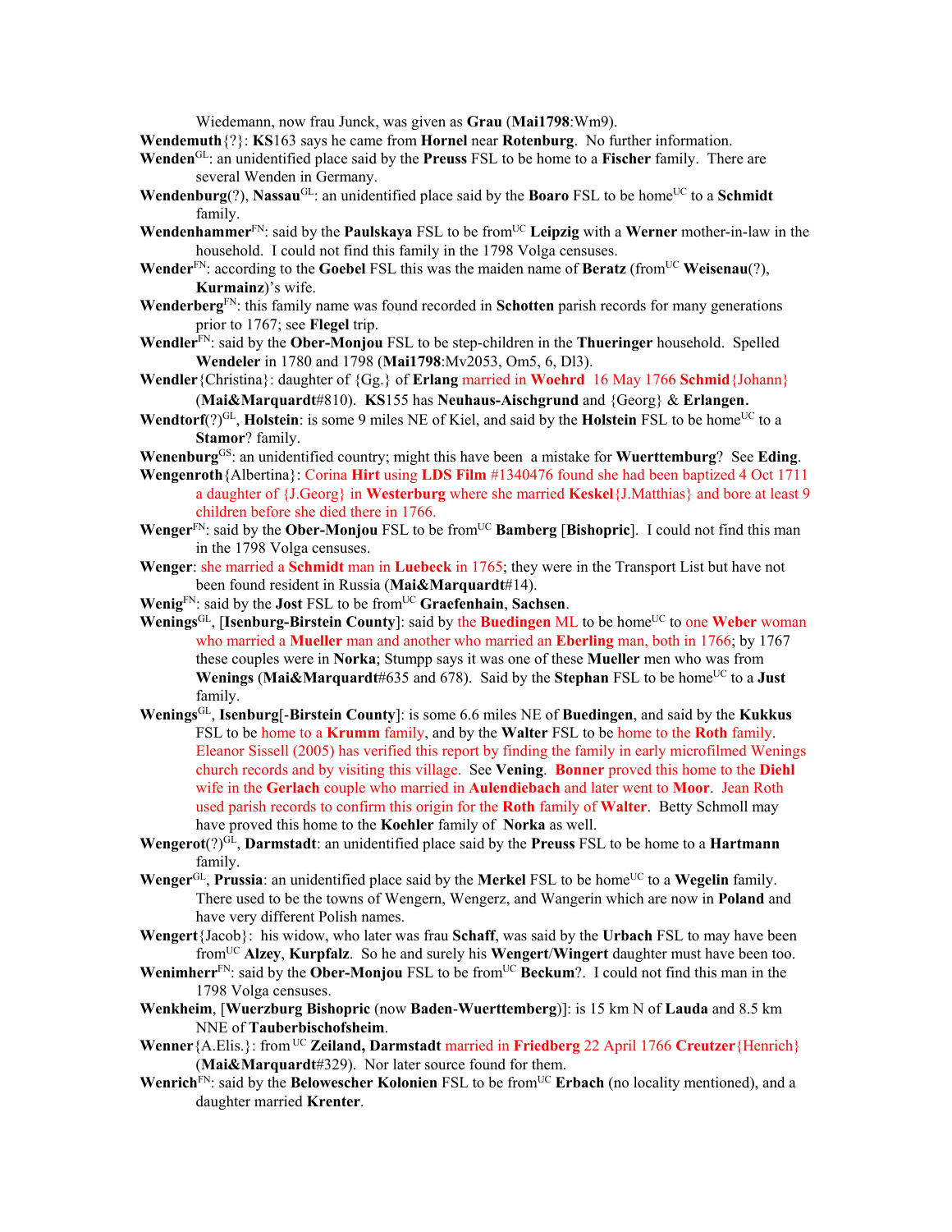Wiedemann, now frau Junck, was given as **Grau** (**Mai1798**:Wm9).

**Wendemuth**{?}: **KS**163 says he came from **Hornel** near **Rotenburg**. No further information.

**Wenden**GL: an unidentified place said by the **Preuss** FSL to be home to a **Fischer** family. There are several Wenden in Germany.

**Wendenburg**(?), **Nassau**GL: an unidentified place said by the **Boaro** FSL to be homeUC to a **Schmidt** family.

**Wendenhammer**FN: said by the **Paulskaya** FSL to be fromUC **Leipzig** with a **Werner** mother-in-law in the household. I could not find this family in the 1798 Volga censuses.

**Wender**FN: according to the **Goebel** FSL this was the maiden name of **Beratz** (fromUC **Weisenau**(?), **Kurmainz**)'s wife.

**Wenderberg**FN: this family name was found recorded in **Schotten** parish records for many generations prior to 1767; see **Flegel** trip.

**Wendler**FN: said by the **Ober-Monjou** FSL to be step-children in the **Thueringer** household. Spelled **Wendeler** in 1780 and 1798 (**Mai1798**:Mv2053, Om5, 6, Dl3).

**Wendler**{Christina}: daughter of {Gg.} of **Erlang** married in **Woehrd** 16 May 1766 **Schmid**{Johann} (**Mai&Marquardt**#810). **KS**155 has **Neuhaus-Aischgrund** and {Georg} & **Erlangen.**

**Wendtorf**(?)GL, **Holstein**: is some 9 miles NE of Kiel, and said by the **Holstein** FSL to be homeUC to a **Stamor**? family.

**Wenenburg**GS: an unidentified country; might this have been a mistake for **Wuerttemburg**? See **Eding**.

**Wengenroth**{Albertina}: Corina **Hirt** using **LDS Film** #1340476 found she had been baptized 4 Oct 1711 a daughter of {J.Georg} in **Westerburg** where she married **Keskel**{J.Matthias} and bore at least 9 children before she died there in 1766.

**Wenger**FN: said by the **Ober-Monjou** FSL to be fromUC **Bamberg** [**Bishopric**]. I could not find this man in the 1798 Volga censuses.

**Wenger**: she married a **Schmidt** man in **Luebeck** in 1765; they were in the Transport List but have not been found resident in Russia (**Mai&Marquardt**#14).

**Wenig**FN: said by the **Jost** FSL to be fromUC **Graefenhain**, **Sachsen**.

**Wenings**GL, [**Isenburg-Birstein County**]: said by the **Buedingen** ML to be homeUC to one **Weber** woman who married a **Mueller** man and another who married an **Eberling** man, both in 1766; by 1767 these couples were in **Norka**; Stumpp says it was one of these **Mueller** men who was from **Wenings** (**Mai&Marquardt**#635 and 678). Said by the **Stephan** FSL to be homeUC to a **Just** family.

**Wenings**GL, **Isenburg**[-**Birstein County**]: is some 6.6 miles NE of **Buedingen**, and said by the **Kukkus** FSL to be home to a **Krumm** family, and by the **Walter** FSL to be home to the **Roth** family. Eleanor Sissell (2005) has verified this report by finding the family in early microfilmed Wenings church records and by visiting this village. See **Vening**. **Bonner** proved this home to the **Diehl** wife in the **Gerlach** couple who married in **Aulendiebach** and later went to **Moor**. Jean Roth used parish records to confirm this origin for the **Roth** family of **Walter**. Betty Schmoll may have proved this home to the **Koehler** family of **Norka** as well.

**Wengerot**(?)GL, **Darmstadt**: an unidentified place said by the **Preuss** FSL to be home to a **Hartmann** family.

**Wenger**GL, **Prussia**: an unidentified place said by the **Merkel** FSL to be homeUC to a **Wegelin** family. There used to be the towns of Wengern, Wengerz, and Wangerin which are now in **Poland** and have very different Polish names.

**Wengert**{Jacob}: his widow, who later was frau **Schaff**, was said by the **Urbach** FSL to may have been fromUC **Alzey**, **Kurpfalz**. So he and surely his **Wengert**/**Wingert** daughter must have been too.

**Wenimherr**FN: said by the **Ober-Monjou** FSL to be fromUC **Beckum**?. I could not find this man in the 1798 Volga censuses.

**Wenkheim**, [**Wuerzburg Bishopric** (now **Baden**-**Wuerttemberg**)]: is 15 km N of **Lauda** and 8.5 km NNE of **Tauberbischofsheim**.

**Wenner**{A.Elis.}: from UC **Zeiland, Darmstadt** married in **Friedberg** 22 April 1766 **Creutzer**{Henrich} (**Mai&Marquardt**#329). Nor later source found for them.

**Wenrich**FN: said by the **Belowescher Kolonien** FSL to be fromUC **Erbach** (no locality mentioned), and a daughter married **Krenter**.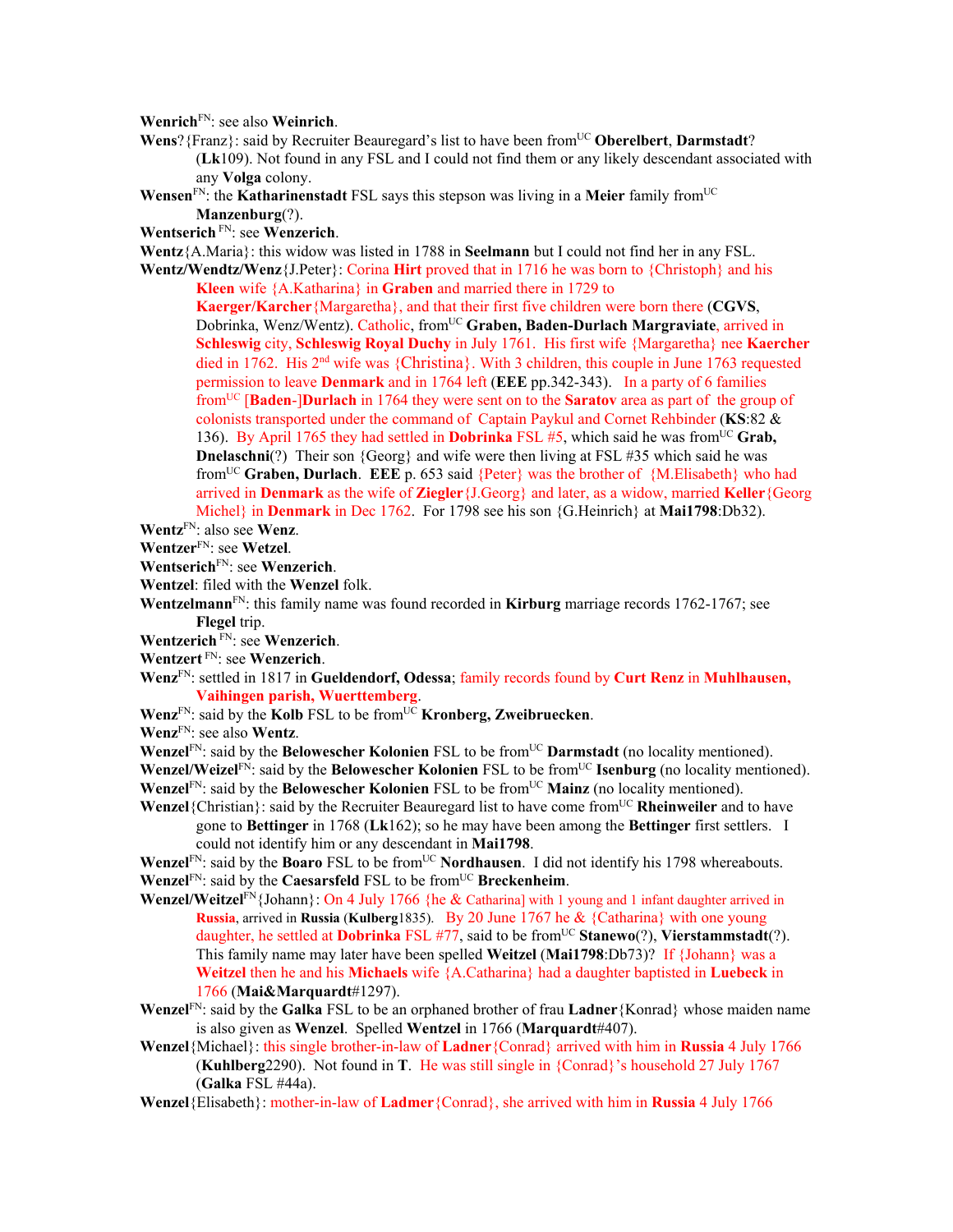**Wenrich**FN: see also **Weinrich**.

**Wens**?{Franz}: said by Recruiter Beauregard's list to have been fromUC **Oberelbert**, **Darmstadt**? (**Lk**109). Not found in any FSL and I could not find them or any likely descendant associated with any **Volga** colony.

**Wensen**FN: the **Katharinenstadt** FSL says this stepson was living in a **Meier** family fromUC **Manzenburg**(?).

**Wentserich** FN: see **Wenzerich**.

**Wentz**{A.Maria}: this widow was listed in 1788 in **Seelmann** but I could not find her in any FSL.

**Wentz/Wendtz/Wenz**{J.Peter}: Corina **Hirt** proved that in 1716 he was born to {Christoph} and his **Kleen** wife {A.Katharina} in **Graben** and married there in 1729 to **Kaerger/Karcher**{Margaretha}, and that their first five children were born there (**CGVS**, Dobrinka, Wenz/Wentz). Catholic, fromUC **Graben, Baden-Durlach Margraviate**, arrived in **Schleswig** city, **Schleswig Royal Duchy** in July 1761. His first wife {Margaretha} nee **Kaercher** died in 1762. His 2nd wife was {Christina}. With 3 children, this couple in June 1763 requested permission to leave **Denmark** and in 1764 left (**EEE** pp.342-343). In a party of 6 families fromUC [**Baden**-]**Durlach** in 1764 they were sent on to the **Saratov** area as part of the group of colonists transported under the command of Captain Paykul and Cornet Rehbinder (**KS**:82 & 136). By April 1765 they had settled in **Dobrinka** FSL #5, which said he was fromUC **Grab, Dnelaschni**(?) Their son {Georg} and wife were then living at FSL #35 which said he was fromUC **Graben, Durlach**. **EEE** p. 653 said {Peter} was the brother of {M.Elisabeth} who had arrived in **Denmark** as the wife of **Ziegler**{J.Georg} and later, as a widow, married **Keller**{Georg Michel} in **Denmark** in Dec 1762. For 1798 see his son {G.Heinrich} at **Mai1798**:Db32).

**Wentz**FN: also see **Wenz**.

**Wentzer**FN: see **Wetzel**.

**Wentserich**FN: see **Wenzerich**.

**Wentzel**: filed with the **Wenzel** folk.

**Wentzelmann**FN: this family name was found recorded in **Kirburg** marriage records 1762-1767; see **Flegel** trip.

**Wentzerich** FN: see **Wenzerich**.

**Wentzert** FN: see **Wenzerich**.

**Wenz**FN: settled in 1817 in **Gueldendorf, Odessa**; family records found by **Curt Renz** in **Muhlhausen, Vaihingen parish, Wuerttemberg**.

**Wenz**FN: said by the **Kolb** FSL to be fromUC **Kronberg, Zweibruecken**.

**Wenz**FN: see also **Wentz**.

**Wenzel**FN: said by the **Belowescher Kolonien** FSL to be fromUC **Darmstadt** (no locality mentioned).

**Wenzel/Weizel**FN: said by the **Belowescher Kolonien** FSL to be fromUC **Isenburg** (no locality mentioned).

**Wenzel**FN: said by the **Belowescher Kolonien** FSL to be fromUC **Mainz** (no locality mentioned).

**Wenzel**{Christian}: said by the Recruiter Beauregard list to have come fromUC **Rheinweiler** and to have gone to **Bettinger** in 1768 (**Lk**162); so he may have been among the **Bettinger** first settlers. I could not identify him or any descendant in **Mai1798**.

**Wenzel**FN: said by the **Boaro** FSL to be fromUC **Nordhausen**. I did not identify his 1798 whereabouts.

**Wenzel**FN: said by the **Caesarsfeld** FSL to be fromUC **Breckenheim**.

**Wenzel/Weitzel**FN{Johann}: On 4 July 1766 {he & Catharina] with 1 young and 1 infant daughter arrived in **Russia**, arrived in **Russia** (**Kulberg**1835). By 20 June 1767 he & {Catharina} with one young daughter, he settled at **Dobrinka** FSL #77, said to be fromUC **Stanewo**(?), **Vierstammstadt**(?). This family name may later have been spelled **Weitzel** (**Mai1798**:Db73)? If {Johann} was a **Weitzel** then he and his **Michaels** wife {A.Catharina} had a daughter baptisted in **Luebeck** in 1766 (**Mai&Marquardt**#1297).

**Wenzel**FN: said by the **Galka** FSL to be an orphaned brother of frau **Ladner**{Konrad} whose maiden name is also given as **Wenzel**. Spelled **Wentzel** in 1766 (**Marquardt**#407).

**Wenzel**{Michael}: this single brother-in-law of **Ladner**{Conrad} arrived with him in **Russia** 4 July 1766 (**Kuhlberg**2290). Not found in **T**. He was still single in {Conrad}'s household 27 July 1767 (**Galka** FSL #44a).

**Wenzel**{Elisabeth}: mother-in-law of **Ladmer**{Conrad}, she arrived with him in **Russia** 4 July 1766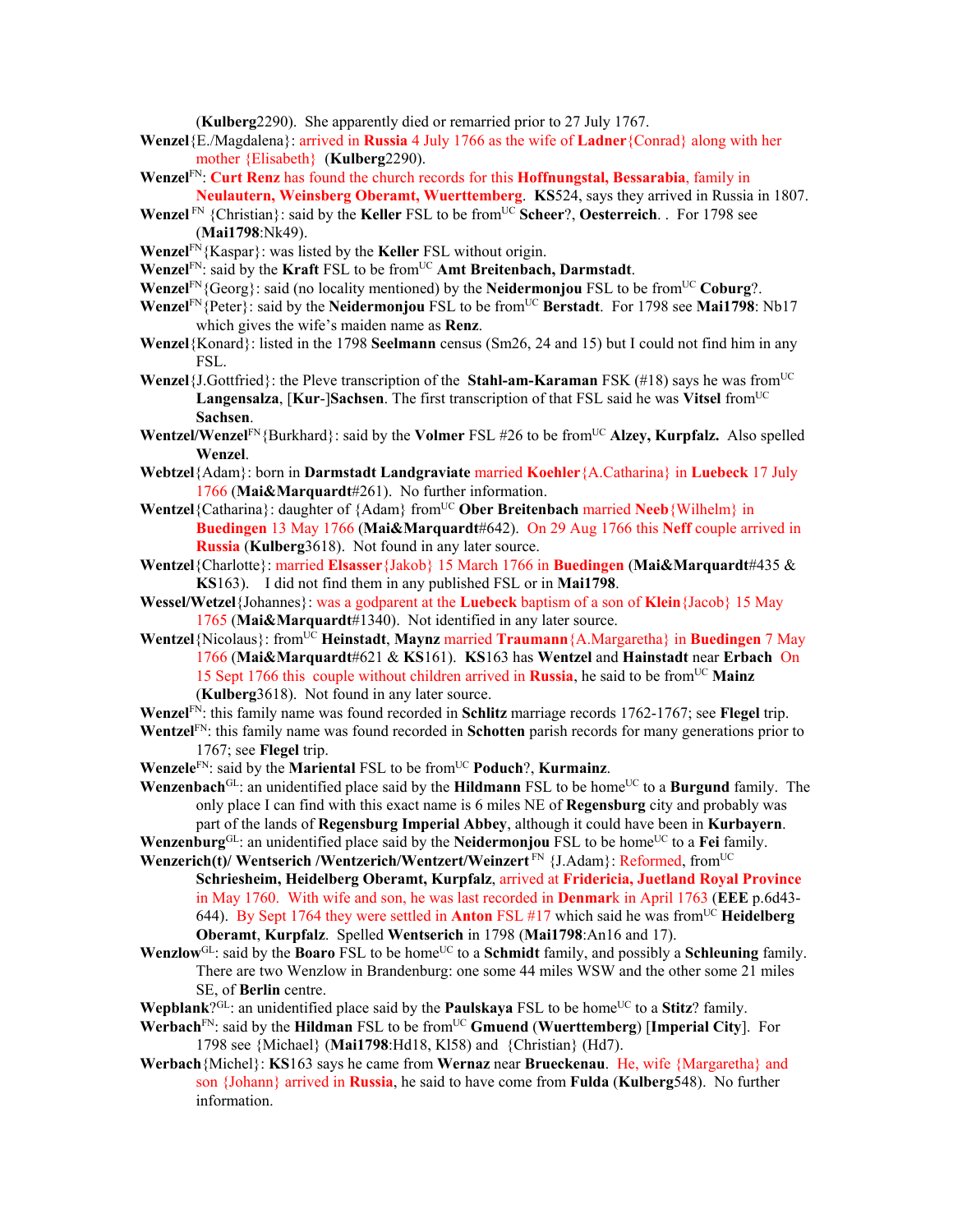(**Kulberg**2290). She apparently died or remarried prior to 27 July 1767.

**Wenzel**{E./Magdalena}: arrived in **Russia** 4 July 1766 as the wife of **Ladner**{Conrad} along with her mother {Elisabeth} (**Kulberg**2290).

**Wenzel**[FN]: **Curt Renz** has found the church records for this **Hoffnungstal, Bessarabia**, family in **Neulautern, Weinsberg Oberamt, Wuerttemberg**. **KS**524, says they arrived in Russia in 1807.

**Wenzel** [FN] {Christian}: said by the **Keller** FSL to be from[UC] **Scheer**?, **Oesterreich**. . For 1798 see (**Mai1798**:Nk49).

**Wenzel**[FN]{Kaspar}: was listed by the **Keller** FSL without origin.

**Wenzel**[FN]: said by the **Kraft** FSL to be from[UC] **Amt Breitenbach, Darmstadt**.

**Wenzel**[FN]{Georg}: said (no locality mentioned) by the **Neidermonjou** FSL to be from[UC] **Coburg**?.

**Wenzel**[FN]{Peter}: said by the **Neidermonjou** FSL to be from[UC] **Berstadt**. For 1798 see **Mai1798**: Nb17 which gives the wife's maiden name as **Renz**.

**Wenzel**{Konard}: listed in the 1798 **Seelmann** census (Sm26, 24 and 15) but I could not find him in any FSL.

**Wenzel**{J.Gottfried}: the Pleve transcription of the **Stahl-am-Karaman** FSK (#18) says he was from[UC] **Langensalza**, [**Kur**-]**Sachsen**. The first transcription of that FSL said he was **Vitsel** from[UC] **Sachsen**.

**Wentzel/Wenzel**[FN]{Burkhard}: said by the **Volmer** FSL #26 to be from[UC] **Alzey, Kurpfalz.** Also spelled **Wenzel**.

**Webtzel**{Adam}: born in **Darmstadt Landgraviate** married **Koehler**{A.Catharina} in **Luebeck** 17 July 1766 (**Mai&Marquardt**#261). No further information.

**Wentzel**{Catharina}: daughter of {Adam} from[UC] **Ober Breitenbach** married **Neeb**{Wilhelm} in **Buedingen** 13 May 1766 (**Mai&Marquardt**#642). On 29 Aug 1766 this **Neff** couple arrived in **Russia** (**Kulberg**3618). Not found in any later source.

**Wentzel**{Charlotte}: married **Elsasser**{Jakob} 15 March 1766 in **Buedingen** (**Mai&Marquardt**#435 & **KS**163). I did not find them in any published FSL or in **Mai1798**.

**Wessel/Wetzel**{Johannes}: was a godparent at the **Luebeck** baptism of a son of **Klein**{Jacob} 15 May 1765 (**Mai&Marquardt**#1340). Not identified in any later source.

**Wentzel**{Nicolaus}: from[UC] **Heinstadt**, **Maynz** married **Traumann**{A.Margaretha} in **Buedingen** 7 May 1766 (**Mai&Marquardt**#621 & **KS**161). **KS**163 has **Wentzel** and **Hainstadt** near **Erbach** On 15 Sept 1766 this couple without children arrived in **Russia**, he said to be from[UC] **Mainz** (**Kulberg**3618). Not found in any later source.

**Wenzel**[FN]: this family name was found recorded in **Schlitz** marriage records 1762-1767; see **Flegel** trip.

**Wentzel**[FN]: this family name was found recorded in **Schotten** parish records for many generations prior to 1767; see **Flegel** trip.

**Wenzele**[FN]: said by the **Mariental** FSL to be from[UC] **Poduch**?, **Kurmainz**.

**Wenzenbach**[GL]: an unidentified place said by the **Hildmann** FSL to be home[UC] to a **Burgund** family. The only place I can find with this exact name is 6 miles NE of **Regensburg** city and probably was part of the lands of **Regensburg Imperial Abbey**, although it could have been in **Kurbayern**.

**Wenzenburg**[GL]: an unidentified place said by the **Neidermonjou** FSL to be home[UC] to a **Fei** family.

**Wenzerich(t)/ Wentserich /Wentzerich/Wentzert/Weinzert** [FN] {J.Adam}: Reformed, from[UC] **Schriesheim, Heidelberg Oberamt, Kurpfalz**, arrived at **Fridericia, Juetland Royal Province** in May 1760. With wife and son, he was last recorded in **Denmark** in April 1763 (**EEE** p.6d43-644). By Sept 1764 they were settled in **Anton** FSL #17 which said he was from[UC] **Heidelberg Oberamt**, **Kurpfalz**. Spelled **Wentserich** in 1798 (**Mai1798**:An16 and 17).

**Wenzlow**[GL]: said by the **Boaro** FSL to be home[UC] to a **Schmidt** family, and possibly a **Schleuning** family. There are two Wenzlow in Brandenburg: one some 44 miles WSW and the other some 21 miles SE, of **Berlin** centre.

**Wepblank**?[GL]: an unidentified place said by the **Paulskaya** FSL to be home[UC] to a **Stitz**? family.

**Werbach**[FN]: said by the **Hildman** FSL to be from[UC] **Gmuend** (**Wuerttemberg**) [**Imperial City**]. For 1798 see {Michael} (**Mai1798**:Hd18, Kl58) and {Christian} (Hd7).

**Werbach**{Michel}: **KS**163 says he came from **Wernaz** near **Brueckenau**. He, wife {Margaretha} and son {Johann} arrived in **Russia**, he said to have come from **Fulda** (**Kulberg**548). No further information.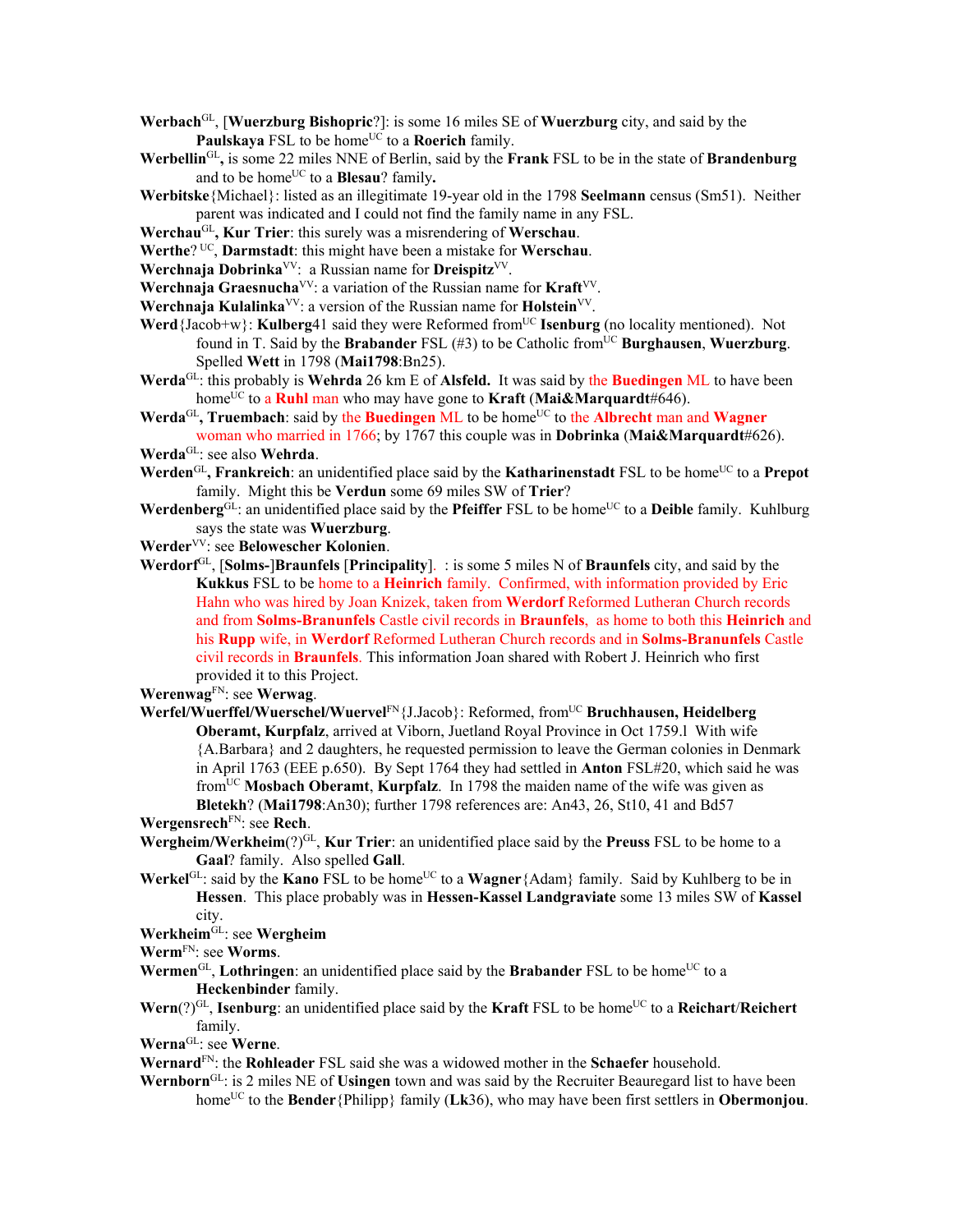**Werbach**[GL], [**Wuerzburg Bishopric**?]: is some 16 miles SE of **Wuerzburg** city, and said by the **Paulskaya** FSL to be home[UC] to a **Roerich** family.

**Werbellin**[GL]**,** is some 22 miles NNE of Berlin, said by the **Frank** FSL to be in the state of **Brandenburg** and to be home[UC] to a **Blesau**? family**.**

**Werbitske**{Michael}: listed as an illegitimate 19-year old in the 1798 **Seelmann** census (Sm51). Neither parent was indicated and I could not find the family name in any FSL.

**Werchau**[GL]**, Kur Trier**: this surely was a misrendering of **Werschau**.

**Werthe**? [UC], **Darmstadt**: this might have been a mistake for **Werschau**.

**Werchnaja Dobrinka**[VV]: a Russian name for **Dreispitz**[VV].

**Werchnaja Graesnucha**[VV]: a variation of the Russian name for **Kraft**[VV].

**Werchnaja Kulalinka**[VV]: a version of the Russian name for **Holstein**[VV].

**Werd**{Jacob+w}: **Kulberg**41 said they were Reformed from[UC] **Isenburg** (no locality mentioned). Not found in T. Said by the **Brabander** FSL (#3) to be Catholic from[UC] **Burghausen**, **Wuerzburg**. Spelled **Wett** in 1798 (**Mai1798**:Bn25).

**Werda**[GL]: this probably is **Wehrda** 26 km E of **Alsfeld.** It was said by the **Buedingen** ML to have been home[UC] to a **Ruhl** man who may have gone to **Kraft** (**Mai&Marquardt**#646).

**Werda**[GL]**, Truembach**: said by the **Buedingen** ML to be home[UC] to the **Albrecht** man and **Wagner** woman who married in 1766; by 1767 this couple was in **Dobrinka** (**Mai&Marquardt**#626).

**Werda**[GL]: see also **Wehrda**.

**Werden**[GL]**, Frankreich**: an unidentified place said by the **Katharinenstadt** FSL to be home[UC] to a **Prepot** family. Might this be **Verdun** some 69 miles SW of **Trier**?

**Werdenberg**[GL]: an unidentified place said by the **Pfeiffer** FSL to be home[UC] to a **Deible** family. Kuhlburg says the state was **Wuerzburg**.

**Werder**[VV]: see **Belowescher Kolonien**.

**Werdorf**[GL], [**Solms-**]**Braunfels** [**Principality**]. : is some 5 miles N of **Braunfels** city, and said by the **Kukkus** FSL to be home to a **Heinrich** family. Confirmed, with information provided by Eric Hahn who was hired by Joan Knizek, taken from **Werdorf** Reformed Lutheran Church records and from **Solms-Branunfels** Castle civil records in **Braunfels**, as home to both this **Heinrich** and his **Rupp** wife, in **Werdorf** Reformed Lutheran Church records and in **Solms-Branunfels** Castle civil records in **Braunfels**. This information Joan shared with Robert J. Heinrich who first provided it to this Project.

**Werenwag**[FN]: see **Werwag**.

**Werfel/Wuerffel/Wuerschel/Wuervel**[FN]{J.Jacob}: Reformed, from[UC] **Bruchhausen, Heidelberg Oberamt, Kurpfalz**, arrived at Viborn, Juetland Royal Province in Oct 1759.l With wife {A.Barbara} and 2 daughters, he requested permission to leave the German colonies in Denmark in April 1763 (EEE p.650). By Sept 1764 they had settled in **Anton** FSL#20, which said he was from[UC] **Mosbach Oberamt**, **Kurpfalz**. In 1798 the maiden name of the wife was given as **Bletekh**? (**Mai1798**:An30); further 1798 references are: An43, 26, St10, 41 and Bd57

**Wergensrech**[FN]: see **Rech**.

**Wergheim/Werkheim**(?)[GL], **Kur Trier**: an unidentified place said by the **Preuss** FSL to be home to a **Gaal**? family. Also spelled **Gall**.

**Werkel**[GL]: said by the **Kano** FSL to be home[UC] to a **Wagner**{Adam} family. Said by Kuhlberg to be in **Hessen**. This place probably was in **Hessen-Kassel Landgraviate** some 13 miles SW of **Kassel** city.

**Werkheim**[GL]: see **Wergheim**

**Werm**[FN]: see **Worms**.

**Wermen**[GL], **Lothringen**: an unidentified place said by the **Brabander** FSL to be home[UC] to a **Heckenbinder** family.

**Wern**(?)[GL], **Isenburg**: an unidentified place said by the **Kraft** FSL to be home[UC] to a **Reichart**/**Reichert** family.

**Werna**[GL]: see **Werne**.

**Wernard**[FN]: the **Rohleader** FSL said she was a widowed mother in the **Schaefer** household.

**Wernborn**[GL]: is 2 miles NE of **Usingen** town and was said by the Recruiter Beauregard list to have been home[UC] to the **Bender**{Philipp} family (**Lk**36), who may have been first settlers in **Obermonjou**.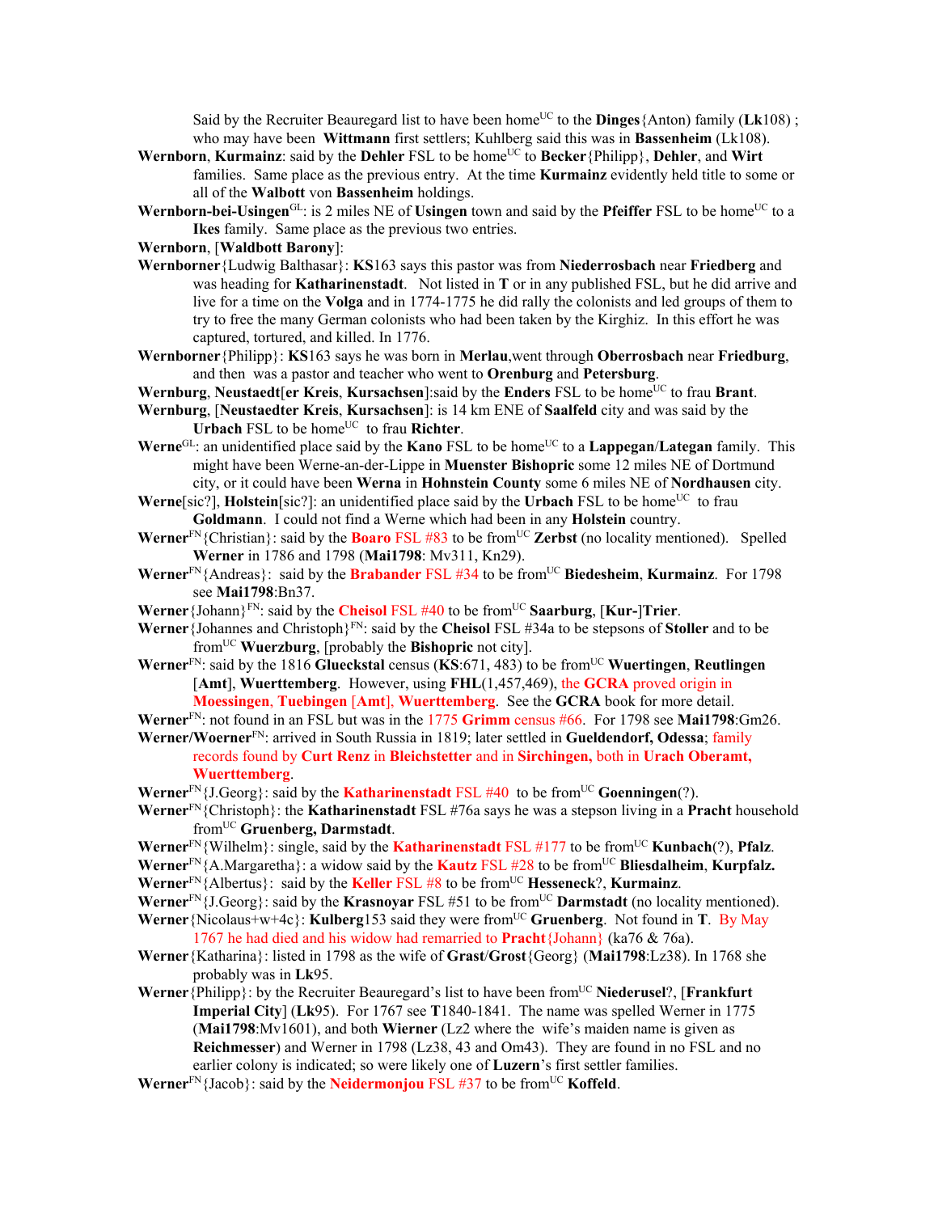Said by the Recruiter Beauregard list to have been home[UC] to the **Dinges**{Anton) family (**Lk**108) ; who may have been **Wittmann** first settlers; Kuhlberg said this was in **Bassenheim** (Lk108).

**Wernborn**, **Kurmainz**: said by the **Dehler** FSL to be home[UC] to **Becker**{Philipp}, **Dehler**, and **Wirt** families. Same place as the previous entry. At the time **Kurmainz** evidently held title to some or all of the **Walbott** von **Bassenheim** holdings.

**Wernborn-bei-Usingen**[GL]: is 2 miles NE of **Usingen** town and said by the **Pfeiffer** FSL to be home[UC] to a **Ikes** family. Same place as the previous two entries.

**Wernborn**, [**Waldbott Barony**]:

**Wernborner**{Ludwig Balthasar}: **KS**163 says this pastor was from **Niederrosbach** near **Friedberg** and was heading for **Katharinenstadt**. Not listed in **T** or in any published FSL, but he did arrive and live for a time on the **Volga** and in 1774-1775 he did rally the colonists and led groups of them to try to free the many German colonists who had been taken by the Kirghiz. In this effort he was captured, tortured, and killed. In 1776.

**Wernborner**{Philipp}: **KS**163 says he was born in **Merlau**,went through **Oberrosbach** near **Friedburg**, and then was a pastor and teacher who went to **Orenburg** and **Petersburg**.

**Wernburg**, **Neustaedt**[**er Kreis**, **Kursachsen**]:said by the **Enders** FSL to be home[UC] to frau **Brant**.

**Wernburg**, [**Neustaedter Kreis**, **Kursachsen**]: is 14 km ENE of **Saalfeld** city and was said by the **Urbach** FSL to be home[UC] to frau **Richter**.

**Werne**[GL]: an unidentified place said by the **Kano** FSL to be home[UC] to a **Lappegan**/**Lategan** family. This might have been Werne-an-der-Lippe in **Muenster Bishopric** some 12 miles NE of Dortmund city, or it could have been **Werna** in **Hohnstein County** some 6 miles NE of **Nordhausen** city.

**Werne**[sic?], **Holstein**[sic?]: an unidentified place said by the **Urbach** FSL to be home[UC] to frau **Goldmann**. I could not find a Werne which had been in any **Holstein** country.

**Werner**[FN]{Christian}: said by the **Boaro** FSL #83 to be from[UC] **Zerbst** (no locality mentioned). Spelled **Werner** in 1786 and 1798 (**Mai1798**: Mv311, Kn29).

**Werner**[FN]{Andreas}: said by the **Brabander** FSL #34 to be from[UC] **Biedesheim**, **Kurmainz**. For 1798 see **Mai1798**:Bn37.

**Werner**{Johann}[FN]: said by the **Cheisol** FSL #40 to be from[UC] **Saarburg**, [**Kur-**]**Trier**.

**Werner**{Johannes and Christoph}[FN]: said by the **Cheisol** FSL #34a to be stepsons of **Stoller** and to be from[UC] **Wuerzburg**, [probably the **Bishopric** not city].

**Werner**[FN]: said by the 1816 **Glueckstal** census (**KS**:671, 483) to be from[UC] **Wuertingen**, **Reutlingen** [**Amt**], **Wuerttemberg**. However, using **FHL**(1,457,469), the **GCRA** proved origin in **Moessingen**, **Tuebingen** [**Amt**], **Wuerttemberg**. See the **GCRA** book for more detail.

**Werner**[FN]: not found in an FSL but was in the 1775 **Grimm** census #66. For 1798 see **Mai1798**:Gm26.

**Werner/Woerner**[FN]: arrived in South Russia in 1819; later settled in **Gueldendorf, Odessa**; family records found by **Curt Renz** in **Bleichstetter** and in **Sirchingen,** both in **Urach Oberamt, Wuerttemberg**.

**Werner**[FN]{J.Georg}: said by the **Katharinenstadt** FSL #40 to be from[UC] **Goenningen**(?).

**Werner**[FN]{Christoph}: the **Katharinenstadt** FSL #76a says he was a stepson living in a **Pracht** household from[UC] **Gruenberg, Darmstadt**.

**Werner**[FN]{Wilhelm}: single, said by the **Katharinenstadt** FSL #177 to be from[UC] **Kunbach**(?), **Pfalz**.

**Werner**[FN]{A.Margaretha}: a widow said by the **Kautz** FSL #28 to be from[UC] **Bliesdalheim**, **Kurpfalz.**

**Werner**[FN]{Albertus}: said by the **Keller** FSL #8 to be from[UC] **Hesseneck**?, **Kurmainz**.

**Werner**[FN]{J.Georg}: said by the **Krasnoyar** FSL #51 to be from[UC] **Darmstadt** (no locality mentioned).

**Werner**{Nicolaus+w+4c}: **Kulberg**153 said they were from[UC] **Gruenberg**. Not found in **T**. By May 1767 he had died and his widow had remarried to **Pracht**{Johann} (ka76 & 76a).

**Werner**{Katharina}: listed in 1798 as the wife of **Grast**/**Grost**{Georg} (**Mai1798**:Lz38). In 1768 she probably was in **Lk**95.

**Werner**{Philipp}: by the Recruiter Beauregard's list to have been from[UC] **Niederusel**?, [**Frankfurt Imperial City**] (**Lk**95). For 1767 see **T**1840-1841. The name was spelled Werner in 1775 (**Mai1798**:Mv1601), and both **Wierner** (Lz2 where the wife's maiden name is given as **Reichmesser**) and Werner in 1798 (Lz38, 43 and Om43). They are found in no FSL and no earlier colony is indicated; so were likely one of **Luzern**'s first settler families.

**Werner**[FN]{Jacob}: said by the **Neidermonjou** FSL #37 to be from[UC] **Koffeld**.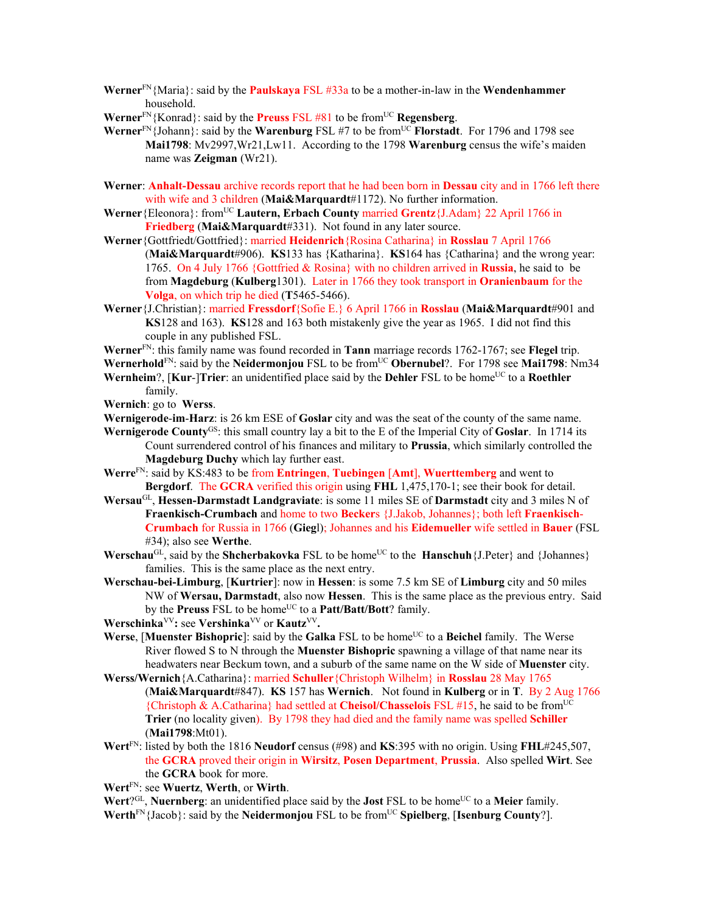**Werner**[FN]{Maria}: said by the **Paulskaya** FSL #33a to be a mother-in-law in the **Wendenhammer** household.

**Werner**[FN]{Konrad}: said by the **Preuss** FSL #81 to be from[UC] **Regensberg**.

**Werner**[FN]{Johann}: said by the **Warenburg** FSL #7 to be from[UC] **Florstadt**. For 1796 and 1798 see **Mai1798**: Mv2997,Wr21,Lw11. According to the 1798 **Warenburg** census the wife's maiden name was **Zeigman** (Wr21).

**Werner**: **Anhalt-Dessau** archive records report that he had been born in **Dessau** city and in 1766 left there with wife and 3 children (**Mai&Marquardt**#1172). No further information.

**Werner**{Eleonora}: from[UC] **Lautern, Erbach County** married **Grentz**{J.Adam} 22 April 1766 in **Friedberg** (**Mai&Marquardt**#331). Not found in any later source.

**Werner**{Gottfriedt/Gottfried}: married **Heidenrich**{Rosina Catharina} in **Rosslau** 7 April 1766 (**Mai&Marquardt**#906). **KS**133 has {Katharina}. **KS**164 has {Catharina} and the wrong year: 1765. On 4 July 1766 {Gottfried & Rosina} with no children arrived in **Russia**, he said to be from **Magdeburg** (**Kulberg**1301). Later in 1766 they took transport in **Oranienbaum** for the **Volga**, on which trip he died (**T**5465-5466).

**Werner**{J.Christian}: married **Fressdorf**{Sofie E.} 6 April 1766 in **Rosslau** (**Mai&Marquardt**#901 and **KS**128 and 163). **KS**128 and 163 both mistakenly give the year as 1965. I did not find this couple in any published FSL.

**Werner**[FN]: this family name was found recorded in **Tann** marriage records 1762-1767; see **Flegel** trip.

**Wernerhold**[FN]: said by the **Neidermonjou** FSL to be from[UC] **Obernubel**?. For 1798 see **Mai1798**: Nm34

**Wernheim**?, [**Kur**-]**Trier**: an unidentified place said by the **Dehler** FSL to be home[UC] to a **Roethler** family.

**Wernich**: go to **Werss**.

**Wernigerode-im-Harz**: is 26 km ESE of **Goslar** city and was the seat of the county of the same name.

**Wernigerode County**[GS]: this small country lay a bit to the E of the Imperial City of **Goslar**. In 1714 its Count surrendered control of his finances and military to **Prussia**, which similarly controlled the **Magdeburg Duchy** which lay further east.

**Werre**[FN]: said by KS:483 to be from **Entringen**, **Tuebingen** [**Amt**], **Wuerttemberg** and went to **Bergdorf**. The **GCRA** verified this origin using **FHL** 1,475,170-1; see their book for detail.

**Wersau**[GL], **Hessen-Darmstadt Landgraviate**: is some 11 miles SE of **Darmstadt** city and 3 miles N of **Fraenkisch-Crumbach** and home to two **Beckers** {J.Jakob, Johannes}; both left **Fraenkisch-Crumbach** for Russia in 1766 (**Giegl**); Johannes and his **Eidemueller** wife settled in **Bauer** (FSL #34); also see **Werthe**.

**Werschau**[GL], said by the **Shcherbakovka** FSL to be home[UC] to the **Hanschuh**{J.Peter} and {Johannes} families. This is the same place as the next entry.

**Werschau-bei-Limburg**, [**Kurtrier**]: now in **Hessen**: is some 7.5 km SE of **Limburg** city and 50 miles NW of **Wersau, Darmstadt**, also now **Hessen**. This is the same place as the previous entry. Said by the **Preuss** FSL to be home[UC] to a **Patt**/**Batt**/**Bott**? family.

**Werschinka**[VV]**:** see **Vershinka**[VV] or **Kautz**[VV]**.**

**Werse**, [**Muenster Bishopric**]: said by the **Galka** FSL to be home[UC] to a **Beichel** family. The Werse River flowed S to N through the **Muenster Bishopric** spawning a village of that name near its headwaters near Beckum town, and a suburb of the same name on the W side of **Muenster** city.

**Werss/Wernich**{A.Catharina}: married **Schuller**{Christoph Wilhelm} in **Rosslau** 28 May 1765 (**Mai&Marquardt**#847). **KS** 157 has **Wernich**. Not found in **Kulberg** or in **T**. By 2 Aug 1766 {Christoph & A.Catharina} had settled at **Cheisol/Chasselois** FSL #15, he said to be from[UC] **Trier** (no locality given). By 1798 they had died and the family name was spelled **Schiller** (**Mai1798**:Mt01).

**Wert**[FN]: listed by both the 1816 **Neudorf** census (#98) and **KS**:395 with no origin. Using **FHL**#245,507, the **GCRA** proved their origin in **Wirsitz**, **Posen Department**, **Prussia**. Also spelled **Wirt**. See the **GCRA** book for more.

**Wert**[FN]: see **Wuertz**, **Werth**, or **Wirth**.

**Wert**?[GL], **Nuernberg**: an unidentified place said by the **Jost** FSL to be home[UC] to a **Meier** family.

**Werth**[FN]{Jacob}: said by the **Neidermonjou** FSL to be from[UC] **Spielberg**, [**Isenburg County**?].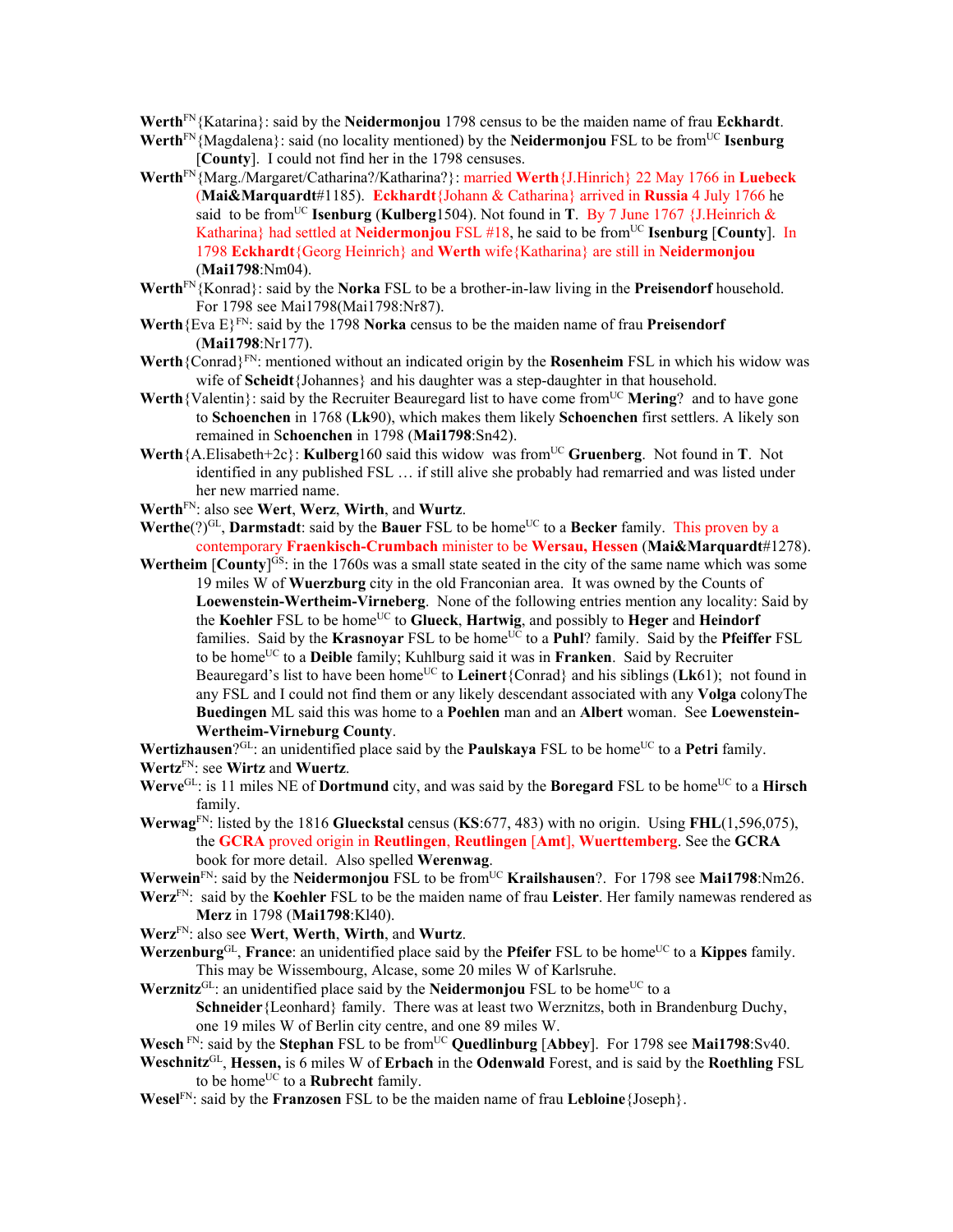**Werth**FN{Katarina}: said by the **Neidermonjou** 1798 census to be the maiden name of frau **Eckhardt**.

**Werth**FN{Magdalena}: said (no locality mentioned) by the **Neidermonjou** FSL to be fromUC **Isenburg** [**County**]. I could not find her in the 1798 censuses.

**Werth**FN{Marg./Margaret/Catharina?/Katharina?}: married **Werth**{J.Hinrich} 22 May 1766 in **Luebeck** (**Mai&Marquardt**#1185). **Eckhardt**{Johann & Catharina} arrived in **Russia** 4 July 1766 he said to be fromUC **Isenburg** (**Kulberg**1504). Not found in **T**. By 7 June 1767 {J.Heinrich & Katharina} had settled at **Neidermonjou** FSL #18, he said to be fromUC **Isenburg** [**County**]. In 1798 **Eckhardt**{Georg Heinrich} and **Werth** wife{Katharina} are still in **Neidermonjou** (**Mai1798**:Nm04).

**Werth**FN{Konrad}: said by the **Norka** FSL to be a brother-in-law living in the **Preisendorf** household. For 1798 see Mai1798(Mai1798:Nr87).

**Werth**{Eva E}FN: said by the 1798 **Norka** census to be the maiden name of frau **Preisendorf** (**Mai1798**:Nr177).

**Werth**{Conrad}FN: mentioned without an indicated origin by the **Rosenheim** FSL in which his widow was wife of **Scheidt**{Johannes} and his daughter was a step-daughter in that household.

**Werth**{Valentin}: said by the Recruiter Beauregard list to have come fromUC **Mering**? and to have gone to **Schoenchen** in 1768 (**Lk**90), which makes them likely **Schoenchen** first settlers. A likely son remained in **Schoenchen** in 1798 (**Mai1798**:Sn42).

**Werth**{A.Elisabeth+2c}: **Kulberg**160 said this widow was fromUC **Gruenberg**. Not found in **T**. Not identified in any published FSL … if still alive she probably had remarried and was listed under her new married name.

**Werth**FN: also see **Wert**, **Werz**, **Wirth**, and **Wurtz**.

**Werthe**(?)GL, **Darmstadt**: said by the **Bauer** FSL to be homeUC to a **Becker** family. This proven by a contemporary **Fraenkisch-Crumbach** minister to be **Wersau, Hessen** (**Mai&Marquardt**#1278).

**Wertheim** [**County**]GS: in the 1760s was a small state seated in the city of the same name which was some 19 miles W of **Wuerzburg** city in the old Franconian area. It was owned by the Counts of **Loewenstein-Wertheim-Virneberg**. None of the following entries mention any locality: Said by the **Koehler** FSL to be homeUC to **Glueck**, **Hartwig**, and possibly to **Heger** and **Heindorf** families. Said by the **Krasnoyar** FSL to be homeUC to a **Puhl**? family. Said by the **Pfeiffer** FSL to be homeUC to a **Deible** family; Kuhlburg said it was in **Franken**. Said by Recruiter Beauregard's list to have been homeUC to **Leinert**{Conrad} and his siblings (**Lk**61); not found in any FSL and I could not find them or any likely descendant associated with any **Volga** colonyThe **Buedingen** ML said this was home to a **Poehlen** man and an **Albert** woman. See **Loewenstein-Wertheim-Virneburg County**.

**Wertizhausen**?GL: an unidentified place said by the **Paulskaya** FSL to be homeUC to a **Petri** family.

**Wertz**FN: see **Wirtz** and **Wuertz**.

**Werve**GL: is 11 miles NE of **Dortmund** city, and was said by the **Boregard** FSL to be homeUC to a **Hirsch** family.

**Werwag**FN: listed by the 1816 **Glueckstal** census (**KS**:677, 483) with no origin. Using **FHL**(1,596,075), the **GCRA** proved origin in **Reutlingen**, **Reutlingen** [**Amt**], **Wuerttemberg**. See the **GCRA** book for more detail. Also spelled **Werenwag**.

**Werwein**FN: said by the **Neidermonjou** FSL to be fromUC **Krailshausen**?. For 1798 see **Mai1798**:Nm26.

**Werz**FN: said by the **Koehler** FSL to be the maiden name of frau **Leister**. Her family namewas rendered as **Merz** in 1798 (**Mai1798**:Kl40).

**Werz**FN: also see **Wert**, **Werth**, **Wirth**, and **Wurtz**.

**Werzenburg**GL, **France**: an unidentified place said by the **Pfeifer** FSL to be homeUC to a **Kippes** family. This may be Wissembourg, Alcase, some 20 miles W of Karlsruhe.

**Werznitz**GL: an unidentified place said by the **Neidermonjou** FSL to be homeUC to a **Schneider**{Leonhard} family. There was at least two Werznitzs, both in Brandenburg Duchy, one 19 miles W of Berlin city centre, and one 89 miles W.

**Wesch** FN: said by the **Stephan** FSL to be fromUC **Quedlinburg** [**Abbey**]. For 1798 see **Mai1798**:Sv40.

**Weschnitz**GL, **Hessen,** is 6 miles W of **Erbach** in the **Odenwald** Forest, and is said by the **Roethling** FSL to be homeUC to a **Rubrecht** family.

**Wesel**FN: said by the **Franzosen** FSL to be the maiden name of frau **Lebloine**{Joseph}.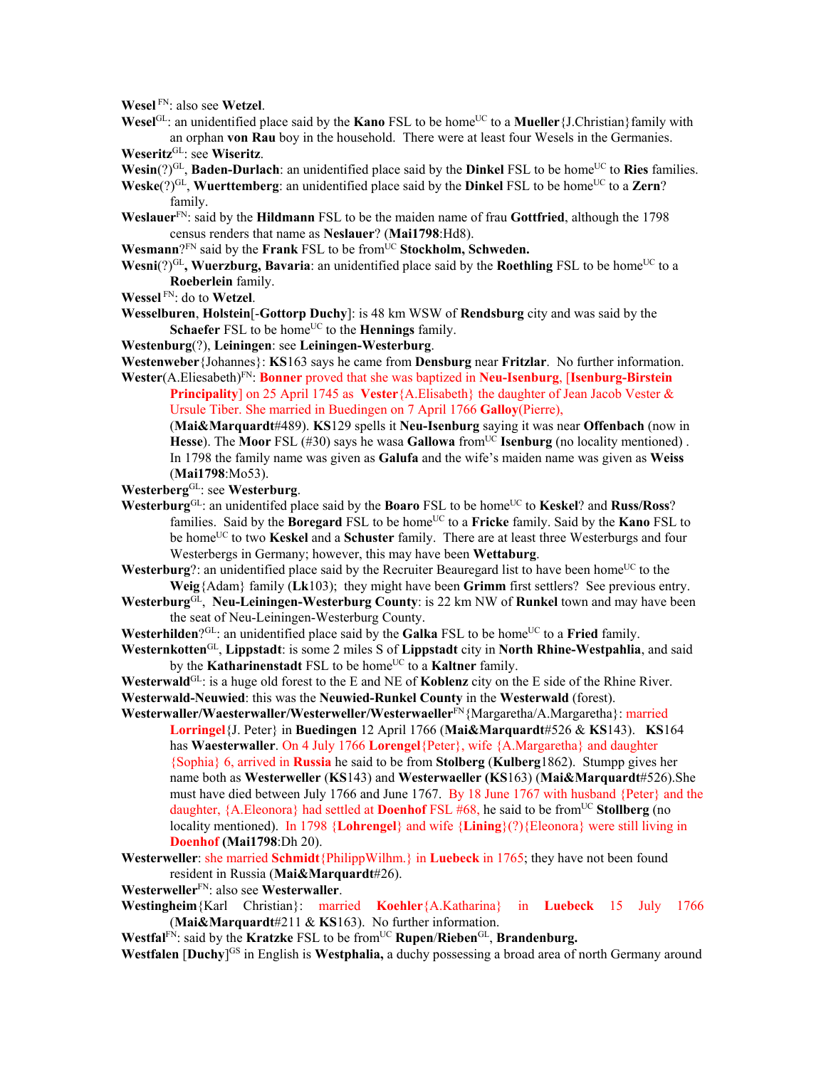**Wesel** [FN]: also see **Wetzel**.

**Wesel**[GL]: an unidentified place said by the **Kano** FSL to be home[UC] to a **Mueller**{J.Christian}family with an orphan **von Rau** boy in the household. There were at least four Wesels in the Germanies.

**Weseritz**[GL]: see **Wiseritz**.

**Wesin**(?)[GL], **Baden-Durlach**: an unidentified place said by the **Dinkel** FSL to be home[UC] to **Ries** families.

**Weske**(?)[GL], **Wuerttemberg**: an unidentified place said by the **Dinkel** FSL to be home[UC] to a **Zern**? family.

**Weslauer**[FN]: said by the **Hildmann** FSL to be the maiden name of frau **Gottfried**, although the 1798 census renders that name as **Neslauer**? (**Mai1798**:Hd8).

**Wesmann**?[FN] said by the **Frank** FSL to be from[UC] **Stockholm, Schweden.**

**Wesni**(?)[GL]**, Wuerzburg, Bavaria**: an unidentified place said by the **Roethling** FSL to be home[UC] to a **Roeberlein** family.

**Wessel** [FN]: do to **Wetzel**.

**Wesselburen**, **Holstein**[-**Gottorp Duchy**]: is 48 km WSW of **Rendsburg** city and was said by the **Schaefer** FSL to be home[UC] to the **Hennings** family.

**Westenburg**(?), **Leiningen**: see **Leiningen-Westerburg**.

**Westenweber**{Johannes}: **KS**163 says he came from **Densburg** near **Fritzlar**. No further information.

**Wester**(A.Eliesabeth)[FN]: **Bonner** proved that she was baptized in **Neu-Isenburg**, [**Isenburg-Birstein Principality**] on 25 April 1745 as **Vester**{A.Elisabeth} the daughter of Jean Jacob Vester & Ursule Tiber. She married in Buedingen on 7 April 1766 **Galloy**(Pierre), (**Mai&Marquardt**#489). **KS**129 spells it **Neu-Isenburg** saying it was near **Offenbach** (now in **Hesse**). The **Moor** FSL (#30) says he wasa **Gallowa** from[UC] **Isenburg** (no locality mentioned) . In 1798 the family name was given as **Galufa** and the wife's maiden name was given as **Weiss** (**Mai1798**:Mo53).

**Westerberg**[GL]: see **Westerburg**.

**Westerburg**[GL]: an unidentifed place said by the **Boaro** FSL to be home[UC] to **Keskel**? and **Russ/Ross**? families. Said by the **Boregard** FSL to be home[UC] to a **Fricke** family. Said by the **Kano** FSL to be home[UC] to two **Keskel** and a **Schuster** family. There are at least three Westerburgs and four Westerbergs in Germany; however, this may have been **Wettaburg**.

**Westerburg**?: an unidentified place said by the Recruiter Beauregard list to have been home[UC] to the **Weig**{Adam} family (**Lk**103); they might have been **Grimm** first settlers? See previous entry.

**Westerburg**[GL], **Neu-Leiningen-Westerburg County**: is 22 km NW of **Runkel** town and may have been the seat of Neu-Leiningen-Westerburg County.

**Westerhilden**?[GL]: an unidentified place said by the **Galka** FSL to be home[UC] to a **Fried** family.

**Westernkotten**[GL], **Lippstadt**: is some 2 miles S of **Lippstadt** city in **North Rhine-Westpahlia**, and said by the **Katharinenstadt** FSL to be home[UC] to a **Kaltner** family.

**Westerwald**[GL]: is a huge old forest to the E and NE of **Koblenz** city on the E side of the Rhine River.

**Westerwald-Neuwied**: this was the **Neuwied-Runkel County** in the **Westerwald** (forest).

**Westerwaller/Waesterwaller/Westerweller/Westerwaeller**[FN]{Margaretha/A.Margaretha}: married **Lorringel**{J. Peter} in **Buedingen** 12 April 1766 (**Mai&Marquardt**#526 & **KS**143). **KS**164 has **Waesterwaller**. On 4 July 1766 **Lorengel**{Peter}, wife {A.Margaretha} and daughter {Sophia} 6, arrived in **Russia** he said to be from **Stolberg** (**Kulberg**1862). Stumpp gives her name both as **Westerweller** (**KS**143) and **Westerwaeller (KS**163) (**Mai&Marquardt**#526).She must have died between July 1766 and June 1767. By 18 June 1767 with husband {Peter} and the daughter, {A.Eleonora} had settled at **Doenhof** FSL #68, he said to be from[UC] **Stollberg** (no locality mentioned). In 1798 {**Lohrengel**} and wife {**Lining**}(?){Eleonora} were still living in **Doenhof (Mai1798**:Dh 20).

**Westerweller**: she married **Schmidt**{PhilippWilhm.} in **Luebeck** in 1765; they have not been found resident in Russia (**Mai&Marquardt**#26).

**Westerweller**[FN]: also see **Westerwaller**.

**Westingheim**{Karl Christian}: married **Koehler**{A.Katharina} in **Luebeck** 15 July 1766 (**Mai&Marquardt**#211 & **KS**163). No further information.

**Westfal**[FN]: said by the **Kratzke** FSL to be from[UC] **Rupen**/**Rieben**[GL], **Brandenburg.**

**Westfalen** [**Duchy**][GS] in English is **Westphalia,** a duchy possessing a broad area of north Germany around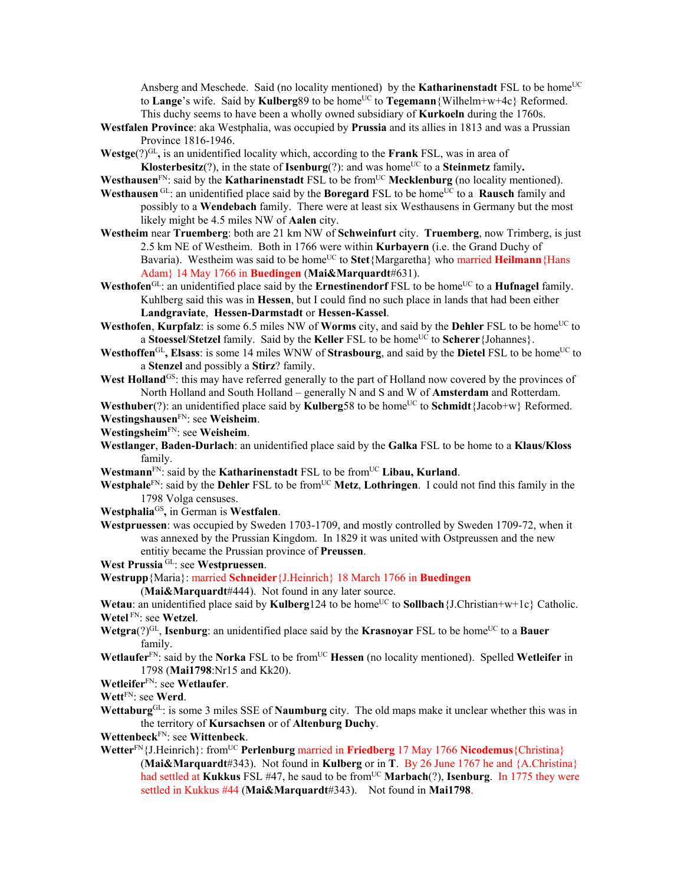Ansberg and Meschede. Said (no locality mentioned) by the **Katharinenstadt** FSL to be home[UC] to **Lange**'s wife. Said by **Kulberg**89 to be home[UC] to **Tegemann**{Wilhelm+w+4c} Reformed. This duchy seems to have been a wholly owned subsidiary of **Kurkoeln** during the 1760s.

**Westfalen Province**: aka Westphalia, was occupied by **Prussia** and its allies in 1813 and was a Prussian Province 1816-1946.

**Westge**(?)[GL]**,** is an unidentified locality which, according to the **Frank** FSL, was in area of **Klosterbesitz**(?), in the state of **Isenburg**(?): and was home[UC] to a **Steinmetz** family**.**

**Westhausen**[FN]: said by the **Katharinenstadt** FSL to be from[UC] **Mecklenburg** (no locality mentioned).

**Westhausen** [GL]: an unidentified place said by the **Boregard** FSL to be home[UC] to a **Rausch** family and possibly to a **Wendebach** family. There were at least six Westhausens in Germany but the most likely might be 4.5 miles NW of **Aalen** city.

**Westheim** near **Truemberg**: both are 21 km NW of **Schweinfurt** city. **Truemberg**, now Trimberg, is just 2.5 km NE of Westheim. Both in 1766 were within **Kurbayern** (i.e. the Grand Duchy of Bavaria). Westheim was said to be home[UC] to **Stet**{Margaretha} who married **Heilmann**{Hans Adam} 14 May 1766 in **Buedingen** (**Mai&Marquardt**#631).

**Westhofen**[GL]: an unidentified place said by the **Ernestinendorf** FSL to be home[UC] to a **Hufnagel** family. Kuhlberg said this was in **Hessen**, but I could find no such place in lands that had been either **Landgraviate**, **Hessen-Darmstadt** or **Hessen-Kassel**.

**Westhofen**, **Kurpfalz**: is some 6.5 miles NW of **Worms** city, and said by the **Dehler** FSL to be home[UC] to a **Stoessel**/**Stetzel** family. Said by the **Keller** FSL to be home[UC] to **Scherer**{Johannes}.

**Westhoffen**[GL]**, Elsass**: is some 14 miles WNW of **Strasbourg**, and said by the **Dietel** FSL to be home[UC] to a **Stenzel** and possibly a **Stirz**? family.

**West Holland**[GS]: this may have referred generally to the part of Holland now covered by the provinces of North Holland and South Holland – generally N and S and W of **Amsterdam** and Rotterdam.

**Westhuber**(?): an unidentified place said by **Kulberg**58 to be home[UC] to **Schmidt**{Jacob+w} Reformed.

**Westingshausen**[FN]: see **Weisheim**.

**Westingsheim**[FN]: see **Weisheim**.

**Westlanger**, **Baden-Durlach**: an unidentified place said by the **Galka** FSL to be home to a **Klaus/Kloss** family.

**Westmann**[FN]: said by the **Katharinenstadt** FSL to be from[UC] **Libau, Kurland**.

**Westphale**[FN]: said by the **Dehler** FSL to be from[UC] **Metz**, **Lothringen**. I could not find this family in the 1798 Volga censuses.

**Westphalia**[GS]**,** in German is **Westfalen**.

**Westpruessen**: was occupied by Sweden 1703-1709, and mostly controlled by Sweden 1709-72, when it was annexed by the Prussian Kingdom. In 1829 it was united with Ostpreussen and the new entitiy became the Prussian province of **Preussen**.

**West Prussia** [GL]: see **Westpruessen**.

**Westrupp**{Maria}: married **Schneider**{J.Heinrich} 18 March 1766 in **Buedingen** (**Mai&Marquardt**#444). Not found in any later source.

**Wetau**: an unidentified place said by **Kulberg**124 to be home[UC] to **Sollbach**{J.Christian+w+1c} Catholic.

**Wetel** [FN]: see **Wetzel**.

**Wetgra**(?)[GL], **Isenburg**: an unidentified place said by the **Krasnoyar** FSL to be home[UC] to a **Bauer** family.

**Wetlaufer**[FN]: said by the **Norka** FSL to be from[UC] **Hessen** (no locality mentioned). Spelled **Wetleifer** in 1798 (**Mai1798**:Nr15 and Kk20).

**Wetleifer**[FN]: see **Wetlaufer**.

**Wett**[FN]: see **Werd**.

**Wettaburg**[GL]: is some 3 miles SSE of **Naumburg** city. The old maps make it unclear whether this was in the territory of **Kursachsen** or of **Altenburg Duchy**.

**Wettenbeck**[FN]: see **Wittenbeck**.

**Wetter**[FN]{J.Heinrich}: from[UC] **Perlenburg** married in **Friedberg** 17 May 1766 **Nicodemus**{Christina} (**Mai&Marquardt**#343). Not found in **Kulberg** or in **T**. By 26 June 1767 he and {A.Christina} had settled at **Kukkus** FSL #47, he saud to be from[UC] **Marbach**(?), **Isenburg**. In 1775 they were settled in Kukkus #44 (**Mai&Marquardt**#343). Not found in **Mai1798**.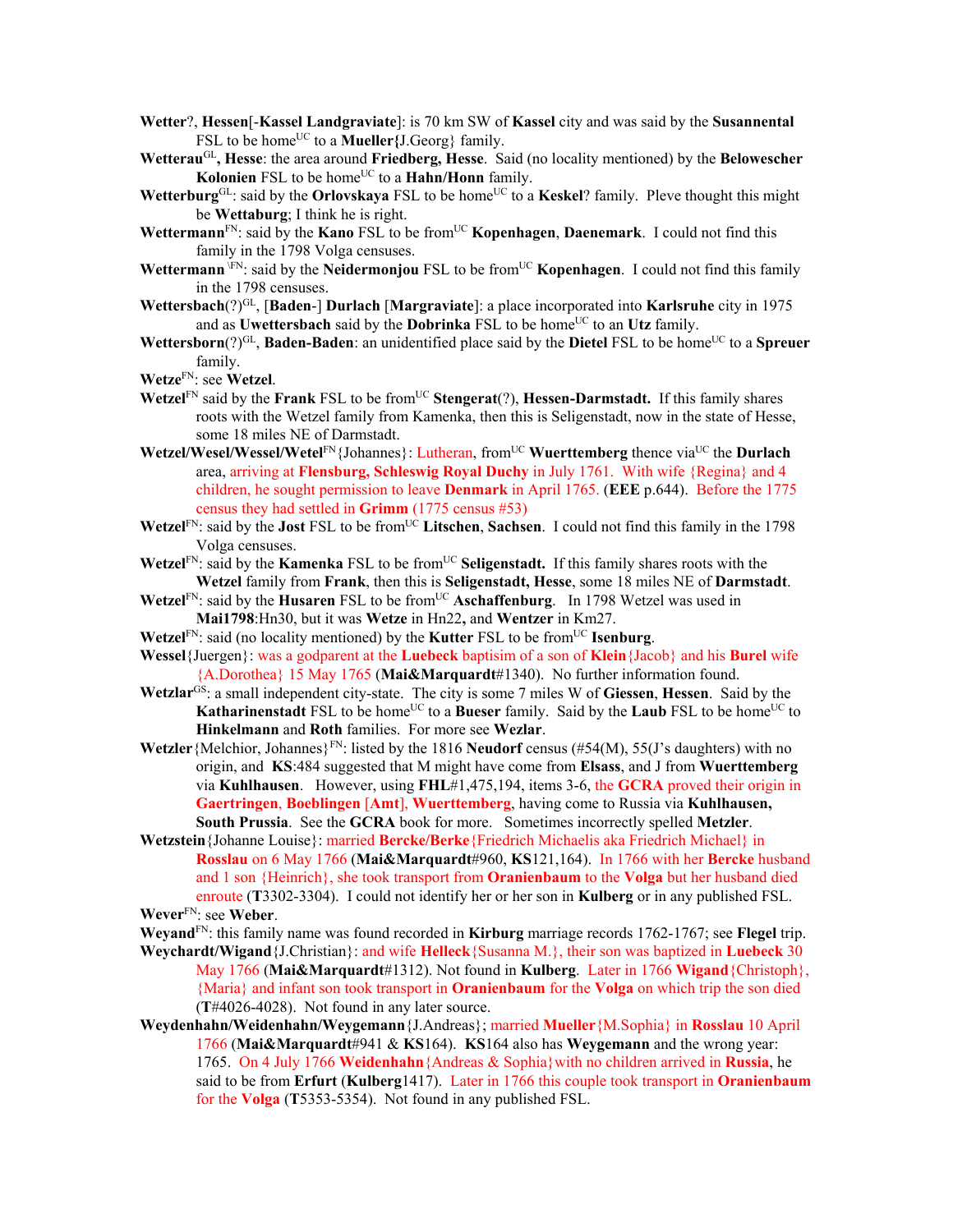**Wetter**?, **Hessen**[-**Kassel Landgraviate**]: is 70 km SW of **Kassel** city and was said by the **Susannental** FSL to be home[UC] to a **Mueller{**J.Georg} family.

**Wetterau**[GL]**, Hesse**: the area around **Friedberg, Hesse**. Said (no locality mentioned) by the **Belowescher Kolonien** FSL to be home[UC] to a **Hahn/Honn** family.

**Wetterburg**[GL]: said by the **Orlovskaya** FSL to be home[UC] to a **Keskel**? family. Pleve thought this might be **Wettaburg**; I think he is right.

**Wettermann**[FN]: said by the **Kano** FSL to be from[UC] **Kopenhagen**, **Daenemark**. I could not find this family in the 1798 Volga censuses.

**Wettermann** [\FN]: said by the **Neidermonjou** FSL to be from[UC] **Kopenhagen**. I could not find this family in the 1798 censuses.

**Wettersbach**(?)[GL], [**Baden**-] **Durlach** [**Margraviate**]: a place incorporated into **Karlsruhe** city in 1975 and as **Uwettersbach** said by the **Dobrinka** FSL to be home[UC] to an **Utz** family.

**Wettersborn**(?)[GL], **Baden-Baden**: an unidentified place said by the **Dietel** FSL to be home[UC] to a **Spreuer** family.

**Wetze**[FN]: see **Wetzel**.

**Wetzel**[FN] said by the **Frank** FSL to be from[UC] **Stengerat**(?), **Hessen-Darmstadt.** If this family shares roots with the Wetzel family from Kamenka, then this is Seligenstadt, now in the state of Hesse, some 18 miles NE of Darmstadt.

**Wetzel/Wesel/Wessel/Wetel**[FN]{Johannes}: Lutheran, from[UC] **Wuerttemberg** thence via[UC] the **Durlach** area, arriving at **Flensburg, Schleswig Royal Duchy** in July 1761. With wife {Regina} and 4 children, he sought permission to leave **Denmark** in April 1765. (**EEE** p.644). Before the 1775 census they had settled in **Grimm** (1775 census #53)

**Wetzel**[FN]: said by the **Jost** FSL to be from[UC] **Litschen**, **Sachsen**. I could not find this family in the 1798 Volga censuses.

**Wetzel**[FN]: said by the **Kamenka** FSL to be from[UC] **Seligenstadt.** If this family shares roots with the **Wetzel** family from **Frank**, then this is **Seligenstadt, Hesse**, some 18 miles NE of **Darmstadt**.

**Wetzel**[FN]: said by the **Husaren** FSL to be from[UC] **Aschaffenburg**. In 1798 Wetzel was used in **Mai1798**:Hn30, but it was **Wetze** in Hn22**,** and **Wentzer** in Km27.

**Wetzel**[FN]: said (no locality mentioned) by the **Kutter** FSL to be from[UC] **Isenburg**.

**Wessel**{Juergen}: was a godparent at the **Luebeck** baptism of a son of **Klein**{Jacob} and his **Burel** wife {A.Dorothea} 15 May 1765 (**Mai&Marquardt**#1340). No further information found.

**Wetzlar**[GS]: a small independent city-state. The city is some 7 miles W of **Giessen**, **Hessen**. Said by the **Katharinenstadt** FSL to be home[UC] to a **Bueser** family. Said by the **Laub** FSL to be home[UC] to **Hinkelmann** and **Roth** families. For more see **Wezlar**.

**Wetzler**{Melchior, Johannes}[FN]: listed by the 1816 **Neudorf** census (#54(M), 55(J's daughters) with no origin, and **KS**:484 suggested that M might have come from **Elsass**, and J from **Wuerttemberg** via **Kuhlhausen**. However, using **FHL**#1,475,194, items 3-6, the **GCRA** proved their origin in **Gaertringen**, **Boeblingen** [**Amt**], **Wuerttemberg**, having come to Russia via **Kuhlhausen, South Prussia**. See the **GCRA** book for more. Sometimes incorrectly spelled **Metzler**.

**Wetzstein**{Johanne Louise}: married **Bercke/Berke**{Friedrich Michaelis aka Friedrich Michael} in **Rosslau** on 6 May 1766 (**Mai&Marquardt**#960, **KS**121,164). In 1766 with her **Bercke** husband and 1 son {Heinrich}, she took transport from **Oranienbaum** to the **Volga** but her husband died enroute (**T**3302-3304). I could not identify her or her son in **Kulberg** or in any published FSL.

**Wever**[FN]: see **Weber**.

**Weyand**[FN]: this family name was found recorded in **Kirburg** marriage records 1762-1767; see **Flegel** trip.

**Weychardt/Wigand**{J.Christian}: and wife **Helleck**{Susanna M.}, their son was baptized in **Luebeck** 30 May 1766 (**Mai&Marquardt**#1312). Not found in **Kulberg**. Later in 1766 **Wigand**{Christoph}, {Maria} and infant son took transport in **Oranienbaum** for the **Volga** on which trip the son died (**T**#4026-4028). Not found in any later source.

**Weydenhahn/Weidenhahn/Weygemann**{J.Andreas}; married **Mueller**{M.Sophia} in **Rosslau** 10 April 1766 (**Mai&Marquardt**#941 & **KS**164). **KS**164 also has **Weygemann** and the wrong year: 1765. On 4 July 1766 **Weidenhahn**{Andreas & Sophia}with no children arrived in **Russia**, he said to be from **Erfurt** (**Kulberg**1417). Later in 1766 this couple took transport in **Oranienbaum** for the **Volga** (**T**5353-5354). Not found in any published FSL.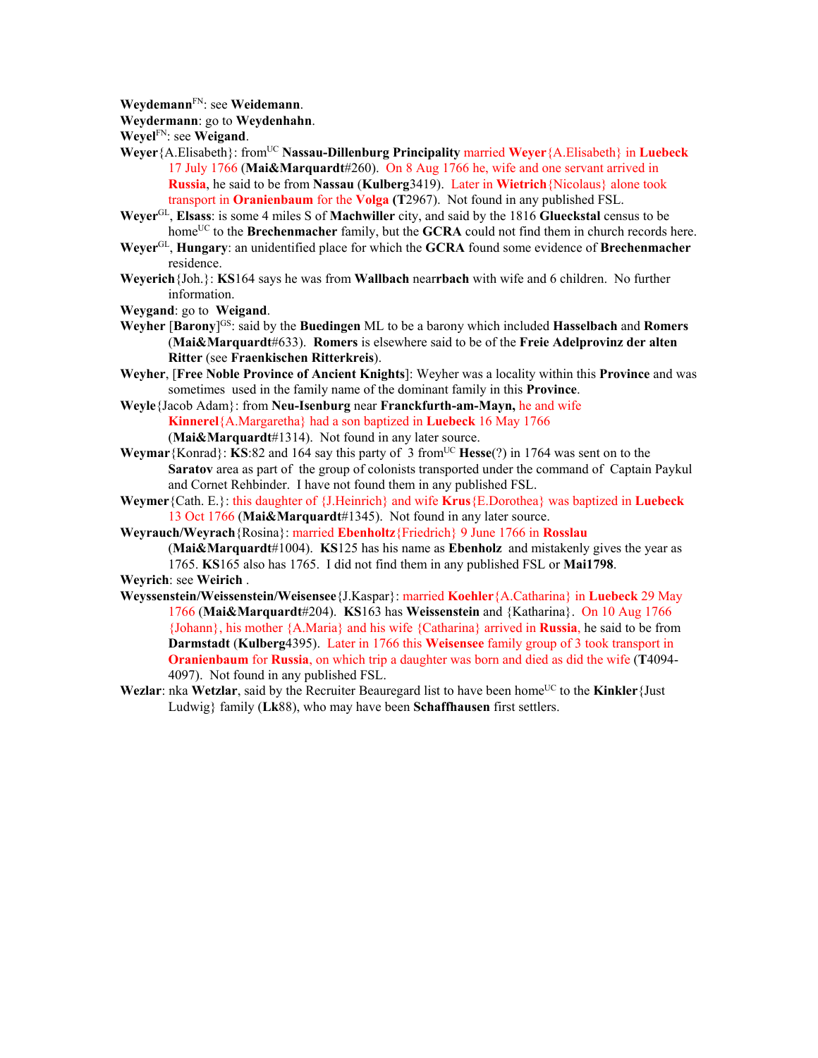**Weydemann**[FN]: see **Weidemann**.

**Weydermann**: go to **Weydenhahn**.

**Weyel**[FN]: see **Weigand**.

**Weyer**{A.Elisabeth}: from[UC] **Nassau-Dillenburg Principality** married **Weyer**{A.Elisabeth} in **Luebeck** 17 July 1766 (**Mai&Marquardt**#260). On 8 Aug 1766 he, wife and one servant arrived in **Russia**, he said to be from **Nassau** (**Kulberg**3419). Later in **Wietrich**{Nicolaus} alone took transport in **Oranienbaum** for the **Volga** (**T**2967). Not found in any published FSL.

**Weyer**[GL], **Elsass**: is some 4 miles S of **Machwiller** city, and said by the 1816 **Glueckstal** census to be home[UC] to the **Brechenmacher** family, but the **GCRA** could not find them in church records here.

**Weyer**[GL], **Hungary**: an unidentified place for which the **GCRA** found some evidence of **Brechenmacher** residence.

**Weyerich**{Joh.}: **KS**164 says he was from **Wallbach** near**rbach** with wife and 6 children. No further information.

**Weygand**: go to **Weigand**.

**Weyher** [**Barony**][GS]: said by the **Buedingen** ML to be a barony which included **Hasselbach** and **Romers** (**Mai&Marquardt**#633). **Romers** is elsewhere said to be of the **Freie Adelprovinz der alten Ritter** (see **Fraenkischen Ritterkreis**).

**Weyher**, [**Free Noble Province of Ancient Knights**]: Weyher was a locality within this **Province** and was sometimes used in the family name of the dominant family in this **Province**.

**Weyle**{Jacob Adam}: from **Neu-Isenburg** near **Franckfurth-am-Mayn,** he and wife **Kinnerel**{A.Margaretha} had a son baptized in **Luebeck** 16 May 1766 (**Mai&Marquardt**#1314). Not found in any later source.

**Weymar**{Konrad}: **KS**:82 and 164 say this party of 3 from[UC] **Hesse**(?) in 1764 was sent on to the **Saratov** area as part of the group of colonists transported under the command of Captain Paykul and Cornet Rehbinder. I have not found them in any published FSL.

**Weymer**{Cath. E.}: this daughter of {J.Heinrich} and wife **Krus**{E.Dorothea} was baptized in **Luebeck** 13 Oct 1766 (**Mai&Marquardt**#1345). Not found in any later source.

**Weyrauch/Weyrach**{Rosina}: married **Ebenholtz**{Friedrich} 9 June 1766 in **Rosslau** (**Mai&Marquardt**#1004). **KS**125 has his name as **Ebenholz** and mistakenly gives the year as 1765. **KS**165 also has 1765. I did not find them in any published FSL or **Mai1798**.

**Weyrich**: see **Weirich** .

**Weyssenstein/Weissenstein/Weisensee**{J.Kaspar}: married **Koehler**{A.Catharina} in **Luebeck** 29 May 1766 (**Mai&Marquardt**#204). **KS**163 has **Weissenstein** and {Katharina}. On 10 Aug 1766 {Johann}, his mother {A.Maria} and his wife {Catharina} arrived in **Russia**, he said to be from **Darmstadt** (**Kulberg**4395). Later in 1766 this **Weisensee** family group of 3 took transport in **Oranienbaum** for **Russia**, on which trip a daughter was born and died as did the wife (**T**4094-4097). Not found in any published FSL.

**Wezlar**: nka **Wetzlar**, said by the Recruiter Beauregard list to have been home[UC] to the **Kinkler**{Just Ludwig} family (**Lk**88), who may have been **Schaffhausen** first settlers.